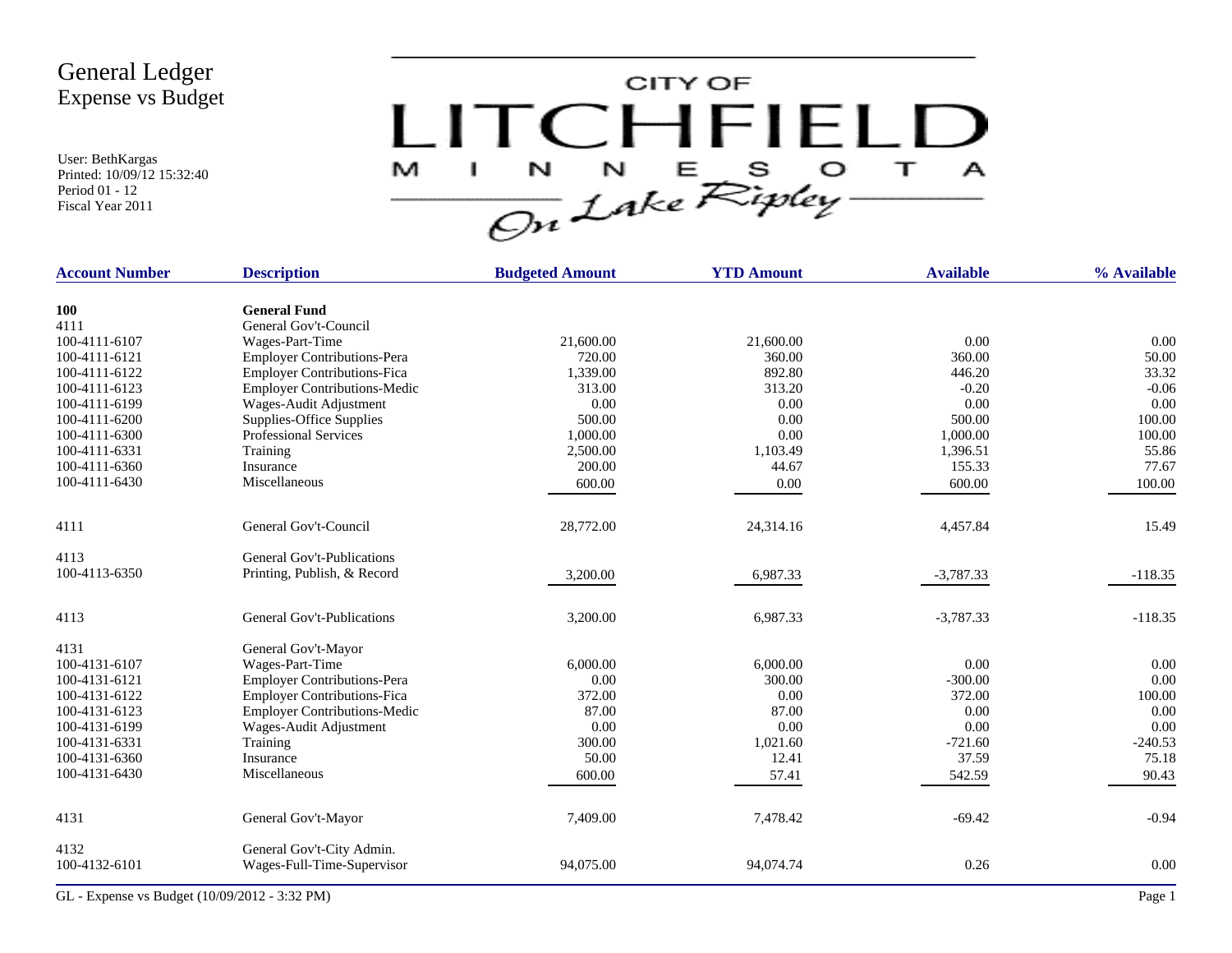# General Ledger
## Expense vs Budget

User: BethKargas
Printed: 10/09/12 15:32:40
Period 01 - 12
Fiscal Year 2011

CITY OF LITCHFIELD MINNESOTA On Lake Ripley

| Account Number | Description | Budgeted Amount | YTD Amount | Available | % Available |
|---|---|---|---|---|---|
| **100** | **General Fund** | | | | |
| 4111 | General Gov't-Council | | | | |
| 100-4111-6107 | Wages-Part-Time | 21,600.00 | 21,600.00 | 0.00 | 0.00 |
| 100-4111-6121 | Employer Contributions-Pera | 720.00 | 360.00 | 360.00 | 50.00 |
| 100-4111-6122 | Employer Contributions-Fica | 1,339.00 | 892.80 | 446.20 | 33.32 |
| 100-4111-6123 | Employer Contributions-Medic | 313.00 | 313.20 | -0.20 | -0.06 |
| 100-4111-6199 | Wages-Audit Adjustment | 0.00 | 0.00 | 0.00 | 0.00 |
| 100-4111-6200 | Supplies-Office Supplies | 500.00 | 0.00 | 500.00 | 100.00 |
| 100-4111-6300 | Professional Services | 1,000.00 | 0.00 | 1,000.00 | 100.00 |
| 100-4111-6331 | Training | 2,500.00 | 1,103.49 | 1,396.51 | 55.86 |
| 100-4111-6360 | Insurance | 200.00 | 44.67 | 155.33 | 77.67 |
| 100-4111-6430 | Miscellaneous | 600.00 | 0.00 | 600.00 | 100.00 |
| 4111 | General Gov't-Council | 28,772.00 | 24,314.16 | 4,457.84 | 15.49 |
| 4113 | General Gov't-Publications | | | | |
| 100-4113-6350 | Printing, Publish, & Record | 3,200.00 | 6,987.33 | -3,787.33 | -118.35 |
| 4113 | General Gov't-Publications | 3,200.00 | 6,987.33 | -3,787.33 | -118.35 |
| 4131 | General Gov't-Mayor | | | | |
| 100-4131-6107 | Wages-Part-Time | 6,000.00 | 6,000.00 | 0.00 | 0.00 |
| 100-4131-6121 | Employer Contributions-Pera | 0.00 | 300.00 | -300.00 | 0.00 |
| 100-4131-6122 | Employer Contributions-Fica | 372.00 | 0.00 | 372.00 | 100.00 |
| 100-4131-6123 | Employer Contributions-Medic | 87.00 | 87.00 | 0.00 | 0.00 |
| 100-4131-6199 | Wages-Audit Adjustment | 0.00 | 0.00 | 0.00 | 0.00 |
| 100-4131-6331 | Training | 300.00 | 1,021.60 | -721.60 | -240.53 |
| 100-4131-6360 | Insurance | 50.00 | 12.41 | 37.59 | 75.18 |
| 100-4131-6430 | Miscellaneous | 600.00 | 57.41 | 542.59 | 90.43 |
| 4131 | General Gov't-Mayor | 7,409.00 | 7,478.42 | -69.42 | -0.94 |
| 4132 | General Gov't-City Admin. | | | | |
| 100-4132-6101 | Wages-Full-Time-Supervisor | 94,075.00 | 94,074.74 | 0.26 | 0.00 |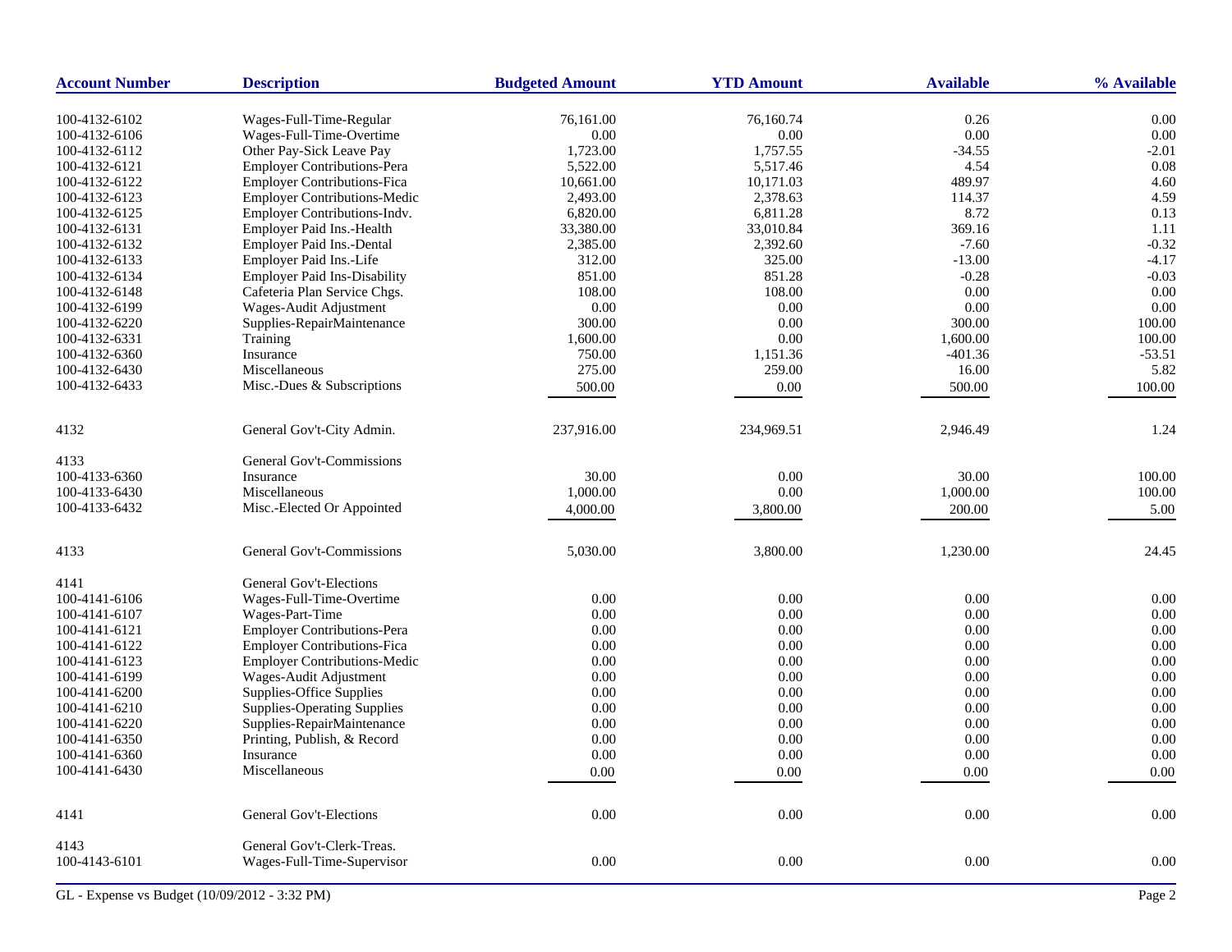| Account Number | Description | Budgeted Amount | YTD Amount | Available | % Available |
|---|---|---|---|---|---|
| 100-4132-6102 | Wages-Full-Time-Regular | 76,161.00 | 76,160.74 | 0.26 | 0.00 |
| 100-4132-6106 | Wages-Full-Time-Overtime | 0.00 | 0.00 | 0.00 | 0.00 |
| 100-4132-6112 | Other Pay-Sick Leave Pay | 1,723.00 | 1,757.55 | -34.55 | -2.01 |
| 100-4132-6121 | Employer Contributions-Pera | 5,522.00 | 5,517.46 | 4.54 | 0.08 |
| 100-4132-6122 | Employer Contributions-Fica | 10,661.00 | 10,171.03 | 489.97 | 4.60 |
| 100-4132-6123 | Employer Contributions-Medic | 2,493.00 | 2,378.63 | 114.37 | 4.59 |
| 100-4132-6125 | Employer Contributions-Indv. | 6,820.00 | 6,811.28 | 8.72 | 0.13 |
| 100-4132-6131 | Employer Paid Ins.-Health | 33,380.00 | 33,010.84 | 369.16 | 1.11 |
| 100-4132-6132 | Employer Paid Ins.-Dental | 2,385.00 | 2,392.60 | -7.60 | -0.32 |
| 100-4132-6133 | Employer Paid Ins.-Life | 312.00 | 325.00 | -13.00 | -4.17 |
| 100-4132-6134 | Employer Paid Ins-Disability | 851.00 | 851.28 | -0.28 | -0.03 |
| 100-4132-6148 | Cafeteria Plan Service Chgs. | 108.00 | 108.00 | 0.00 | 0.00 |
| 100-4132-6199 | Wages-Audit Adjustment | 0.00 | 0.00 | 0.00 | 0.00 |
| 100-4132-6220 | Supplies-RepairMaintenance | 300.00 | 0.00 | 300.00 | 100.00 |
| 100-4132-6331 | Training | 1,600.00 | 0.00 | 1,600.00 | 100.00 |
| 100-4132-6360 | Insurance | 750.00 | 1,151.36 | -401.36 | -53.51 |
| 100-4132-6430 | Miscellaneous | 275.00 | 259.00 | 16.00 | 5.82 |
| 100-4132-6433 | Misc.-Dues & Subscriptions | 500.00 | 0.00 | 500.00 | 100.00 |
| 4132 | General Gov't-City Admin. | 237,916.00 | 234,969.51 | 2,946.49 | 1.24 |
| 4133 | General Gov't-Commissions | | | | |
| 100-4133-6360 | Insurance | 30.00 | 0.00 | 30.00 | 100.00 |
| 100-4133-6430 | Miscellaneous | 1,000.00 | 0.00 | 1,000.00 | 100.00 |
| 100-4133-6432 | Misc.-Elected Or Appointed | 4,000.00 | 3,800.00 | 200.00 | 5.00 |
| 4133 | General Gov't-Commissions | 5,030.00 | 3,800.00 | 1,230.00 | 24.45 |
| 4141 | General Gov't-Elections | | | | |
| 100-4141-6106 | Wages-Full-Time-Overtime | 0.00 | 0.00 | 0.00 | 0.00 |
| 100-4141-6107 | Wages-Part-Time | 0.00 | 0.00 | 0.00 | 0.00 |
| 100-4141-6121 | Employer Contributions-Pera | 0.00 | 0.00 | 0.00 | 0.00 |
| 100-4141-6122 | Employer Contributions-Fica | 0.00 | 0.00 | 0.00 | 0.00 |
| 100-4141-6123 | Employer Contributions-Medic | 0.00 | 0.00 | 0.00 | 0.00 |
| 100-4141-6199 | Wages-Audit Adjustment | 0.00 | 0.00 | 0.00 | 0.00 |
| 100-4141-6200 | Supplies-Office Supplies | 0.00 | 0.00 | 0.00 | 0.00 |
| 100-4141-6210 | Supplies-Operating Supplies | 0.00 | 0.00 | 0.00 | 0.00 |
| 100-4141-6220 | Supplies-RepairMaintenance | 0.00 | 0.00 | 0.00 | 0.00 |
| 100-4141-6350 | Printing, Publish, & Record | 0.00 | 0.00 | 0.00 | 0.00 |
| 100-4141-6360 | Insurance | 0.00 | 0.00 | 0.00 | 0.00 |
| 100-4141-6430 | Miscellaneous | 0.00 | 0.00 | 0.00 | 0.00 |
| 4141 | General Gov't-Elections | 0.00 | 0.00 | 0.00 | 0.00 |
| 4143 | General Gov't-Clerk-Treas. | | | | |
| 100-4143-6101 | Wages-Full-Time-Supervisor | 0.00 | 0.00 | 0.00 | 0.00 |

GL - Expense vs Budget (10/09/2012 - 3:32 PM)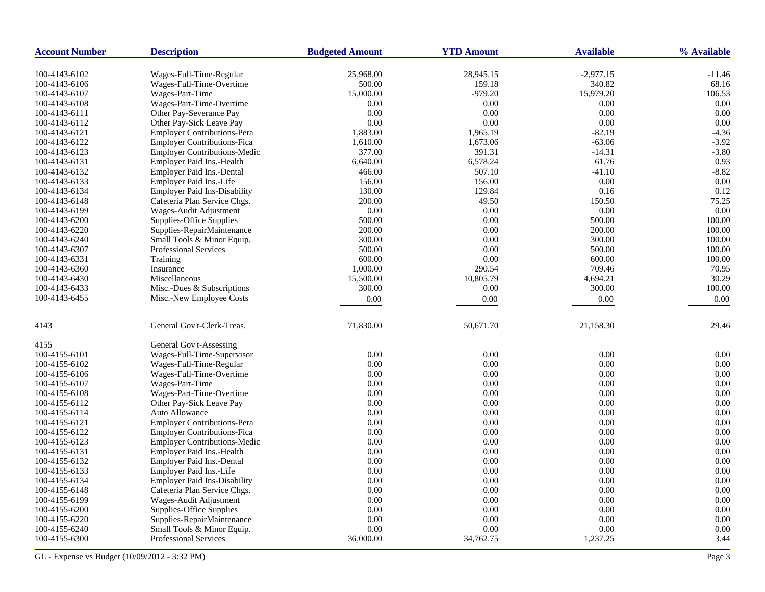| Account Number | Description | Budgeted Amount | YTD Amount | Available | % Available |
|---|---|---|---|---|---|
| 100-4143-6102 | Wages-Full-Time-Regular | 25,968.00 | 28,945.15 | -2,977.15 | -11.46 |
| 100-4143-6106 | Wages-Full-Time-Overtime | 500.00 | 159.18 | 340.82 | 68.16 |
| 100-4143-6107 | Wages-Part-Time | 15,000.00 | -979.20 | 15,979.20 | 106.53 |
| 100-4143-6108 | Wages-Part-Time-Overtime | 0.00 | 0.00 | 0.00 | 0.00 |
| 100-4143-6111 | Other Pay-Severance Pay | 0.00 | 0.00 | 0.00 | 0.00 |
| 100-4143-6112 | Other Pay-Sick Leave Pay | 0.00 | 0.00 | 0.00 | 0.00 |
| 100-4143-6121 | Employer Contributions-Pera | 1,883.00 | 1,965.19 | -82.19 | -4.36 |
| 100-4143-6122 | Employer Contributions-Fica | 1,610.00 | 1,673.06 | -63.06 | -3.92 |
| 100-4143-6123 | Employer Contributions-Medic | 377.00 | 391.31 | -14.31 | -3.80 |
| 100-4143-6131 | Employer Paid Ins.-Health | 6,640.00 | 6,578.24 | 61.76 | 0.93 |
| 100-4143-6132 | Employer Paid Ins.-Dental | 466.00 | 507.10 | -41.10 | -8.82 |
| 100-4143-6133 | Employer Paid Ins.-Life | 156.00 | 156.00 | 0.00 | 0.00 |
| 100-4143-6134 | Employer Paid Ins-Disability | 130.00 | 129.84 | 0.16 | 0.12 |
| 100-4143-6148 | Cafeteria Plan Service Chgs. | 200.00 | 49.50 | 150.50 | 75.25 |
| 100-4143-6199 | Wages-Audit Adjustment | 0.00 | 0.00 | 0.00 | 0.00 |
| 100-4143-6200 | Supplies-Office Supplies | 500.00 | 0.00 | 500.00 | 100.00 |
| 100-4143-6220 | Supplies-RepairMaintenance | 200.00 | 0.00 | 200.00 | 100.00 |
| 100-4143-6240 | Small Tools & Minor Equip. | 300.00 | 0.00 | 300.00 | 100.00 |
| 100-4143-6307 | Professional Services | 500.00 | 0.00 | 500.00 | 100.00 |
| 100-4143-6331 | Training | 600.00 | 0.00 | 600.00 | 100.00 |
| 100-4143-6360 | Insurance | 1,000.00 | 290.54 | 709.46 | 70.95 |
| 100-4143-6430 | Miscellaneous | 15,500.00 | 10,805.79 | 4,694.21 | 30.29 |
| 100-4143-6433 | Misc.-Dues & Subscriptions | 300.00 | 0.00 | 300.00 | 100.00 |
| 100-4143-6455 | Misc.-New Employee Costs | 0.00 | 0.00 | 0.00 | 0.00 |
| 4143 | General Gov't-Clerk-Treas. | 71,830.00 | 50,671.70 | 21,158.30 | 29.46 |
| 4155 | General Gov't-Assessing | | | | |
| 100-4155-6101 | Wages-Full-Time-Supervisor | 0.00 | 0.00 | 0.00 | 0.00 |
| 100-4155-6102 | Wages-Full-Time-Regular | 0.00 | 0.00 | 0.00 | 0.00 |
| 100-4155-6106 | Wages-Full-Time-Overtime | 0.00 | 0.00 | 0.00 | 0.00 |
| 100-4155-6107 | Wages-Part-Time | 0.00 | 0.00 | 0.00 | 0.00 |
| 100-4155-6108 | Wages-Part-Time-Overtime | 0.00 | 0.00 | 0.00 | 0.00 |
| 100-4155-6112 | Other Pay-Sick Leave Pay | 0.00 | 0.00 | 0.00 | 0.00 |
| 100-4155-6114 | Auto Allowance | 0.00 | 0.00 | 0.00 | 0.00 |
| 100-4155-6121 | Employer Contributions-Pera | 0.00 | 0.00 | 0.00 | 0.00 |
| 100-4155-6122 | Employer Contributions-Fica | 0.00 | 0.00 | 0.00 | 0.00 |
| 100-4155-6123 | Employer Contributions-Medic | 0.00 | 0.00 | 0.00 | 0.00 |
| 100-4155-6131 | Employer Paid Ins.-Health | 0.00 | 0.00 | 0.00 | 0.00 |
| 100-4155-6132 | Employer Paid Ins.-Dental | 0.00 | 0.00 | 0.00 | 0.00 |
| 100-4155-6133 | Employer Paid Ins.-Life | 0.00 | 0.00 | 0.00 | 0.00 |
| 100-4155-6134 | Employer Paid Ins-Disability | 0.00 | 0.00 | 0.00 | 0.00 |
| 100-4155-6148 | Cafeteria Plan Service Chgs. | 0.00 | 0.00 | 0.00 | 0.00 |
| 100-4155-6199 | Wages-Audit Adjustment | 0.00 | 0.00 | 0.00 | 0.00 |
| 100-4155-6200 | Supplies-Office Supplies | 0.00 | 0.00 | 0.00 | 0.00 |
| 100-4155-6220 | Supplies-RepairMaintenance | 0.00 | 0.00 | 0.00 | 0.00 |
| 100-4155-6240 | Small Tools & Minor Equip. | 0.00 | 0.00 | 0.00 | 0.00 |
| 100-4155-6300 | Professional Services | 36,000.00 | 34,762.75 | 1,237.25 | 3.44 |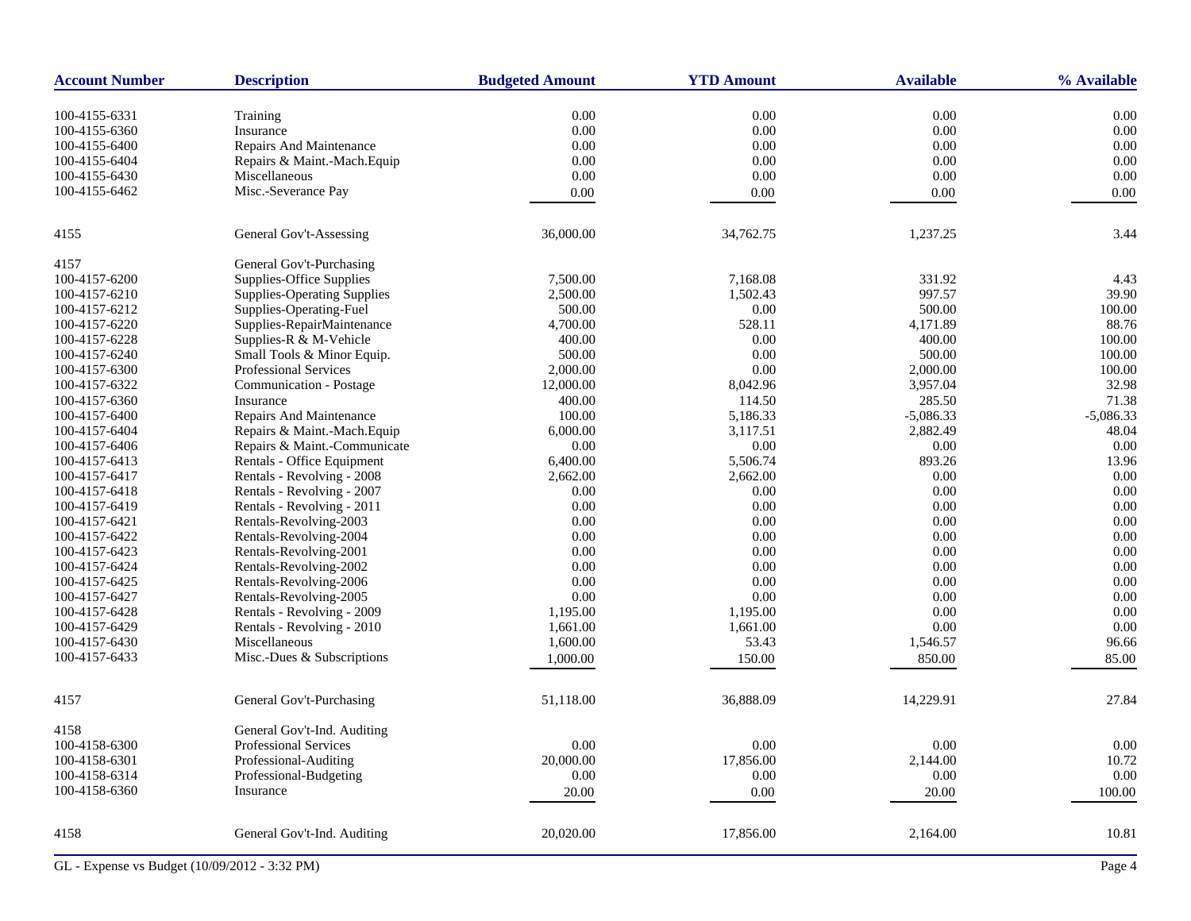| Account Number | Description | Budgeted Amount | YTD Amount | Available | % Available |
|---|---|---|---|---|---|
| 100-4155-6331 | Training | 0.00 | 0.00 | 0.00 | 0.00 |
| 100-4155-6360 | Insurance | 0.00 | 0.00 | 0.00 | 0.00 |
| 100-4155-6400 | Repairs And Maintenance | 0.00 | 0.00 | 0.00 | 0.00 |
| 100-4155-6404 | Repairs & Maint.-Mach.Equip | 0.00 | 0.00 | 0.00 | 0.00 |
| 100-4155-6430 | Miscellaneous | 0.00 | 0.00 | 0.00 | 0.00 |
| 100-4155-6462 | Misc.-Severance Pay | 0.00 | 0.00 | 0.00 | 0.00 |
| 4155 | General Gov't-Assessing | 36,000.00 | 34,762.75 | 1,237.25 | 3.44 |
| 4157 | General Gov't-Purchasing | | | | |
| 100-4157-6200 | Supplies-Office Supplies | 7,500.00 | 7,168.08 | 331.92 | 4.43 |
| 100-4157-6210 | Supplies-Operating Supplies | 2,500.00 | 1,502.43 | 997.57 | 39.90 |
| 100-4157-6212 | Supplies-Operating-Fuel | 500.00 | 0.00 | 500.00 | 100.00 |
| 100-4157-6220 | Supplies-RepairMaintenance | 4,700.00 | 528.11 | 4,171.89 | 88.76 |
| 100-4157-6228 | Supplies-R & M-Vehicle | 400.00 | 0.00 | 400.00 | 100.00 |
| 100-4157-6240 | Small Tools & Minor Equip. | 500.00 | 0.00 | 500.00 | 100.00 |
| 100-4157-6300 | Professional Services | 2,000.00 | 0.00 | 2,000.00 | 100.00 |
| 100-4157-6322 | Communication - Postage | 12,000.00 | 8,042.96 | 3,957.04 | 32.98 |
| 100-4157-6360 | Insurance | 400.00 | 114.50 | 285.50 | 71.38 |
| 100-4157-6400 | Repairs And Maintenance | 100.00 | 5,186.33 | -5,086.33 | -5,086.33 |
| 100-4157-6404 | Repairs & Maint.-Mach.Equip | 6,000.00 | 3,117.51 | 2,882.49 | 48.04 |
| 100-4157-6406 | Repairs & Maint.-Communicate | 0.00 | 0.00 | 0.00 | 0.00 |
| 100-4157-6413 | Rentals - Office Equipment | 6,400.00 | 5,506.74 | 893.26 | 13.96 |
| 100-4157-6417 | Rentals - Revolving - 2008 | 2,662.00 | 2,662.00 | 0.00 | 0.00 |
| 100-4157-6418 | Rentals - Revolving - 2007 | 0.00 | 0.00 | 0.00 | 0.00 |
| 100-4157-6419 | Rentals - Revolving - 2011 | 0.00 | 0.00 | 0.00 | 0.00 |
| 100-4157-6421 | Rentals-Revolving-2003 | 0.00 | 0.00 | 0.00 | 0.00 |
| 100-4157-6422 | Rentals-Revolving-2004 | 0.00 | 0.00 | 0.00 | 0.00 |
| 100-4157-6423 | Rentals-Revolving-2001 | 0.00 | 0.00 | 0.00 | 0.00 |
| 100-4157-6424 | Rentals-Revolving-2002 | 0.00 | 0.00 | 0.00 | 0.00 |
| 100-4157-6425 | Rentals-Revolving-2006 | 0.00 | 0.00 | 0.00 | 0.00 |
| 100-4157-6427 | Rentals-Revolving-2005 | 0.00 | 0.00 | 0.00 | 0.00 |
| 100-4157-6428 | Rentals - Revolving - 2009 | 1,195.00 | 1,195.00 | 0.00 | 0.00 |
| 100-4157-6429 | Rentals - Revolving - 2010 | 1,661.00 | 1,661.00 | 0.00 | 0.00 |
| 100-4157-6430 | Miscellaneous | 1,600.00 | 53.43 | 1,546.57 | 96.66 |
| 100-4157-6433 | Misc.-Dues & Subscriptions | 1,000.00 | 150.00 | 850.00 | 85.00 |
| 4157 | General Gov't-Purchasing | 51,118.00 | 36,888.09 | 14,229.91 | 27.84 |
| 4158 | General Gov't-Ind. Auditing | | | | |
| 100-4158-6300 | Professional Services | 0.00 | 0.00 | 0.00 | 0.00 |
| 100-4158-6301 | Professional-Auditing | 20,000.00 | 17,856.00 | 2,144.00 | 10.72 |
| 100-4158-6314 | Professional-Budgeting | 0.00 | 0.00 | 0.00 | 0.00 |
| 100-4158-6360 | Insurance | 20.00 | 0.00 | 20.00 | 100.00 |
| 4158 | General Gov't-Ind. Auditing | 20,020.00 | 17,856.00 | 2,164.00 | 10.81 |

GL - Expense vs Budget (10/09/2012 - 3:32 PM)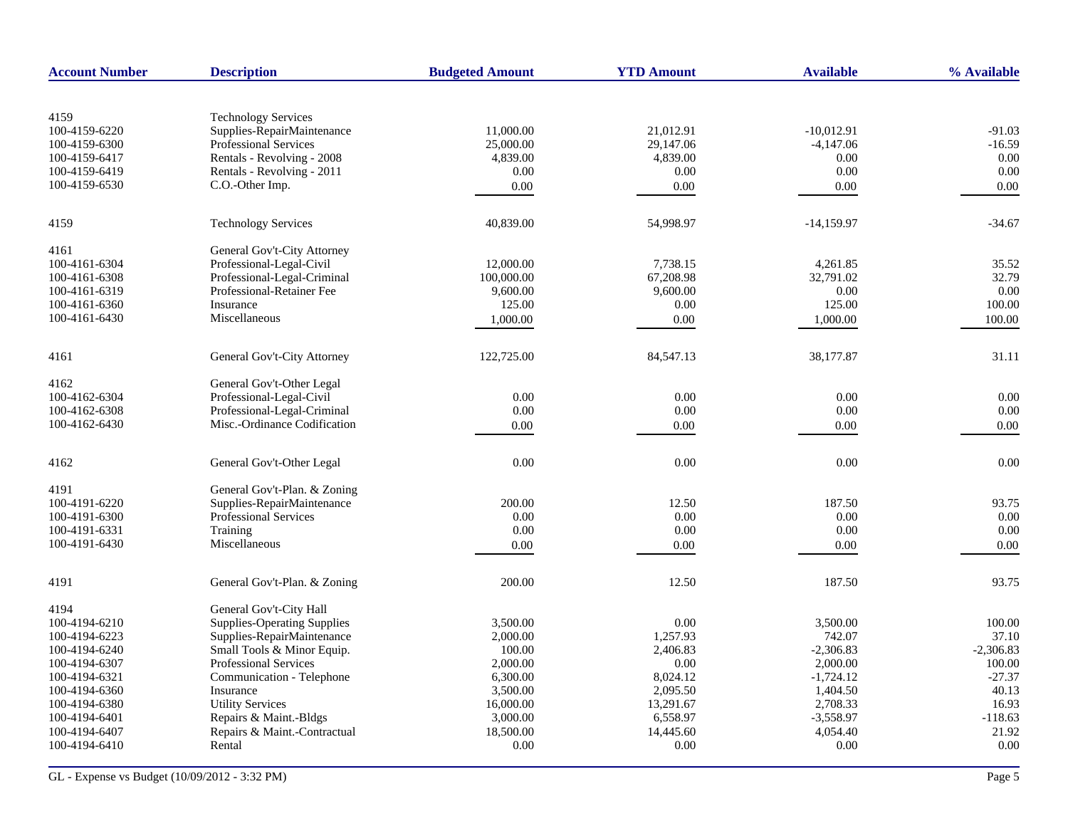| Account Number | Description | Budgeted Amount | YTD Amount | Available | % Available |
|---|---|---|---|---|---|
| 4159 | Technology Services | | | | |
| 100-4159-6220 | Supplies-RepairMaintenance | 11,000.00 | 21,012.91 | -10,012.91 | -91.03 |
| 100-4159-6300 | Professional Services | 25,000.00 | 29,147.06 | -4,147.06 | -16.59 |
| 100-4159-6417 | Rentals - Revolving - 2008 | 4,839.00 | 4,839.00 | 0.00 | 0.00 |
| 100-4159-6419 | Rentals - Revolving - 2011 | 0.00 | 0.00 | 0.00 | 0.00 |
| 100-4159-6530 | C.O.-Other Imp. | 0.00 | 0.00 | 0.00 | 0.00 |
| 4159 | Technology Services | 40,839.00 | 54,998.97 | -14,159.97 | -34.67 |
| 4161 | General Gov't-City Attorney | | | | |
| 100-4161-6304 | Professional-Legal-Civil | 12,000.00 | 7,738.15 | 4,261.85 | 35.52 |
| 100-4161-6308 | Professional-Legal-Criminal | 100,000.00 | 67,208.98 | 32,791.02 | 32.79 |
| 100-4161-6319 | Professional-Retainer Fee | 9,600.00 | 9,600.00 | 0.00 | 0.00 |
| 100-4161-6360 | Insurance | 125.00 | 0.00 | 125.00 | 100.00 |
| 100-4161-6430 | Miscellaneous | 1,000.00 | 0.00 | 1,000.00 | 100.00 |
| 4161 | General Gov't-City Attorney | 122,725.00 | 84,547.13 | 38,177.87 | 31.11 |
| 4162 | General Gov't-Other Legal | | | | |
| 100-4162-6304 | Professional-Legal-Civil | 0.00 | 0.00 | 0.00 | 0.00 |
| 100-4162-6308 | Professional-Legal-Criminal | 0.00 | 0.00 | 0.00 | 0.00 |
| 100-4162-6430 | Misc.-Ordinance Codification | 0.00 | 0.00 | 0.00 | 0.00 |
| 4162 | General Gov't-Other Legal | 0.00 | 0.00 | 0.00 | 0.00 |
| 4191 | General Gov't-Plan. & Zoning | | | | |
| 100-4191-6220 | Supplies-RepairMaintenance | 200.00 | 12.50 | 187.50 | 93.75 |
| 100-4191-6300 | Professional Services | 0.00 | 0.00 | 0.00 | 0.00 |
| 100-4191-6331 | Training | 0.00 | 0.00 | 0.00 | 0.00 |
| 100-4191-6430 | Miscellaneous | 0.00 | 0.00 | 0.00 | 0.00 |
| 4191 | General Gov't-Plan. & Zoning | 200.00 | 12.50 | 187.50 | 93.75 |
| 4194 | General Gov't-City Hall | | | | |
| 100-4194-6210 | Supplies-Operating Supplies | 3,500.00 | 0.00 | 3,500.00 | 100.00 |
| 100-4194-6223 | Supplies-RepairMaintenance | 2,000.00 | 1,257.93 | 742.07 | 37.10 |
| 100-4194-6240 | Small Tools & Minor Equip. | 100.00 | 2,406.83 | -2,306.83 | -2,306.83 |
| 100-4194-6307 | Professional Services | 2,000.00 | 0.00 | 2,000.00 | 100.00 |
| 100-4194-6321 | Communication - Telephone | 6,300.00 | 8,024.12 | -1,724.12 | -27.37 |
| 100-4194-6360 | Insurance | 3,500.00 | 2,095.50 | 1,404.50 | 40.13 |
| 100-4194-6380 | Utility Services | 16,000.00 | 13,291.67 | 2,708.33 | 16.93 |
| 100-4194-6401 | Repairs & Maint.-Bldgs | 3,000.00 | 6,558.97 | -3,558.97 | -118.63 |
| 100-4194-6407 | Repairs & Maint.-Contractual | 18,500.00 | 14,445.60 | 4,054.40 | 21.92 |
| 100-4194-6410 | Rental | 0.00 | 0.00 | 0.00 | 0.00 |

GL - Expense vs Budget (10/09/2012 - 3:32 PM)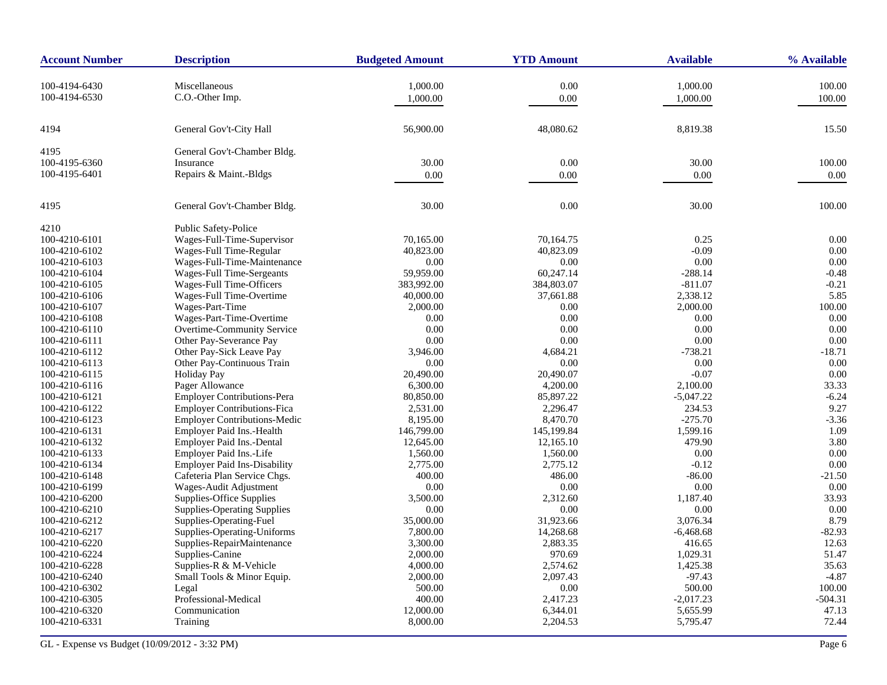| Account Number | Description | Budgeted Amount | YTD Amount | Available | % Available |
|---|---|---|---|---|---|
| 100-4194-6430 | Miscellaneous | 1,000.00 | 0.00 | 1,000.00 | 100.00 |
| 100-4194-6530 | C.O.-Other Imp. | 1,000.00 | 0.00 | 1,000.00 | 100.00 |
| 4194 | General Gov't-City Hall | 56,900.00 | 48,080.62 | 8,819.38 | 15.50 |
| 4195 | General Gov't-Chamber Bldg. | | | | |
| 100-4195-6360 | Insurance | 30.00 | 0.00 | 30.00 | 100.00 |
| 100-4195-6401 | Repairs & Maint.-Bldgs | 0.00 | 0.00 | 0.00 | 0.00 |
| 4195 | General Gov't-Chamber Bldg. | 30.00 | 0.00 | 30.00 | 100.00 |
| 4210 | Public Safety-Police | | | | |
| 100-4210-6101 | Wages-Full-Time-Supervisor | 70,165.00 | 70,164.75 | 0.25 | 0.00 |
| 100-4210-6102 | Wages-Full Time-Regular | 40,823.00 | 40,823.09 | -0.09 | 0.00 |
| 100-4210-6103 | Wages-Full-Time-Maintenance | 0.00 | 0.00 | 0.00 | 0.00 |
| 100-4210-6104 | Wages-Full Time-Sergeants | 59,959.00 | 60,247.14 | -288.14 | -0.48 |
| 100-4210-6105 | Wages-Full Time-Officers | 383,992.00 | 384,803.07 | -811.07 | -0.21 |
| 100-4210-6106 | Wages-Full Time-Overtime | 40,000.00 | 37,661.88 | 2,338.12 | 5.85 |
| 100-4210-6107 | Wages-Part-Time | 2,000.00 | 0.00 | 2,000.00 | 100.00 |
| 100-4210-6108 | Wages-Part-Time-Overtime | 0.00 | 0.00 | 0.00 | 0.00 |
| 100-4210-6110 | Overtime-Community Service | 0.00 | 0.00 | 0.00 | 0.00 |
| 100-4210-6111 | Other Pay-Severance Pay | 0.00 | 0.00 | 0.00 | 0.00 |
| 100-4210-6112 | Other Pay-Sick Leave Pay | 3,946.00 | 4,684.21 | -738.21 | -18.71 |
| 100-4210-6113 | Other Pay-Continuous Train | 0.00 | 0.00 | 0.00 | 0.00 |
| 100-4210-6115 | Holiday Pay | 20,490.00 | 20,490.07 | -0.07 | 0.00 |
| 100-4210-6116 | Pager Allowance | 6,300.00 | 4,200.00 | 2,100.00 | 33.33 |
| 100-4210-6121 | Employer Contributions-Pera | 80,850.00 | 85,897.22 | -5,047.22 | -6.24 |
| 100-4210-6122 | Employer Contributions-Fica | 2,531.00 | 2,296.47 | 234.53 | 9.27 |
| 100-4210-6123 | Employer Contributions-Medic | 8,195.00 | 8,470.70 | -275.70 | -3.36 |
| 100-4210-6131 | Employer Paid Ins.-Health | 146,799.00 | 145,199.84 | 1,599.16 | 1.09 |
| 100-4210-6132 | Employer Paid Ins.-Dental | 12,645.00 | 12,165.10 | 479.90 | 3.80 |
| 100-4210-6133 | Employer Paid Ins.-Life | 1,560.00 | 1,560.00 | 0.00 | 0.00 |
| 100-4210-6134 | Employer Paid Ins-Disability | 2,775.00 | 2,775.12 | -0.12 | 0.00 |
| 100-4210-6148 | Cafeteria Plan Service Chgs. | 400.00 | 486.00 | -86.00 | -21.50 |
| 100-4210-6199 | Wages-Audit Adjustment | 0.00 | 0.00 | 0.00 | 0.00 |
| 100-4210-6200 | Supplies-Office Supplies | 3,500.00 | 2,312.60 | 1,187.40 | 33.93 |
| 100-4210-6210 | Supplies-Operating Supplies | 0.00 | 0.00 | 0.00 | 0.00 |
| 100-4210-6212 | Supplies-Operating-Fuel | 35,000.00 | 31,923.66 | 3,076.34 | 8.79 |
| 100-4210-6217 | Supplies-Operating-Uniforms | 7,800.00 | 14,268.68 | -6,468.68 | -82.93 |
| 100-4210-6220 | Supplies-RepairMaintenance | 3,300.00 | 2,883.35 | 416.65 | 12.63 |
| 100-4210-6224 | Supplies-Canine | 2,000.00 | 970.69 | 1,029.31 | 51.47 |
| 100-4210-6228 | Supplies-R & M-Vehicle | 4,000.00 | 2,574.62 | 1,425.38 | 35.63 |
| 100-4210-6240 | Small Tools & Minor Equip. | 2,000.00 | 2,097.43 | -97.43 | -4.87 |
| 100-4210-6302 | Legal | 500.00 | 0.00 | 500.00 | 100.00 |
| 100-4210-6305 | Professional-Medical | 400.00 | 2,417.23 | -2,017.23 | -504.31 |
| 100-4210-6320 | Communication | 12,000.00 | 6,344.01 | 5,655.99 | 47.13 |
| 100-4210-6331 | Training | 8,000.00 | 2,204.53 | 5,795.47 | 72.44 |

GL - Expense vs Budget (10/09/2012 - 3:32 PM)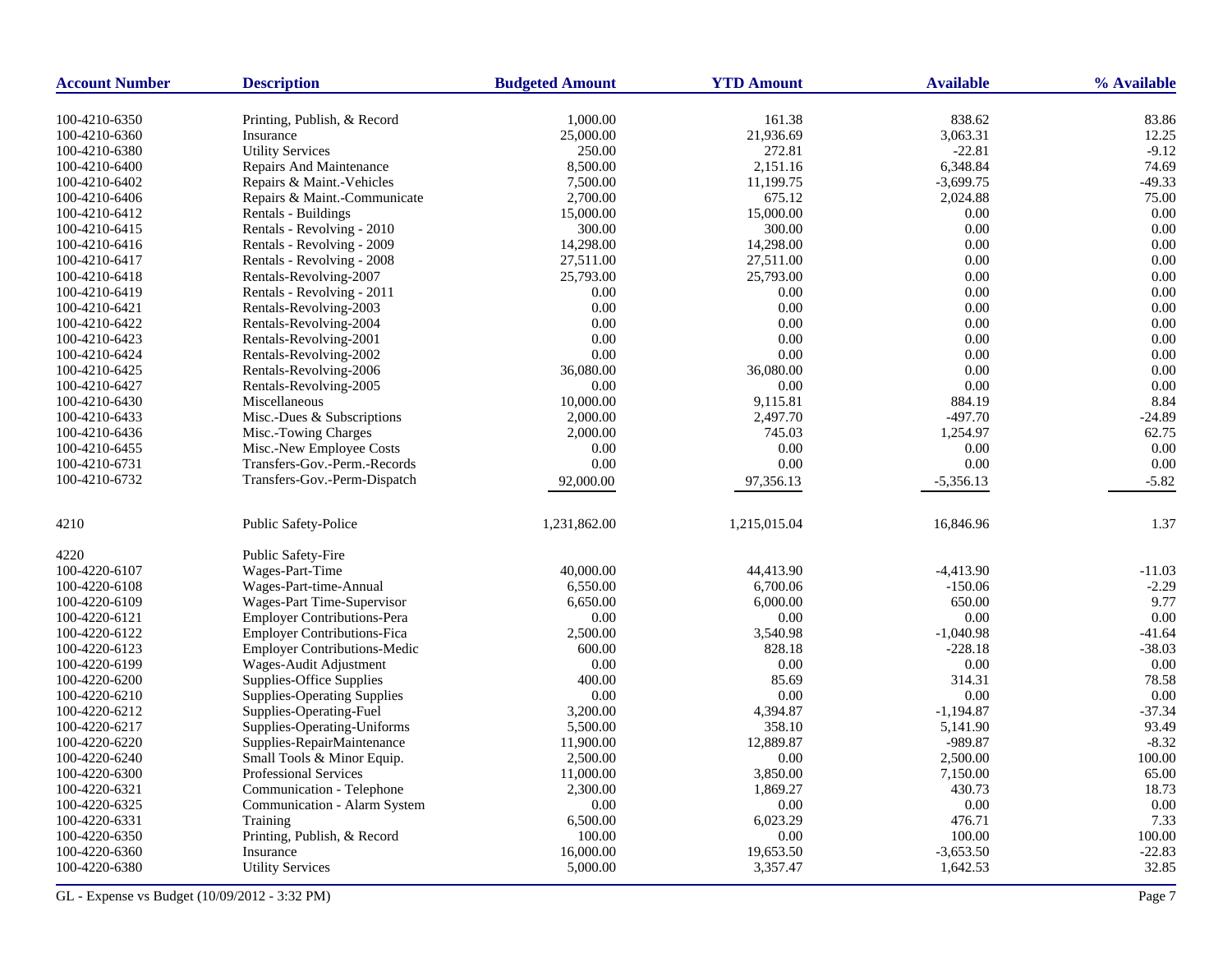| Account Number | Description | Budgeted Amount | YTD Amount | Available | % Available |
|---|---|---|---|---|---|
| 100-4210-6350 | Printing, Publish, & Record | 1,000.00 | 161.38 | 838.62 | 83.86 |
| 100-4210-6360 | Insurance | 25,000.00 | 21,936.69 | 3,063.31 | 12.25 |
| 100-4210-6380 | Utility Services | 250.00 | 272.81 | -22.81 | -9.12 |
| 100-4210-6400 | Repairs And Maintenance | 8,500.00 | 2,151.16 | 6,348.84 | 74.69 |
| 100-4210-6402 | Repairs & Maint.-Vehicles | 7,500.00 | 11,199.75 | -3,699.75 | -49.33 |
| 100-4210-6406 | Repairs & Maint.-Communicate | 2,700.00 | 675.12 | 2,024.88 | 75.00 |
| 100-4210-6412 | Rentals - Buildings | 15,000.00 | 15,000.00 | 0.00 | 0.00 |
| 100-4210-6415 | Rentals - Revolving - 2010 | 300.00 | 300.00 | 0.00 | 0.00 |
| 100-4210-6416 | Rentals - Revolving - 2009 | 14,298.00 | 14,298.00 | 0.00 | 0.00 |
| 100-4210-6417 | Rentals - Revolving - 2008 | 27,511.00 | 27,511.00 | 0.00 | 0.00 |
| 100-4210-6418 | Rentals-Revolving-2007 | 25,793.00 | 25,793.00 | 0.00 | 0.00 |
| 100-4210-6419 | Rentals - Revolving - 2011 | 0.00 | 0.00 | 0.00 | 0.00 |
| 100-4210-6421 | Rentals-Revolving-2003 | 0.00 | 0.00 | 0.00 | 0.00 |
| 100-4210-6422 | Rentals-Revolving-2004 | 0.00 | 0.00 | 0.00 | 0.00 |
| 100-4210-6423 | Rentals-Revolving-2001 | 0.00 | 0.00 | 0.00 | 0.00 |
| 100-4210-6424 | Rentals-Revolving-2002 | 0.00 | 0.00 | 0.00 | 0.00 |
| 100-4210-6425 | Rentals-Revolving-2006 | 36,080.00 | 36,080.00 | 0.00 | 0.00 |
| 100-4210-6427 | Rentals-Revolving-2005 | 0.00 | 0.00 | 0.00 | 0.00 |
| 100-4210-6430 | Miscellaneous | 10,000.00 | 9,115.81 | 884.19 | 8.84 |
| 100-4210-6433 | Misc.-Dues & Subscriptions | 2,000.00 | 2,497.70 | -497.70 | -24.89 |
| 100-4210-6436 | Misc.-Towing Charges | 2,000.00 | 745.03 | 1,254.97 | 62.75 |
| 100-4210-6455 | Misc.-New Employee Costs | 0.00 | 0.00 | 0.00 | 0.00 |
| 100-4210-6731 | Transfers-Gov.-Perm.-Records | 0.00 | 0.00 | 0.00 | 0.00 |
| 100-4210-6732 | Transfers-Gov.-Perm-Dispatch | 92,000.00 | 97,356.13 | -5,356.13 | -5.82 |
| 4210 | Public Safety-Police | 1,231,862.00 | 1,215,015.04 | 16,846.96 | 1.37 |
| 4220 | Public Safety-Fire | | | | |
| 100-4220-6107 | Wages-Part-Time | 40,000.00 | 44,413.90 | -4,413.90 | -11.03 |
| 100-4220-6108 | Wages-Part-time-Annual | 6,550.00 | 6,700.06 | -150.06 | -2.29 |
| 100-4220-6109 | Wages-Part Time-Supervisor | 6,650.00 | 6,000.00 | 650.00 | 9.77 |
| 100-4220-6121 | Employer Contributions-Pera | 0.00 | 0.00 | 0.00 | 0.00 |
| 100-4220-6122 | Employer Contributions-Fica | 2,500.00 | 3,540.98 | -1,040.98 | -41.64 |
| 100-4220-6123 | Employer Contributions-Medic | 600.00 | 828.18 | -228.18 | -38.03 |
| 100-4220-6199 | Wages-Audit Adjustment | 0.00 | 0.00 | 0.00 | 0.00 |
| 100-4220-6200 | Supplies-Office Supplies | 400.00 | 85.69 | 314.31 | 78.58 |
| 100-4220-6210 | Supplies-Operating Supplies | 0.00 | 0.00 | 0.00 | 0.00 |
| 100-4220-6212 | Supplies-Operating-Fuel | 3,200.00 | 4,394.87 | -1,194.87 | -37.34 |
| 100-4220-6217 | Supplies-Operating-Uniforms | 5,500.00 | 358.10 | 5,141.90 | 93.49 |
| 100-4220-6220 | Supplies-RepairMaintenance | 11,900.00 | 12,889.87 | -989.87 | -8.32 |
| 100-4220-6240 | Small Tools & Minor Equip. | 2,500.00 | 0.00 | 2,500.00 | 100.00 |
| 100-4220-6300 | Professional Services | 11,000.00 | 3,850.00 | 7,150.00 | 65.00 |
| 100-4220-6321 | Communication - Telephone | 2,300.00 | 1,869.27 | 430.73 | 18.73 |
| 100-4220-6325 | Communication - Alarm System | 0.00 | 0.00 | 0.00 | 0.00 |
| 100-4220-6331 | Training | 6,500.00 | 6,023.29 | 476.71 | 7.33 |
| 100-4220-6350 | Printing, Publish, & Record | 100.00 | 0.00 | 100.00 | 100.00 |
| 100-4220-6360 | Insurance | 16,000.00 | 19,653.50 | -3,653.50 | -22.83 |
| 100-4220-6380 | Utility Services | 5,000.00 | 3,357.47 | 1,642.53 | 32.85 |

GL - Expense vs Budget (10/09/2012 - 3:32 PM)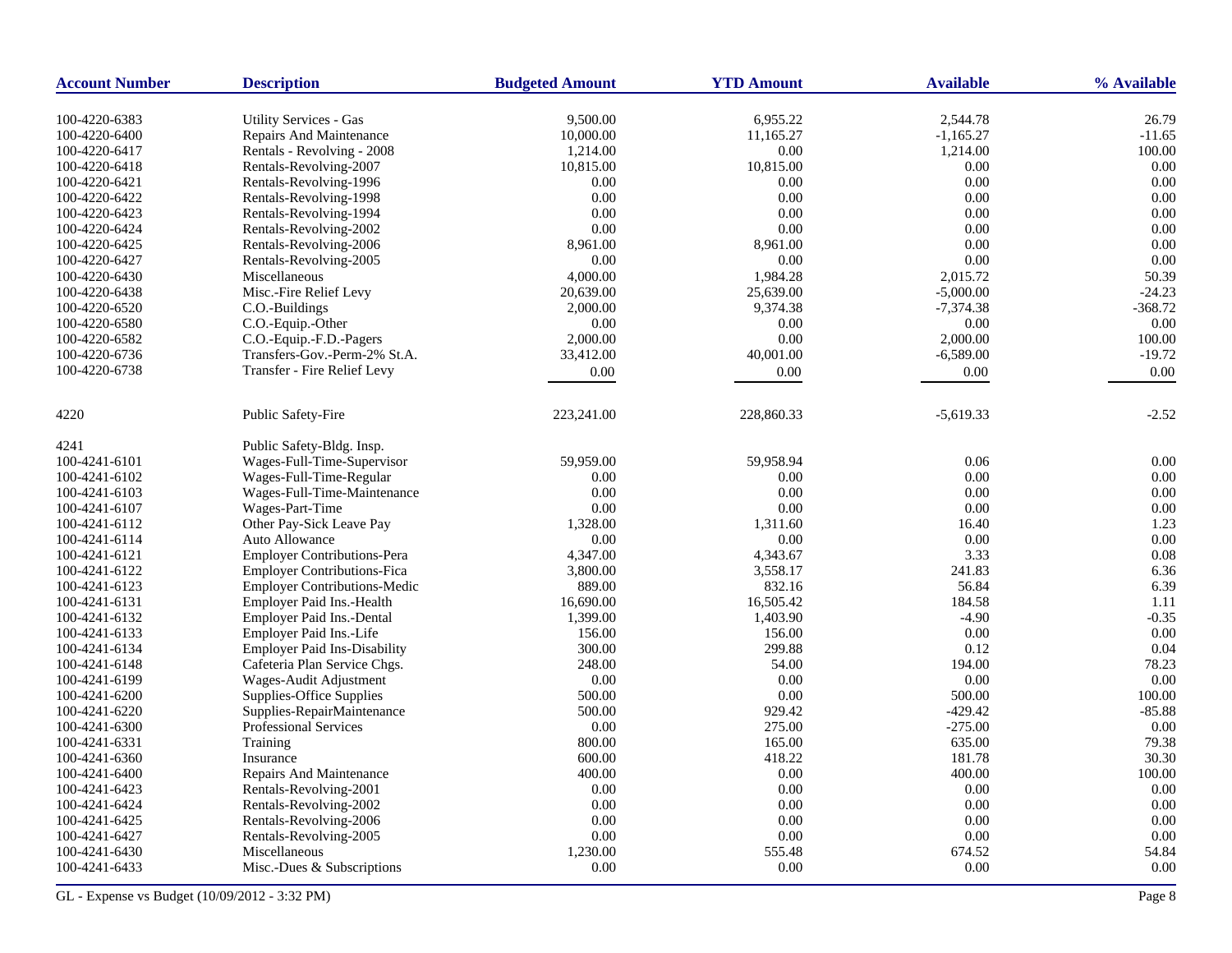| Account Number | Description | Budgeted Amount | YTD Amount | Available | % Available |
|---|---|---|---|---|---|
| 100-4220-6383 | Utility Services - Gas | 9,500.00 | 6,955.22 | 2,544.78 | 26.79 |
| 100-4220-6400 | Repairs And Maintenance | 10,000.00 | 11,165.27 | -1,165.27 | -11.65 |
| 100-4220-6417 | Rentals - Revolving - 2008 | 1,214.00 | 0.00 | 1,214.00 | 100.00 |
| 100-4220-6418 | Rentals-Revolving-2007 | 10,815.00 | 10,815.00 | 0.00 | 0.00 |
| 100-4220-6421 | Rentals-Revolving-1996 | 0.00 | 0.00 | 0.00 | 0.00 |
| 100-4220-6422 | Rentals-Revolving-1998 | 0.00 | 0.00 | 0.00 | 0.00 |
| 100-4220-6423 | Rentals-Revolving-1994 | 0.00 | 0.00 | 0.00 | 0.00 |
| 100-4220-6424 | Rentals-Revolving-2002 | 0.00 | 0.00 | 0.00 | 0.00 |
| 100-4220-6425 | Rentals-Revolving-2006 | 8,961.00 | 8,961.00 | 0.00 | 0.00 |
| 100-4220-6427 | Rentals-Revolving-2005 | 0.00 | 0.00 | 0.00 | 0.00 |
| 100-4220-6430 | Miscellaneous | 4,000.00 | 1,984.28 | 2,015.72 | 50.39 |
| 100-4220-6438 | Misc.-Fire Relief Levy | 20,639.00 | 25,639.00 | -5,000.00 | -24.23 |
| 100-4220-6520 | C.O.-Buildings | 2,000.00 | 9,374.38 | -7,374.38 | -368.72 |
| 100-4220-6580 | C.O.-Equip.-Other | 0.00 | 0.00 | 0.00 | 0.00 |
| 100-4220-6582 | C.O.-Equip.-F.D.-Pagers | 2,000.00 | 0.00 | 2,000.00 | 100.00 |
| 100-4220-6736 | Transfers-Gov.-Perm-2% St.A. | 33,412.00 | 40,001.00 | -6,589.00 | -19.72 |
| 100-4220-6738 | Transfer - Fire Relief Levy | 0.00 | 0.00 | 0.00 | 0.00 |
| 4220 | Public Safety-Fire | 223,241.00 | 228,860.33 | -5,619.33 | -2.52 |
| 4241 | Public Safety-Bldg. Insp. | | | | |
| 100-4241-6101 | Wages-Full-Time-Supervisor | 59,959.00 | 59,958.94 | 0.06 | 0.00 |
| 100-4241-6102 | Wages-Full-Time-Regular | 0.00 | 0.00 | 0.00 | 0.00 |
| 100-4241-6103 | Wages-Full-Time-Maintenance | 0.00 | 0.00 | 0.00 | 0.00 |
| 100-4241-6107 | Wages-Part-Time | 0.00 | 0.00 | 0.00 | 0.00 |
| 100-4241-6112 | Other Pay-Sick Leave Pay | 1,328.00 | 1,311.60 | 16.40 | 1.23 |
| 100-4241-6114 | Auto Allowance | 0.00 | 0.00 | 0.00 | 0.00 |
| 100-4241-6121 | Employer Contributions-Pera | 4,347.00 | 4,343.67 | 3.33 | 0.08 |
| 100-4241-6122 | Employer Contributions-Fica | 3,800.00 | 3,558.17 | 241.83 | 6.36 |
| 100-4241-6123 | Employer Contributions-Medic | 889.00 | 832.16 | 56.84 | 6.39 |
| 100-4241-6131 | Employer Paid Ins.-Health | 16,690.00 | 16,505.42 | 184.58 | 1.11 |
| 100-4241-6132 | Employer Paid Ins.-Dental | 1,399.00 | 1,403.90 | -4.90 | -0.35 |
| 100-4241-6133 | Employer Paid Ins.-Life | 156.00 | 156.00 | 0.00 | 0.00 |
| 100-4241-6134 | Employer Paid Ins-Disability | 300.00 | 299.88 | 0.12 | 0.04 |
| 100-4241-6148 | Cafeteria Plan Service Chgs. | 248.00 | 54.00 | 194.00 | 78.23 |
| 100-4241-6199 | Wages-Audit Adjustment | 0.00 | 0.00 | 0.00 | 0.00 |
| 100-4241-6200 | Supplies-Office Supplies | 500.00 | 0.00 | 500.00 | 100.00 |
| 100-4241-6220 | Supplies-RepairMaintenance | 500.00 | 929.42 | -429.42 | -85.88 |
| 100-4241-6300 | Professional Services | 0.00 | 275.00 | -275.00 | 0.00 |
| 100-4241-6331 | Training | 800.00 | 165.00 | 635.00 | 79.38 |
| 100-4241-6360 | Insurance | 600.00 | 418.22 | 181.78 | 30.30 |
| 100-4241-6400 | Repairs And Maintenance | 400.00 | 0.00 | 400.00 | 100.00 |
| 100-4241-6423 | Rentals-Revolving-2001 | 0.00 | 0.00 | 0.00 | 0.00 |
| 100-4241-6424 | Rentals-Revolving-2002 | 0.00 | 0.00 | 0.00 | 0.00 |
| 100-4241-6425 | Rentals-Revolving-2006 | 0.00 | 0.00 | 0.00 | 0.00 |
| 100-4241-6427 | Rentals-Revolving-2005 | 0.00 | 0.00 | 0.00 | 0.00 |
| 100-4241-6430 | Miscellaneous | 1,230.00 | 555.48 | 674.52 | 54.84 |
| 100-4241-6433 | Misc.-Dues & Subscriptions | 0.00 | 0.00 | 0.00 | 0.00 |

GL - Expense vs Budget (10/09/2012 - 3:32 PM)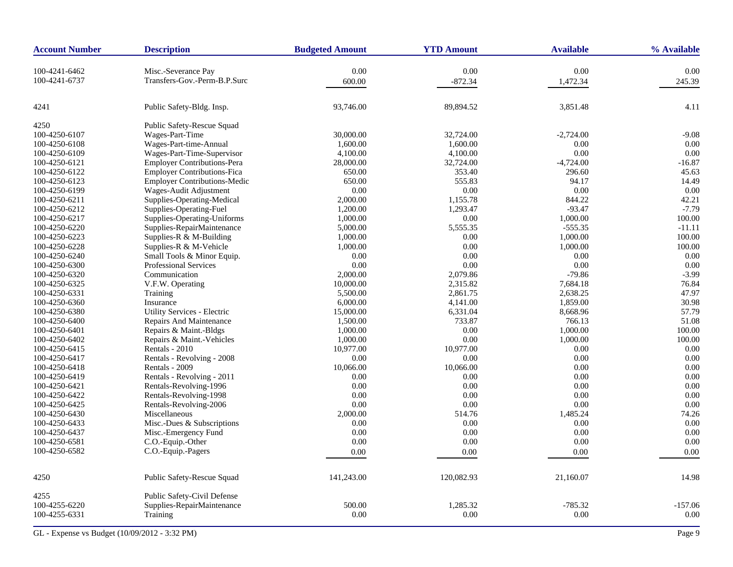| Account Number | Description | Budgeted Amount | YTD Amount | Available | % Available |
|---|---|---|---|---|---|
| 100-4241-6462 | Misc.-Severance Pay | 0.00 | 0.00 | 0.00 | 0.00 |
| 100-4241-6737 | Transfers-Gov.-Perm-B.P.Surc | 600.00 | -872.34 | 1,472.34 | 245.39 |
| 4241 | Public Safety-Bldg. Insp. | 93,746.00 | 89,894.52 | 3,851.48 | 4.11 |
| 4250 | Public Safety-Rescue Squad | | | | |
| 100-4250-6107 | Wages-Part-Time | 30,000.00 | 32,724.00 | -2,724.00 | -9.08 |
| 100-4250-6108 | Wages-Part-time-Annual | 1,600.00 | 1,600.00 | 0.00 | 0.00 |
| 100-4250-6109 | Wages-Part-Time-Supervisor | 4,100.00 | 4,100.00 | 0.00 | 0.00 |
| 100-4250-6121 | Employer Contributions-Pera | 28,000.00 | 32,724.00 | -4,724.00 | -16.87 |
| 100-4250-6122 | Employer Contributions-Fica | 650.00 | 353.40 | 296.60 | 45.63 |
| 100-4250-6123 | Employer Contributions-Medic | 650.00 | 555.83 | 94.17 | 14.49 |
| 100-4250-6199 | Wages-Audit Adjustment | 0.00 | 0.00 | 0.00 | 0.00 |
| 100-4250-6211 | Supplies-Operating-Medical | 2,000.00 | 1,155.78 | 844.22 | 42.21 |
| 100-4250-6212 | Supplies-Operating-Fuel | 1,200.00 | 1,293.47 | -93.47 | -7.79 |
| 100-4250-6217 | Supplies-Operating-Uniforms | 1,000.00 | 0.00 | 1,000.00 | 100.00 |
| 100-4250-6220 | Supplies-RepairMaintenance | 5,000.00 | 5,555.35 | -555.35 | -11.11 |
| 100-4250-6223 | Supplies-R & M-Building | 1,000.00 | 0.00 | 1,000.00 | 100.00 |
| 100-4250-6228 | Supplies-R & M-Vehicle | 1,000.00 | 0.00 | 1,000.00 | 100.00 |
| 100-4250-6240 | Small Tools & Minor Equip. | 0.00 | 0.00 | 0.00 | 0.00 |
| 100-4250-6300 | Professional Services | 0.00 | 0.00 | 0.00 | 0.00 |
| 100-4250-6320 | Communication | 2,000.00 | 2,079.86 | -79.86 | -3.99 |
| 100-4250-6325 | V.F.W. Operating | 10,000.00 | 2,315.82 | 7,684.18 | 76.84 |
| 100-4250-6331 | Training | 5,500.00 | 2,861.75 | 2,638.25 | 47.97 |
| 100-4250-6360 | Insurance | 6,000.00 | 4,141.00 | 1,859.00 | 30.98 |
| 100-4250-6380 | Utility Services - Electric | 15,000.00 | 6,331.04 | 8,668.96 | 57.79 |
| 100-4250-6400 | Repairs And Maintenance | 1,500.00 | 733.87 | 766.13 | 51.08 |
| 100-4250-6401 | Repairs & Maint.-Bldgs | 1,000.00 | 0.00 | 1,000.00 | 100.00 |
| 100-4250-6402 | Repairs & Maint.-Vehicles | 1,000.00 | 0.00 | 1,000.00 | 100.00 |
| 100-4250-6415 | Rentals - 2010 | 10,977.00 | 10,977.00 | 0.00 | 0.00 |
| 100-4250-6417 | Rentals - Revolving - 2008 | 0.00 | 0.00 | 0.00 | 0.00 |
| 100-4250-6418 | Rentals - 2009 | 10,066.00 | 10,066.00 | 0.00 | 0.00 |
| 100-4250-6419 | Rentals - Revolving - 2011 | 0.00 | 0.00 | 0.00 | 0.00 |
| 100-4250-6421 | Rentals-Revolving-1996 | 0.00 | 0.00 | 0.00 | 0.00 |
| 100-4250-6422 | Rentals-Revolving-1998 | 0.00 | 0.00 | 0.00 | 0.00 |
| 100-4250-6425 | Rentals-Revolving-2006 | 0.00 | 0.00 | 0.00 | 0.00 |
| 100-4250-6430 | Miscellaneous | 2,000.00 | 514.76 | 1,485.24 | 74.26 |
| 100-4250-6433 | Misc.-Dues & Subscriptions | 0.00 | 0.00 | 0.00 | 0.00 |
| 100-4250-6437 | Misc.-Emergency Fund | 0.00 | 0.00 | 0.00 | 0.00 |
| 100-4250-6581 | C.O.-Equip.-Other | 0.00 | 0.00 | 0.00 | 0.00 |
| 100-4250-6582 | C.O.-Equip.-Pagers | 0.00 | 0.00 | 0.00 | 0.00 |
| 4250 | Public Safety-Rescue Squad | 141,243.00 | 120,082.93 | 21,160.07 | 14.98 |
| 4255 | Public Safety-Civil Defense | | | | |
| 100-4255-6220 | Supplies-RepairMaintenance | 500.00 | 1,285.32 | -785.32 | -157.06 |
| 100-4255-6331 | Training | 0.00 | 0.00 | 0.00 | 0.00 |

GL - Expense vs Budget (10/09/2012 - 3:32 PM)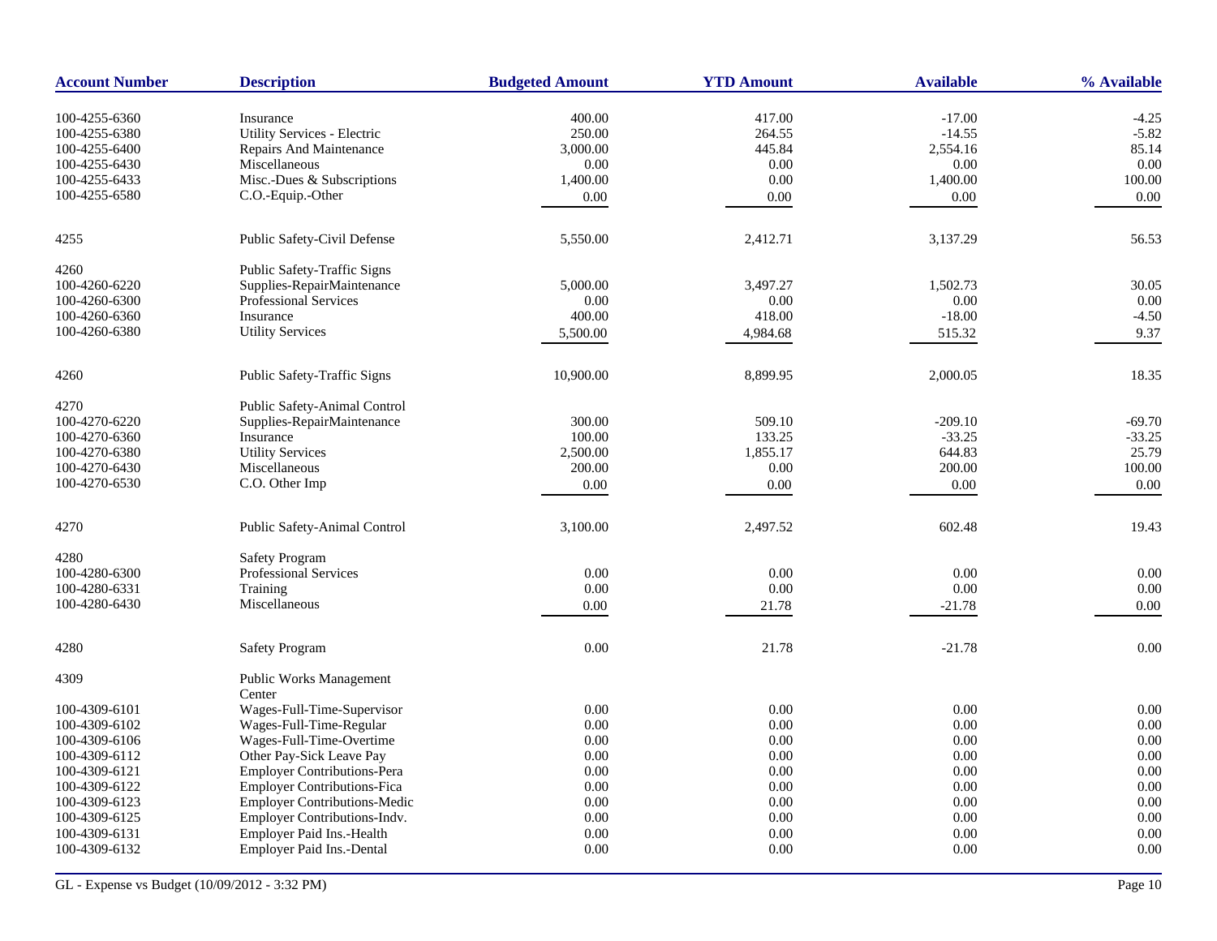| Account Number | Description | Budgeted Amount | YTD Amount | Available | % Available |
|---|---|---|---|---|---|
| 100-4255-6360 | Insurance | 400.00 | 417.00 | -17.00 | -4.25 |
| 100-4255-6380 | Utility Services - Electric | 250.00 | 264.55 | -14.55 | -5.82 |
| 100-4255-6400 | Repairs And Maintenance | 3,000.00 | 445.84 | 2,554.16 | 85.14 |
| 100-4255-6430 | Miscellaneous | 0.00 | 0.00 | 0.00 | 0.00 |
| 100-4255-6433 | Misc.-Dues & Subscriptions | 1,400.00 | 0.00 | 1,400.00 | 100.00 |
| 100-4255-6580 | C.O.-Equip.-Other | 0.00 | 0.00 | 0.00 | 0.00 |
| 4255 | Public Safety-Civil Defense | 5,550.00 | 2,412.71 | 3,137.29 | 56.53 |
| 4260 | Public Safety-Traffic Signs | | | | |
| 100-4260-6220 | Supplies-RepairMaintenance | 5,000.00 | 3,497.27 | 1,502.73 | 30.05 |
| 100-4260-6300 | Professional Services | 0.00 | 0.00 | 0.00 | 0.00 |
| 100-4260-6360 | Insurance | 400.00 | 418.00 | -18.00 | -4.50 |
| 100-4260-6380 | Utility Services | 5,500.00 | 4,984.68 | 515.32 | 9.37 |
| 4260 | Public Safety-Traffic Signs | 10,900.00 | 8,899.95 | 2,000.05 | 18.35 |
| 4270 | Public Safety-Animal Control | | | | |
| 100-4270-6220 | Supplies-RepairMaintenance | 300.00 | 509.10 | -209.10 | -69.70 |
| 100-4270-6360 | Insurance | 100.00 | 133.25 | -33.25 | -33.25 |
| 100-4270-6380 | Utility Services | 2,500.00 | 1,855.17 | 644.83 | 25.79 |
| 100-4270-6430 | Miscellaneous | 200.00 | 0.00 | 200.00 | 100.00 |
| 100-4270-6530 | C.O. Other Imp | 0.00 | 0.00 | 0.00 | 0.00 |
| 4270 | Public Safety-Animal Control | 3,100.00 | 2,497.52 | 602.48 | 19.43 |
| 4280 | Safety Program | | | | |
| 100-4280-6300 | Professional Services | 0.00 | 0.00 | 0.00 | 0.00 |
| 100-4280-6331 | Training | 0.00 | 0.00 | 0.00 | 0.00 |
| 100-4280-6430 | Miscellaneous | 0.00 | 21.78 | -21.78 | 0.00 |
| 4280 | Safety Program | 0.00 | 21.78 | -21.78 | 0.00 |
| 4309 | Public Works Management Center | | | | |
| 100-4309-6101 | Wages-Full-Time-Supervisor | 0.00 | 0.00 | 0.00 | 0.00 |
| 100-4309-6102 | Wages-Full-Time-Regular | 0.00 | 0.00 | 0.00 | 0.00 |
| 100-4309-6106 | Wages-Full-Time-Overtime | 0.00 | 0.00 | 0.00 | 0.00 |
| 100-4309-6112 | Other Pay-Sick Leave Pay | 0.00 | 0.00 | 0.00 | 0.00 |
| 100-4309-6121 | Employer Contributions-Pera | 0.00 | 0.00 | 0.00 | 0.00 |
| 100-4309-6122 | Employer Contributions-Fica | 0.00 | 0.00 | 0.00 | 0.00 |
| 100-4309-6123 | Employer Contributions-Medic | 0.00 | 0.00 | 0.00 | 0.00 |
| 100-4309-6125 | Employer Contributions-Indv. | 0.00 | 0.00 | 0.00 | 0.00 |
| 100-4309-6131 | Employer Paid Ins.-Health | 0.00 | 0.00 | 0.00 | 0.00 |
| 100-4309-6132 | Employer Paid Ins.-Dental | 0.00 | 0.00 | 0.00 | 0.00 |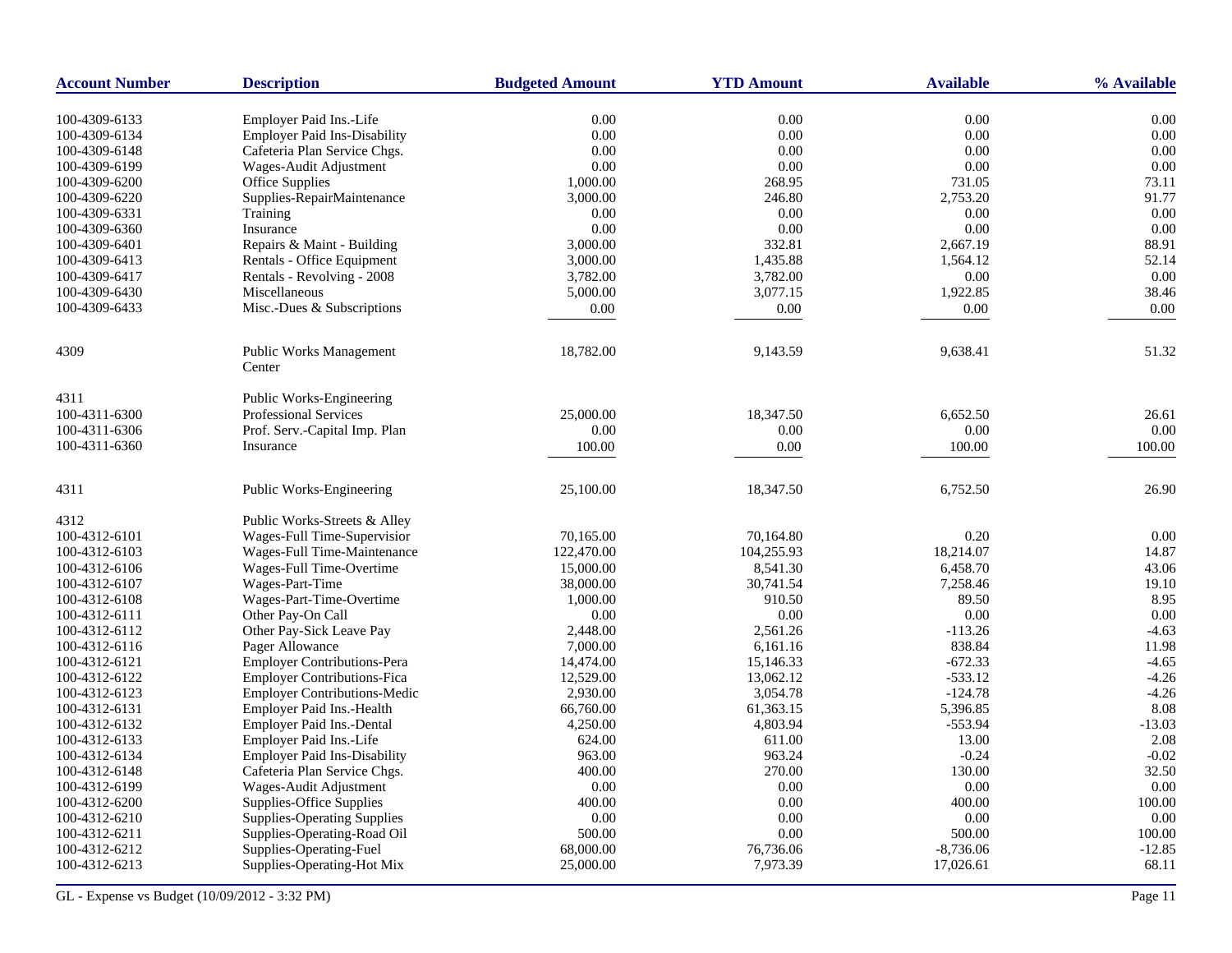| Account Number | Description | Budgeted Amount | YTD Amount | Available | % Available |
|---|---|---|---|---|---|
| 100-4309-6133 | Employer Paid Ins.-Life | 0.00 | 0.00 | 0.00 | 0.00 |
| 100-4309-6134 | Employer Paid Ins-Disability | 0.00 | 0.00 | 0.00 | 0.00 |
| 100-4309-6148 | Cafeteria Plan Service Chgs. | 0.00 | 0.00 | 0.00 | 0.00 |
| 100-4309-6199 | Wages-Audit Adjustment | 0.00 | 0.00 | 0.00 | 0.00 |
| 100-4309-6200 | Office Supplies | 1,000.00 | 268.95 | 731.05 | 73.11 |
| 100-4309-6220 | Supplies-RepairMaintenance | 3,000.00 | 246.80 | 2,753.20 | 91.77 |
| 100-4309-6331 | Training | 0.00 | 0.00 | 0.00 | 0.00 |
| 100-4309-6360 | Insurance | 0.00 | 0.00 | 0.00 | 0.00 |
| 100-4309-6401 | Repairs & Maint - Building | 3,000.00 | 332.81 | 2,667.19 | 88.91 |
| 100-4309-6413 | Rentals - Office Equipment | 3,000.00 | 1,435.88 | 1,564.12 | 52.14 |
| 100-4309-6417 | Rentals - Revolving - 2008 | 3,782.00 | 3,782.00 | 0.00 | 0.00 |
| 100-4309-6430 | Miscellaneous | 5,000.00 | 3,077.15 | 1,922.85 | 38.46 |
| 100-4309-6433 | Misc.-Dues & Subscriptions | 0.00 | 0.00 | 0.00 | 0.00 |
| 4309 | Public Works Management Center | 18,782.00 | 9,143.59 | 9,638.41 | 51.32 |
| 4311 | Public Works-Engineering | | | | |
| 100-4311-6300 | Professional Services | 25,000.00 | 18,347.50 | 6,652.50 | 26.61 |
| 100-4311-6306 | Prof. Serv.-Capital Imp. Plan | 0.00 | 0.00 | 0.00 | 0.00 |
| 100-4311-6360 | Insurance | 100.00 | 0.00 | 100.00 | 100.00 |
| 4311 | Public Works-Engineering | 25,100.00 | 18,347.50 | 6,752.50 | 26.90 |
| 4312 | Public Works-Streets & Alley | | | | |
| 100-4312-6101 | Wages-Full Time-Supervisior | 70,165.00 | 70,164.80 | 0.20 | 0.00 |
| 100-4312-6103 | Wages-Full Time-Maintenance | 122,470.00 | 104,255.93 | 18,214.07 | 14.87 |
| 100-4312-6106 | Wages-Full Time-Overtime | 15,000.00 | 8,541.30 | 6,458.70 | 43.06 |
| 100-4312-6107 | Wages-Part-Time | 38,000.00 | 30,741.54 | 7,258.46 | 19.10 |
| 100-4312-6108 | Wages-Part-Time-Overtime | 1,000.00 | 910.50 | 89.50 | 8.95 |
| 100-4312-6111 | Other Pay-On Call | 0.00 | 0.00 | 0.00 | 0.00 |
| 100-4312-6112 | Other Pay-Sick Leave Pay | 2,448.00 | 2,561.26 | -113.26 | -4.63 |
| 100-4312-6116 | Pager Allowance | 7,000.00 | 6,161.16 | 838.84 | 11.98 |
| 100-4312-6121 | Employer Contributions-Pera | 14,474.00 | 15,146.33 | -672.33 | -4.65 |
| 100-4312-6122 | Employer Contributions-Fica | 12,529.00 | 13,062.12 | -533.12 | -4.26 |
| 100-4312-6123 | Employer Contributions-Medic | 2,930.00 | 3,054.78 | -124.78 | -4.26 |
| 100-4312-6131 | Employer Paid Ins.-Health | 66,760.00 | 61,363.15 | 5,396.85 | 8.08 |
| 100-4312-6132 | Employer Paid Ins.-Dental | 4,250.00 | 4,803.94 | -553.94 | -13.03 |
| 100-4312-6133 | Employer Paid Ins.-Life | 624.00 | 611.00 | 13.00 | 2.08 |
| 100-4312-6134 | Employer Paid Ins-Disability | 963.00 | 963.24 | -0.24 | -0.02 |
| 100-4312-6148 | Cafeteria Plan Service Chgs. | 400.00 | 270.00 | 130.00 | 32.50 |
| 100-4312-6199 | Wages-Audit Adjustment | 0.00 | 0.00 | 0.00 | 0.00 |
| 100-4312-6200 | Supplies-Office Supplies | 400.00 | 0.00 | 400.00 | 100.00 |
| 100-4312-6210 | Supplies-Operating Supplies | 0.00 | 0.00 | 0.00 | 0.00 |
| 100-4312-6211 | Supplies-Operating-Road Oil | 500.00 | 0.00 | 500.00 | 100.00 |
| 100-4312-6212 | Supplies-Operating-Fuel | 68,000.00 | 76,736.06 | -8,736.06 | -12.85 |
| 100-4312-6213 | Supplies-Operating-Hot Mix | 25,000.00 | 7,973.39 | 17,026.61 | 68.11 |

GL - Expense vs Budget (10/09/2012 - 3:32 PM)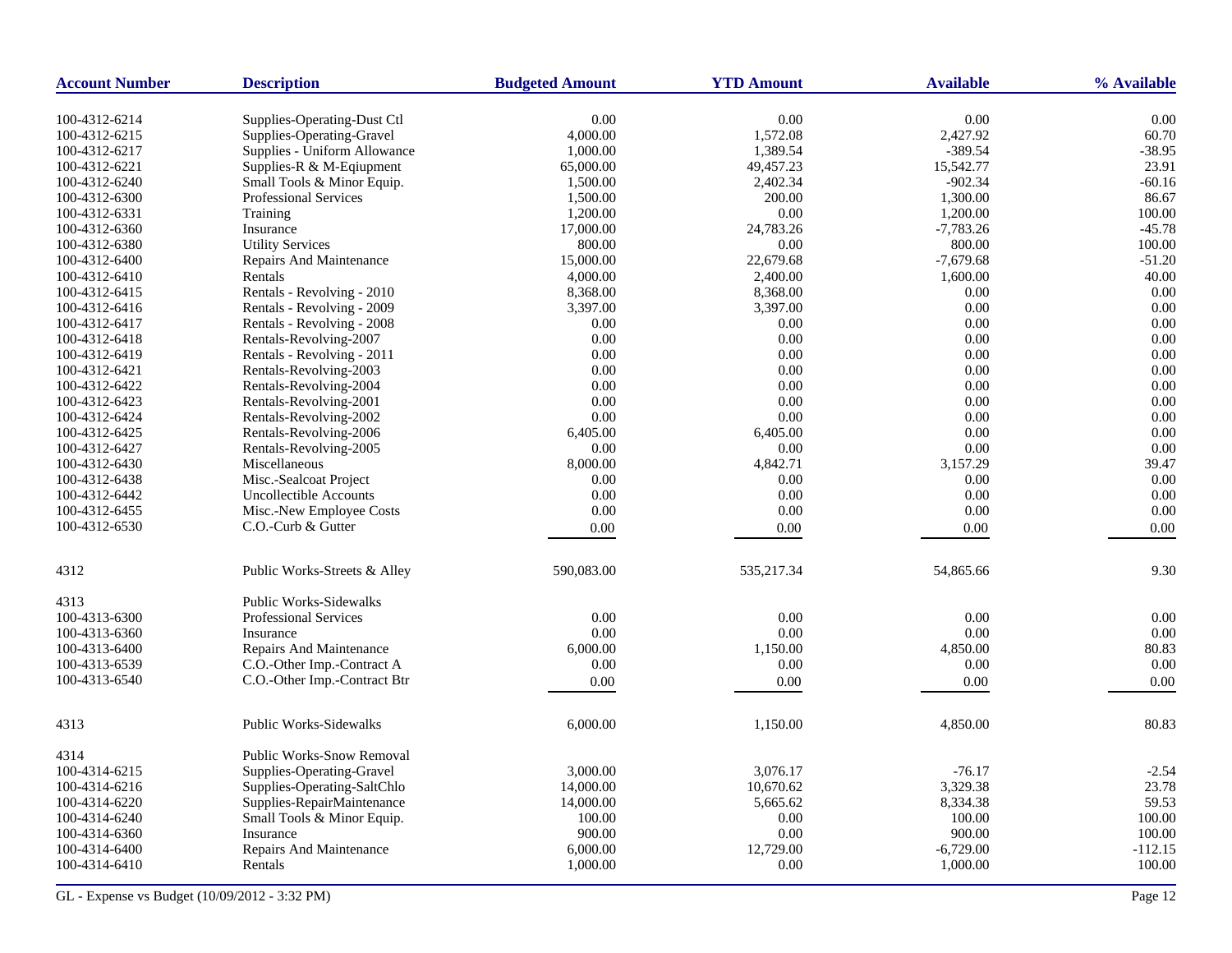| Account Number | Description | Budgeted Amount | YTD Amount | Available | % Available |
|---|---|---|---|---|---|
| 100-4312-6214 | Supplies-Operating-Dust Ctl | 0.00 | 0.00 | 0.00 | 0.00 |
| 100-4312-6215 | Supplies-Operating-Gravel | 4,000.00 | 1,572.08 | 2,427.92 | 60.70 |
| 100-4312-6217 | Supplies - Uniform Allowance | 1,000.00 | 1,389.54 | -389.54 | -38.95 |
| 100-4312-6221 | Supplies-R & M-Eqiupment | 65,000.00 | 49,457.23 | 15,542.77 | 23.91 |
| 100-4312-6240 | Small Tools & Minor Equip. | 1,500.00 | 2,402.34 | -902.34 | -60.16 |
| 100-4312-6300 | Professional Services | 1,500.00 | 200.00 | 1,300.00 | 86.67 |
| 100-4312-6331 | Training | 1,200.00 | 0.00 | 1,200.00 | 100.00 |
| 100-4312-6360 | Insurance | 17,000.00 | 24,783.26 | -7,783.26 | -45.78 |
| 100-4312-6380 | Utility Services | 800.00 | 0.00 | 800.00 | 100.00 |
| 100-4312-6400 | Repairs And Maintenance | 15,000.00 | 22,679.68 | -7,679.68 | -51.20 |
| 100-4312-6410 | Rentals | 4,000.00 | 2,400.00 | 1,600.00 | 40.00 |
| 100-4312-6415 | Rentals - Revolving - 2010 | 8,368.00 | 8,368.00 | 0.00 | 0.00 |
| 100-4312-6416 | Rentals - Revolving - 2009 | 3,397.00 | 3,397.00 | 0.00 | 0.00 |
| 100-4312-6417 | Rentals - Revolving - 2008 | 0.00 | 0.00 | 0.00 | 0.00 |
| 100-4312-6418 | Rentals-Revolving-2007 | 0.00 | 0.00 | 0.00 | 0.00 |
| 100-4312-6419 | Rentals - Revolving - 2011 | 0.00 | 0.00 | 0.00 | 0.00 |
| 100-4312-6421 | Rentals-Revolving-2003 | 0.00 | 0.00 | 0.00 | 0.00 |
| 100-4312-6422 | Rentals-Revolving-2004 | 0.00 | 0.00 | 0.00 | 0.00 |
| 100-4312-6423 | Rentals-Revolving-2001 | 0.00 | 0.00 | 0.00 | 0.00 |
| 100-4312-6424 | Rentals-Revolving-2002 | 0.00 | 0.00 | 0.00 | 0.00 |
| 100-4312-6425 | Rentals-Revolving-2006 | 6,405.00 | 6,405.00 | 0.00 | 0.00 |
| 100-4312-6427 | Rentals-Revolving-2005 | 0.00 | 0.00 | 0.00 | 0.00 |
| 100-4312-6430 | Miscellaneous | 8,000.00 | 4,842.71 | 3,157.29 | 39.47 |
| 100-4312-6438 | Misc.-Sealcoat Project | 0.00 | 0.00 | 0.00 | 0.00 |
| 100-4312-6442 | Uncollectible Accounts | 0.00 | 0.00 | 0.00 | 0.00 |
| 100-4312-6455 | Misc.-New Employee Costs | 0.00 | 0.00 | 0.00 | 0.00 |
| 100-4312-6530 | C.O.-Curb & Gutter | 0.00 | 0.00 | 0.00 | 0.00 |
| 4312 | Public Works-Streets & Alley | 590,083.00 | 535,217.34 | 54,865.66 | 9.30 |
| 4313 | Public Works-Sidewalks | | | | |
| 100-4313-6300 | Professional Services | 0.00 | 0.00 | 0.00 | 0.00 |
| 100-4313-6360 | Insurance | 0.00 | 0.00 | 0.00 | 0.00 |
| 100-4313-6400 | Repairs And Maintenance | 6,000.00 | 1,150.00 | 4,850.00 | 80.83 |
| 100-4313-6539 | C.O.-Other Imp.-Contract A | 0.00 | 0.00 | 0.00 | 0.00 |
| 100-4313-6540 | C.O.-Other Imp.-Contract Btr | 0.00 | 0.00 | 0.00 | 0.00 |
| 4313 | Public Works-Sidewalks | 6,000.00 | 1,150.00 | 4,850.00 | 80.83 |
| 4314 | Public Works-Snow Removal | | | | |
| 100-4314-6215 | Supplies-Operating-Gravel | 3,000.00 | 3,076.17 | -76.17 | -2.54 |
| 100-4314-6216 | Supplies-Operating-SaltChlo | 14,000.00 | 10,670.62 | 3,329.38 | 23.78 |
| 100-4314-6220 | Supplies-RepairMaintenance | 14,000.00 | 5,665.62 | 8,334.38 | 59.53 |
| 100-4314-6240 | Small Tools & Minor Equip. | 100.00 | 0.00 | 100.00 | 100.00 |
| 100-4314-6360 | Insurance | 900.00 | 0.00 | 900.00 | 100.00 |
| 100-4314-6400 | Repairs And Maintenance | 6,000.00 | 12,729.00 | -6,729.00 | -112.15 |
| 100-4314-6410 | Rentals | 1,000.00 | 0.00 | 1,000.00 | 100.00 |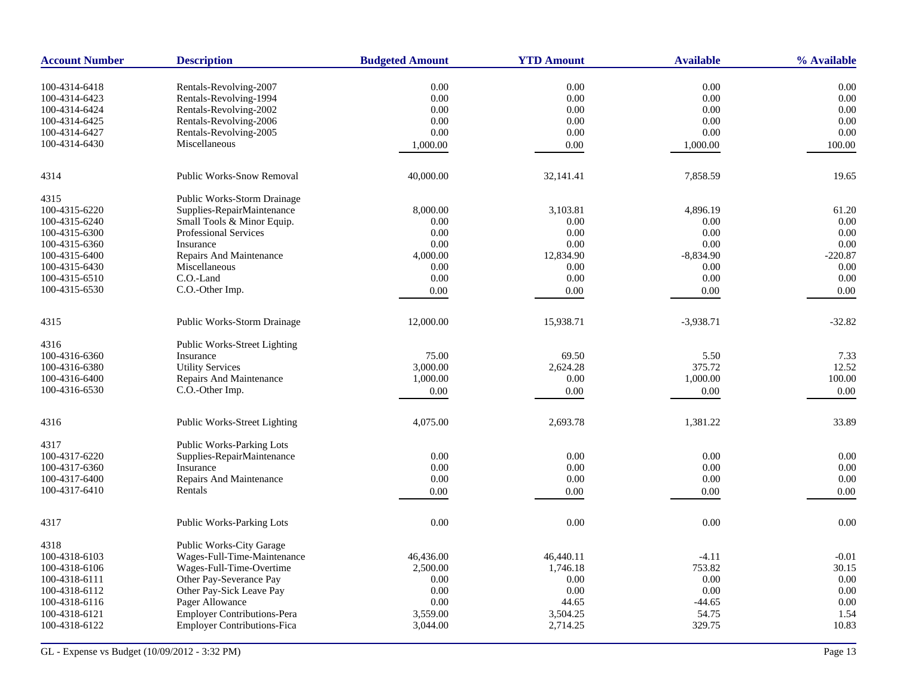| Account Number | Description | Budgeted Amount | YTD Amount | Available | % Available |
|---|---|---|---|---|---|
| 100-4314-6418 | Rentals-Revolving-2007 | 0.00 | 0.00 | 0.00 | 0.00 |
| 100-4314-6423 | Rentals-Revolving-1994 | 0.00 | 0.00 | 0.00 | 0.00 |
| 100-4314-6424 | Rentals-Revolving-2002 | 0.00 | 0.00 | 0.00 | 0.00 |
| 100-4314-6425 | Rentals-Revolving-2006 | 0.00 | 0.00 | 0.00 | 0.00 |
| 100-4314-6427 | Rentals-Revolving-2005 | 0.00 | 0.00 | 0.00 | 0.00 |
| 100-4314-6430 | Miscellaneous | 1,000.00 | 0.00 | 1,000.00 | 100.00 |
| 4314 | Public Works-Snow Removal | 40,000.00 | 32,141.41 | 7,858.59 | 19.65 |
| 4315 | Public Works-Storm Drainage | | | | |
| 100-4315-6220 | Supplies-RepairMaintenance | 8,000.00 | 3,103.81 | 4,896.19 | 61.20 |
| 100-4315-6240 | Small Tools & Minor Equip. | 0.00 | 0.00 | 0.00 | 0.00 |
| 100-4315-6300 | Professional Services | 0.00 | 0.00 | 0.00 | 0.00 |
| 100-4315-6360 | Insurance | 0.00 | 0.00 | 0.00 | 0.00 |
| 100-4315-6400 | Repairs And Maintenance | 4,000.00 | 12,834.90 | -8,834.90 | -220.87 |
| 100-4315-6430 | Miscellaneous | 0.00 | 0.00 | 0.00 | 0.00 |
| 100-4315-6510 | C.O.-Land | 0.00 | 0.00 | 0.00 | 0.00 |
| 100-4315-6530 | C.O.-Other Imp. | 0.00 | 0.00 | 0.00 | 0.00 |
| 4315 | Public Works-Storm Drainage | 12,000.00 | 15,938.71 | -3,938.71 | -32.82 |
| 4316 | Public Works-Street Lighting | | | | |
| 100-4316-6360 | Insurance | 75.00 | 69.50 | 5.50 | 7.33 |
| 100-4316-6380 | Utility Services | 3,000.00 | 2,624.28 | 375.72 | 12.52 |
| 100-4316-6400 | Repairs And Maintenance | 1,000.00 | 0.00 | 1,000.00 | 100.00 |
| 100-4316-6530 | C.O.-Other Imp. | 0.00 | 0.00 | 0.00 | 0.00 |
| 4316 | Public Works-Street Lighting | 4,075.00 | 2,693.78 | 1,381.22 | 33.89 |
| 4317 | Public Works-Parking Lots | | | | |
| 100-4317-6220 | Supplies-RepairMaintenance | 0.00 | 0.00 | 0.00 | 0.00 |
| 100-4317-6360 | Insurance | 0.00 | 0.00 | 0.00 | 0.00 |
| 100-4317-6400 | Repairs And Maintenance | 0.00 | 0.00 | 0.00 | 0.00 |
| 100-4317-6410 | Rentals | 0.00 | 0.00 | 0.00 | 0.00 |
| 4317 | Public Works-Parking Lots | 0.00 | 0.00 | 0.00 | 0.00 |
| 4318 | Public Works-City Garage | | | | |
| 100-4318-6103 | Wages-Full-Time-Maintenance | 46,436.00 | 46,440.11 | -4.11 | -0.01 |
| 100-4318-6106 | Wages-Full-Time-Overtime | 2,500.00 | 1,746.18 | 753.82 | 30.15 |
| 100-4318-6111 | Other Pay-Severance Pay | 0.00 | 0.00 | 0.00 | 0.00 |
| 100-4318-6112 | Other Pay-Sick Leave Pay | 0.00 | 0.00 | 0.00 | 0.00 |
| 100-4318-6116 | Pager Allowance | 0.00 | 44.65 | -44.65 | 0.00 |
| 100-4318-6121 | Employer Contributions-Pera | 3,559.00 | 3,504.25 | 54.75 | 1.54 |
| 100-4318-6122 | Employer Contributions-Fica | 3,044.00 | 2,714.25 | 329.75 | 10.83 |

GL - Expense vs Budget (10/09/2012 - 3:32 PM)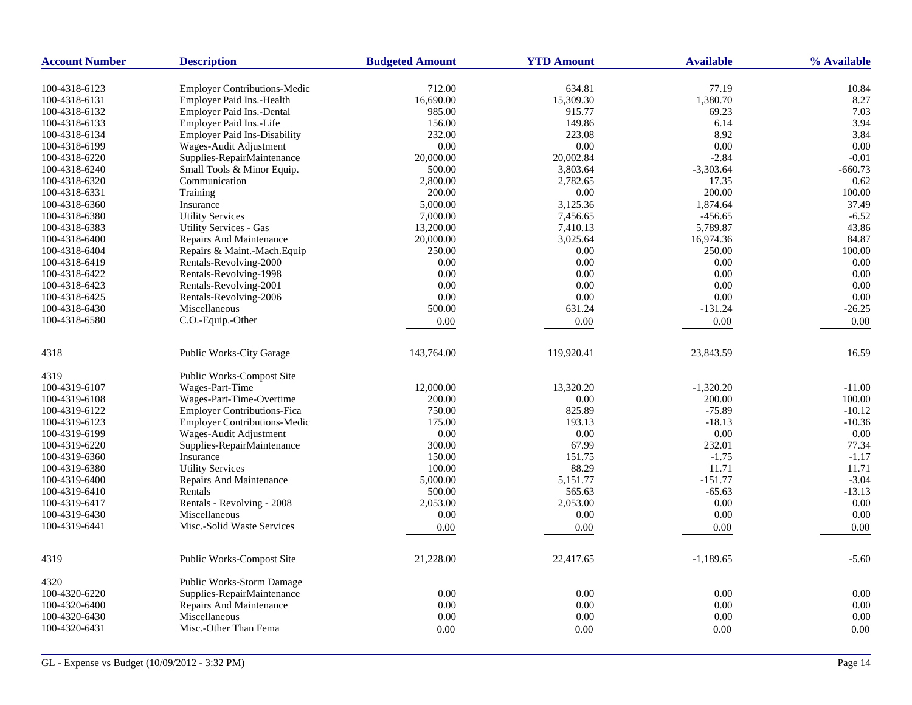| Account Number | Description | Budgeted Amount | YTD Amount | Available | % Available |
|---|---|---|---|---|---|
| 100-4318-6123 | Employer Contributions-Medic | 712.00 | 634.81 | 77.19 | 10.84 |
| 100-4318-6131 | Employer Paid Ins.-Health | 16,690.00 | 15,309.30 | 1,380.70 | 8.27 |
| 100-4318-6132 | Employer Paid Ins.-Dental | 985.00 | 915.77 | 69.23 | 7.03 |
| 100-4318-6133 | Employer Paid Ins.-Life | 156.00 | 149.86 | 6.14 | 3.94 |
| 100-4318-6134 | Employer Paid Ins-Disability | 232.00 | 223.08 | 8.92 | 3.84 |
| 100-4318-6199 | Wages-Audit Adjustment | 0.00 | 0.00 | 0.00 | 0.00 |
| 100-4318-6220 | Supplies-RepairMaintenance | 20,000.00 | 20,002.84 | -2.84 | -0.01 |
| 100-4318-6240 | Small Tools & Minor Equip. | 500.00 | 3,803.64 | -3,303.64 | -660.73 |
| 100-4318-6320 | Communication | 2,800.00 | 2,782.65 | 17.35 | 0.62 |
| 100-4318-6331 | Training | 200.00 | 0.00 | 200.00 | 100.00 |
| 100-4318-6360 | Insurance | 5,000.00 | 3,125.36 | 1,874.64 | 37.49 |
| 100-4318-6380 | Utility Services | 7,000.00 | 7,456.65 | -456.65 | -6.52 |
| 100-4318-6383 | Utility Services - Gas | 13,200.00 | 7,410.13 | 5,789.87 | 43.86 |
| 100-4318-6400 | Repairs And Maintenance | 20,000.00 | 3,025.64 | 16,974.36 | 84.87 |
| 100-4318-6404 | Repairs & Maint.-Mach.Equip | 250.00 | 0.00 | 250.00 | 100.00 |
| 100-4318-6419 | Rentals-Revolving-2000 | 0.00 | 0.00 | 0.00 | 0.00 |
| 100-4318-6422 | Rentals-Revolving-1998 | 0.00 | 0.00 | 0.00 | 0.00 |
| 100-4318-6423 | Rentals-Revolving-2001 | 0.00 | 0.00 | 0.00 | 0.00 |
| 100-4318-6425 | Rentals-Revolving-2006 | 0.00 | 0.00 | 0.00 | 0.00 |
| 100-4318-6430 | Miscellaneous | 500.00 | 631.24 | -131.24 | -26.25 |
| 100-4318-6580 | C.O.-Equip.-Other | 0.00 | 0.00 | 0.00 | 0.00 |
| 4318 | Public Works-City Garage | 143,764.00 | 119,920.41 | 23,843.59 | 16.59 |
| 4319 | Public Works-Compost Site | | | | |
| 100-4319-6107 | Wages-Part-Time | 12,000.00 | 13,320.20 | -1,320.20 | -11.00 |
| 100-4319-6108 | Wages-Part-Time-Overtime | 200.00 | 0.00 | 200.00 | 100.00 |
| 100-4319-6122 | Employer Contributions-Fica | 750.00 | 825.89 | -75.89 | -10.12 |
| 100-4319-6123 | Employer Contributions-Medic | 175.00 | 193.13 | -18.13 | -10.36 |
| 100-4319-6199 | Wages-Audit Adjustment | 0.00 | 0.00 | 0.00 | 0.00 |
| 100-4319-6220 | Supplies-RepairMaintenance | 300.00 | 67.99 | 232.01 | 77.34 |
| 100-4319-6360 | Insurance | 150.00 | 151.75 | -1.75 | -1.17 |
| 100-4319-6380 | Utility Services | 100.00 | 88.29 | 11.71 | 11.71 |
| 100-4319-6400 | Repairs And Maintenance | 5,000.00 | 5,151.77 | -151.77 | -3.04 |
| 100-4319-6410 | Rentals | 500.00 | 565.63 | -65.63 | -13.13 |
| 100-4319-6417 | Rentals - Revolving - 2008 | 2,053.00 | 2,053.00 | 0.00 | 0.00 |
| 100-4319-6430 | Miscellaneous | 0.00 | 0.00 | 0.00 | 0.00 |
| 100-4319-6441 | Misc.-Solid Waste Services | 0.00 | 0.00 | 0.00 | 0.00 |
| 4319 | Public Works-Compost Site | 21,228.00 | 22,417.65 | -1,189.65 | -5.60 |
| 4320 | Public Works-Storm Damage | | | | |
| 100-4320-6220 | Supplies-RepairMaintenance | 0.00 | 0.00 | 0.00 | 0.00 |
| 100-4320-6400 | Repairs And Maintenance | 0.00 | 0.00 | 0.00 | 0.00 |
| 100-4320-6430 | Miscellaneous | 0.00 | 0.00 | 0.00 | 0.00 |
| 100-4320-6431 | Misc.-Other Than Fema | 0.00 | 0.00 | 0.00 | 0.00 |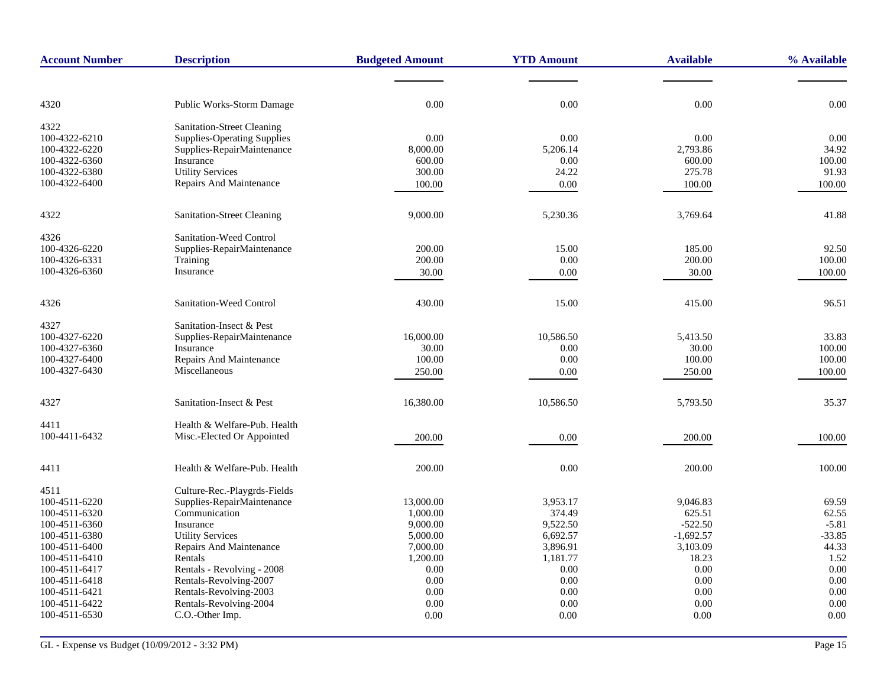| Account Number | Description | Budgeted Amount | YTD Amount | Available | % Available |
|---|---|---|---|---|---|
| 4320 | Public Works-Storm Damage | 0.00 | 0.00 | 0.00 | 0.00 |
| 4322 | Sanitation-Street Cleaning | | | | |
| 100-4322-6210 | Supplies-Operating Supplies | 0.00 | 0.00 | 0.00 | 0.00 |
| 100-4322-6220 | Supplies-RepairMaintenance | 8,000.00 | 5,206.14 | 2,793.86 | 34.92 |
| 100-4322-6360 | Insurance | 600.00 | 0.00 | 600.00 | 100.00 |
| 100-4322-6380 | Utility Services | 300.00 | 24.22 | 275.78 | 91.93 |
| 100-4322-6400 | Repairs And Maintenance | 100.00 | 0.00 | 100.00 | 100.00 |
| 4322 | Sanitation-Street Cleaning | 9,000.00 | 5,230.36 | 3,769.64 | 41.88 |
| 4326 | Sanitation-Weed Control | | | | |
| 100-4326-6220 | Supplies-RepairMaintenance | 200.00 | 15.00 | 185.00 | 92.50 |
| 100-4326-6331 | Training | 200.00 | 0.00 | 200.00 | 100.00 |
| 100-4326-6360 | Insurance | 30.00 | 0.00 | 30.00 | 100.00 |
| 4326 | Sanitation-Weed Control | 430.00 | 15.00 | 415.00 | 96.51 |
| 4327 | Sanitation-Insect & Pest | | | | |
| 100-4327-6220 | Supplies-RepairMaintenance | 16,000.00 | 10,586.50 | 5,413.50 | 33.83 |
| 100-4327-6360 | Insurance | 30.00 | 0.00 | 30.00 | 100.00 |
| 100-4327-6400 | Repairs And Maintenance | 100.00 | 0.00 | 100.00 | 100.00 |
| 100-4327-6430 | Miscellaneous | 250.00 | 0.00 | 250.00 | 100.00 |
| 4327 | Sanitation-Insect & Pest | 16,380.00 | 10,586.50 | 5,793.50 | 35.37 |
| 4411 | Health & Welfare-Pub. Health | | | | |
| 100-4411-6432 | Misc.-Elected Or Appointed | 200.00 | 0.00 | 200.00 | 100.00 |
| 4411 | Health & Welfare-Pub. Health | 200.00 | 0.00 | 200.00 | 100.00 |
| 4511 | Culture-Rec.-Playgrds-Fields | | | | |
| 100-4511-6220 | Supplies-RepairMaintenance | 13,000.00 | 3,953.17 | 9,046.83 | 69.59 |
| 100-4511-6320 | Communication | 1,000.00 | 374.49 | 625.51 | 62.55 |
| 100-4511-6360 | Insurance | 9,000.00 | 9,522.50 | -522.50 | -5.81 |
| 100-4511-6380 | Utility Services | 5,000.00 | 6,692.57 | -1,692.57 | -33.85 |
| 100-4511-6400 | Repairs And Maintenance | 7,000.00 | 3,896.91 | 3,103.09 | 44.33 |
| 100-4511-6410 | Rentals | 1,200.00 | 1,181.77 | 18.23 | 1.52 |
| 100-4511-6417 | Rentals - Revolving - 2008 | 0.00 | 0.00 | 0.00 | 0.00 |
| 100-4511-6418 | Rentals-Revolving-2007 | 0.00 | 0.00 | 0.00 | 0.00 |
| 100-4511-6421 | Rentals-Revolving-2003 | 0.00 | 0.00 | 0.00 | 0.00 |
| 100-4511-6422 | Rentals-Revolving-2004 | 0.00 | 0.00 | 0.00 | 0.00 |
| 100-4511-6530 | C.O.-Other Imp. | 0.00 | 0.00 | 0.00 | 0.00 |

GL - Expense vs Budget (10/09/2012 - 3:32 PM)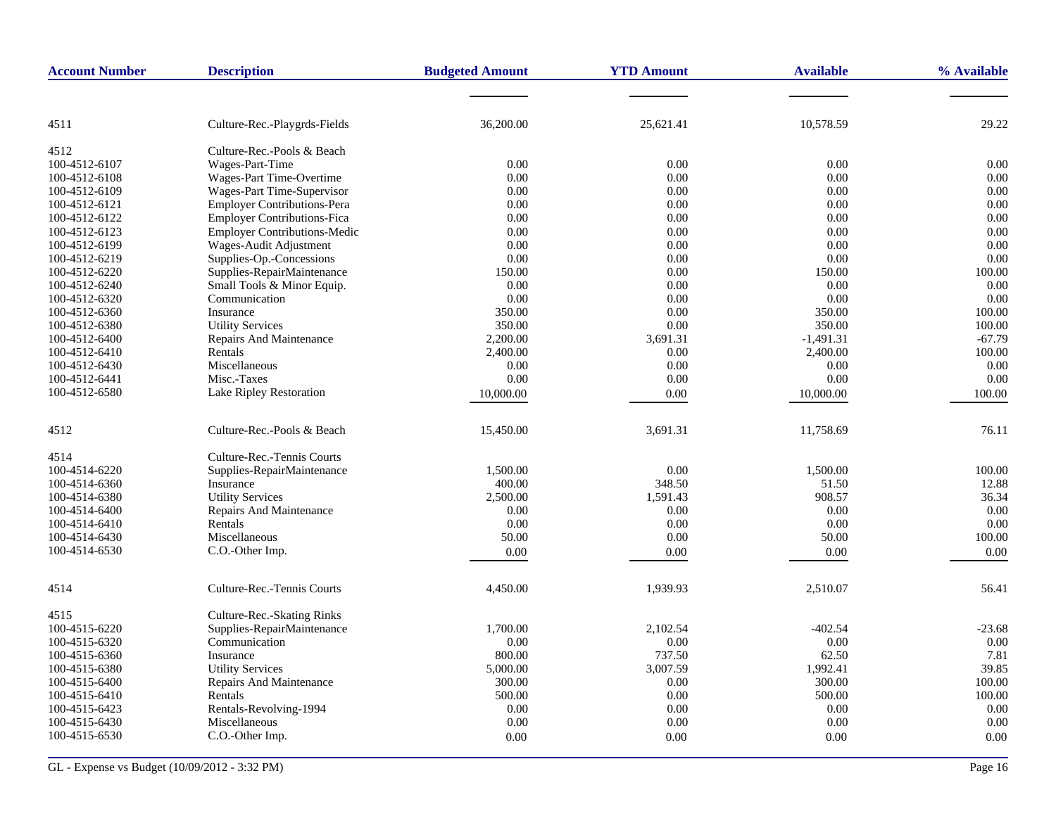| Account Number | Description | Budgeted Amount | YTD Amount | Available | % Available |
|---|---|---|---|---|---|
| 4511 | Culture-Rec.-Playgrds-Fields | 36,200.00 | 25,621.41 | 10,578.59 | 29.22 |
| 4512 | Culture-Rec.-Pools & Beach | | | | |
| 100-4512-6107 | Wages-Part-Time | 0.00 | 0.00 | 0.00 | 0.00 |
| 100-4512-6108 | Wages-Part Time-Overtime | 0.00 | 0.00 | 0.00 | 0.00 |
| 100-4512-6109 | Wages-Part Time-Supervisor | 0.00 | 0.00 | 0.00 | 0.00 |
| 100-4512-6121 | Employer Contributions-Pera | 0.00 | 0.00 | 0.00 | 0.00 |
| 100-4512-6122 | Employer Contributions-Fica | 0.00 | 0.00 | 0.00 | 0.00 |
| 100-4512-6123 | Employer Contributions-Medic | 0.00 | 0.00 | 0.00 | 0.00 |
| 100-4512-6199 | Wages-Audit Adjustment | 0.00 | 0.00 | 0.00 | 0.00 |
| 100-4512-6219 | Supplies-Op.-Concessions | 0.00 | 0.00 | 0.00 | 0.00 |
| 100-4512-6220 | Supplies-RepairMaintenance | 150.00 | 0.00 | 150.00 | 100.00 |
| 100-4512-6240 | Small Tools & Minor Equip. | 0.00 | 0.00 | 0.00 | 0.00 |
| 100-4512-6320 | Communication | 0.00 | 0.00 | 0.00 | 0.00 |
| 100-4512-6360 | Insurance | 350.00 | 0.00 | 350.00 | 100.00 |
| 100-4512-6380 | Utility Services | 350.00 | 0.00 | 350.00 | 100.00 |
| 100-4512-6400 | Repairs And Maintenance | 2,200.00 | 3,691.31 | -1,491.31 | -67.79 |
| 100-4512-6410 | Rentals | 2,400.00 | 0.00 | 2,400.00 | 100.00 |
| 100-4512-6430 | Miscellaneous | 0.00 | 0.00 | 0.00 | 0.00 |
| 100-4512-6441 | Misc.-Taxes | 0.00 | 0.00 | 0.00 | 0.00 |
| 100-4512-6580 | Lake Ripley Restoration | 10,000.00 | 0.00 | 10,000.00 | 100.00 |
| 4512 | Culture-Rec.-Pools & Beach | 15,450.00 | 3,691.31 | 11,758.69 | 76.11 |
| 4514 | Culture-Rec.-Tennis Courts | | | | |
| 100-4514-6220 | Supplies-RepairMaintenance | 1,500.00 | 0.00 | 1,500.00 | 100.00 |
| 100-4514-6360 | Insurance | 400.00 | 348.50 | 51.50 | 12.88 |
| 100-4514-6380 | Utility Services | 2,500.00 | 1,591.43 | 908.57 | 36.34 |
| 100-4514-6400 | Repairs And Maintenance | 0.00 | 0.00 | 0.00 | 0.00 |
| 100-4514-6410 | Rentals | 0.00 | 0.00 | 0.00 | 0.00 |
| 100-4514-6430 | Miscellaneous | 50.00 | 0.00 | 50.00 | 100.00 |
| 100-4514-6530 | C.O.-Other Imp. | 0.00 | 0.00 | 0.00 | 0.00 |
| 4514 | Culture-Rec.-Tennis Courts | 4,450.00 | 1,939.93 | 2,510.07 | 56.41 |
| 4515 | Culture-Rec.-Skating Rinks | | | | |
| 100-4515-6220 | Supplies-RepairMaintenance | 1,700.00 | 2,102.54 | -402.54 | -23.68 |
| 100-4515-6320 | Communication | 0.00 | 0.00 | 0.00 | 0.00 |
| 100-4515-6360 | Insurance | 800.00 | 737.50 | 62.50 | 7.81 |
| 100-4515-6380 | Utility Services | 5,000.00 | 3,007.59 | 1,992.41 | 39.85 |
| 100-4515-6400 | Repairs And Maintenance | 300.00 | 0.00 | 300.00 | 100.00 |
| 100-4515-6410 | Rentals | 500.00 | 0.00 | 500.00 | 100.00 |
| 100-4515-6423 | Rentals-Revolving-1994 | 0.00 | 0.00 | 0.00 | 0.00 |
| 100-4515-6430 | Miscellaneous | 0.00 | 0.00 | 0.00 | 0.00 |
| 100-4515-6530 | C.O.-Other Imp. | 0.00 | 0.00 | 0.00 | 0.00 |

GL - Expense vs Budget (10/09/2012 - 3:32 PM)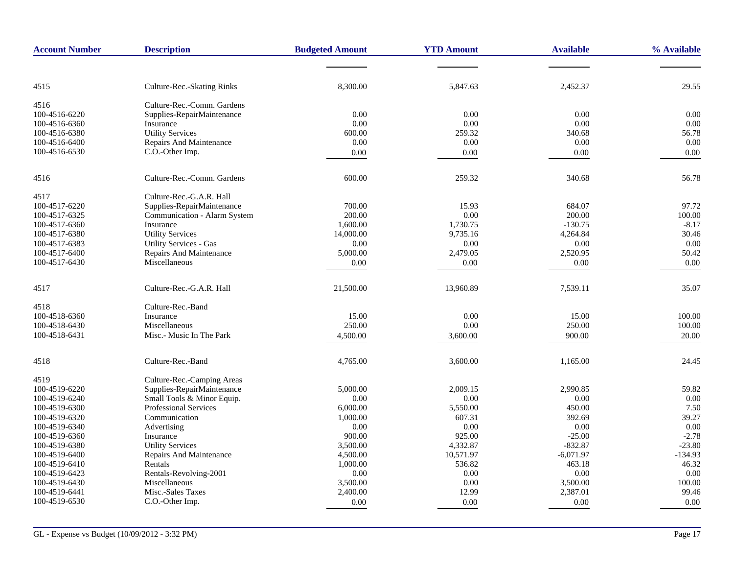| Account Number | Description | Budgeted Amount | YTD Amount | Available | % Available |
|---|---|---|---|---|---|
| 4515 | Culture-Rec.-Skating Rinks | 8,300.00 | 5,847.63 | 2,452.37 | 29.55 |
| 4516 | Culture-Rec.-Comm. Gardens | | | | |
| 100-4516-6220 | Supplies-RepairMaintenance | 0.00 | 0.00 | 0.00 | 0.00 |
| 100-4516-6360 | Insurance | 0.00 | 0.00 | 0.00 | 0.00 |
| 100-4516-6380 | Utility Services | 600.00 | 259.32 | 340.68 | 56.78 |
| 100-4516-6400 | Repairs And Maintenance | 0.00 | 0.00 | 0.00 | 0.00 |
| 100-4516-6530 | C.O.-Other Imp. | 0.00 | 0.00 | 0.00 | 0.00 |
| 4516 | Culture-Rec.-Comm. Gardens | 600.00 | 259.32 | 340.68 | 56.78 |
| 4517 | Culture-Rec.-G.A.R. Hall | | | | |
| 100-4517-6220 | Supplies-RepairMaintenance | 700.00 | 15.93 | 684.07 | 97.72 |
| 100-4517-6325 | Communication - Alarm System | 200.00 | 0.00 | 200.00 | 100.00 |
| 100-4517-6360 | Insurance | 1,600.00 | 1,730.75 | -130.75 | -8.17 |
| 100-4517-6380 | Utility Services | 14,000.00 | 9,735.16 | 4,264.84 | 30.46 |
| 100-4517-6383 | Utility Services - Gas | 0.00 | 0.00 | 0.00 | 0.00 |
| 100-4517-6400 | Repairs And Maintenance | 5,000.00 | 2,479.05 | 2,520.95 | 50.42 |
| 100-4517-6430 | Miscellaneous | 0.00 | 0.00 | 0.00 | 0.00 |
| 4517 | Culture-Rec.-G.A.R. Hall | 21,500.00 | 13,960.89 | 7,539.11 | 35.07 |
| 4518 | Culture-Rec.-Band | | | | |
| 100-4518-6360 | Insurance | 15.00 | 0.00 | 15.00 | 100.00 |
| 100-4518-6430 | Miscellaneous | 250.00 | 0.00 | 250.00 | 100.00 |
| 100-4518-6431 | Misc.- Music In The Park | 4,500.00 | 3,600.00 | 900.00 | 20.00 |
| 4518 | Culture-Rec.-Band | 4,765.00 | 3,600.00 | 1,165.00 | 24.45 |
| 4519 | Culture-Rec.-Camping Areas | | | | |
| 100-4519-6220 | Supplies-RepairMaintenance | 5,000.00 | 2,009.15 | 2,990.85 | 59.82 |
| 100-4519-6240 | Small Tools & Minor Equip. | 0.00 | 0.00 | 0.00 | 0.00 |
| 100-4519-6300 | Professional Services | 6,000.00 | 5,550.00 | 450.00 | 7.50 |
| 100-4519-6320 | Communication | 1,000.00 | 607.31 | 392.69 | 39.27 |
| 100-4519-6340 | Advertising | 0.00 | 0.00 | 0.00 | 0.00 |
| 100-4519-6360 | Insurance | 900.00 | 925.00 | -25.00 | -2.78 |
| 100-4519-6380 | Utility Services | 3,500.00 | 4,332.87 | -832.87 | -23.80 |
| 100-4519-6400 | Repairs And Maintenance | 4,500.00 | 10,571.97 | -6,071.97 | -134.93 |
| 100-4519-6410 | Rentals | 1,000.00 | 536.82 | 463.18 | 46.32 |
| 100-4519-6423 | Rentals-Revolving-2001 | 0.00 | 0.00 | 0.00 | 0.00 |
| 100-4519-6430 | Miscellaneous | 3,500.00 | 0.00 | 3,500.00 | 100.00 |
| 100-4519-6441 | Misc.-Sales Taxes | 2,400.00 | 12.99 | 2,387.01 | 99.46 |
| 100-4519-6530 | C.O.-Other Imp. | 0.00 | 0.00 | 0.00 | 0.00 |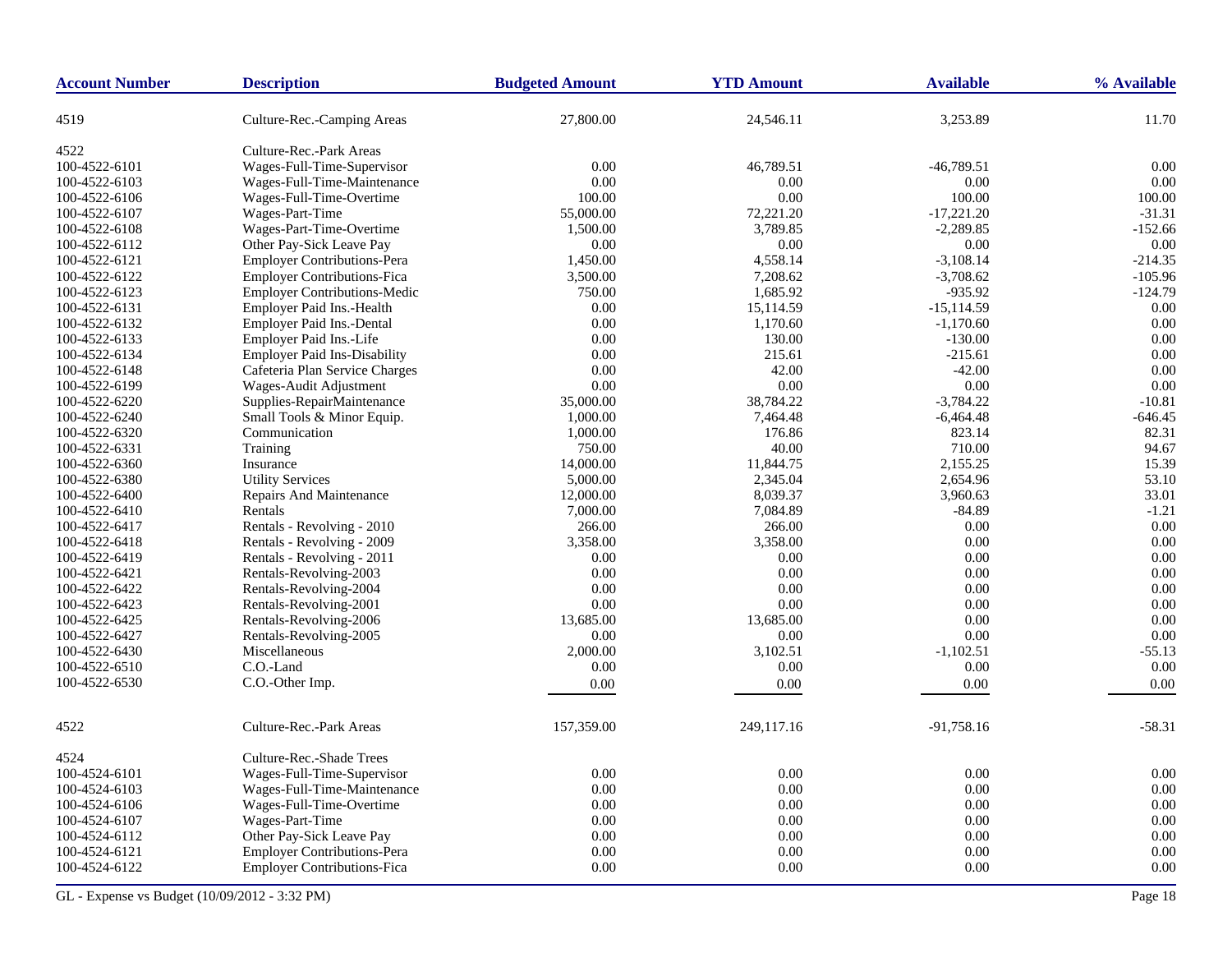| Account Number | Description | Budgeted Amount | YTD Amount | Available | % Available |
|---|---|---|---|---|---|
| 4519 | Culture-Rec.-Camping Areas | 27,800.00 | 24,546.11 | 3,253.89 | 11.70 |
| 4522 | Culture-Rec.-Park Areas | | | | |
| 100-4522-6101 | Wages-Full-Time-Supervisor | 0.00 | 46,789.51 | -46,789.51 | 0.00 |
| 100-4522-6103 | Wages-Full-Time-Maintenance | 0.00 | 0.00 | 0.00 | 0.00 |
| 100-4522-6106 | Wages-Full-Time-Overtime | 100.00 | 0.00 | 100.00 | 100.00 |
| 100-4522-6107 | Wages-Part-Time | 55,000.00 | 72,221.20 | -17,221.20 | -31.31 |
| 100-4522-6108 | Wages-Part-Time-Overtime | 1,500.00 | 3,789.85 | -2,289.85 | -152.66 |
| 100-4522-6112 | Other Pay-Sick Leave Pay | 0.00 | 0.00 | 0.00 | 0.00 |
| 100-4522-6121 | Employer Contributions-Pera | 1,450.00 | 4,558.14 | -3,108.14 | -214.35 |
| 100-4522-6122 | Employer Contributions-Fica | 3,500.00 | 7,208.62 | -3,708.62 | -105.96 |
| 100-4522-6123 | Employer Contributions-Medic | 750.00 | 1,685.92 | -935.92 | -124.79 |
| 100-4522-6131 | Employer Paid Ins.-Health | 0.00 | 15,114.59 | -15,114.59 | 0.00 |
| 100-4522-6132 | Employer Paid Ins.-Dental | 0.00 | 1,170.60 | -1,170.60 | 0.00 |
| 100-4522-6133 | Employer Paid Ins.-Life | 0.00 | 130.00 | -130.00 | 0.00 |
| 100-4522-6134 | Employer Paid Ins-Disability | 0.00 | 215.61 | -215.61 | 0.00 |
| 100-4522-6148 | Cafeteria Plan Service Charges | 0.00 | 42.00 | -42.00 | 0.00 |
| 100-4522-6199 | Wages-Audit Adjustment | 0.00 | 0.00 | 0.00 | 0.00 |
| 100-4522-6220 | Supplies-RepairMaintenance | 35,000.00 | 38,784.22 | -3,784.22 | -10.81 |
| 100-4522-6240 | Small Tools & Minor Equip. | 1,000.00 | 7,464.48 | -6,464.48 | -646.45 |
| 100-4522-6320 | Communication | 1,000.00 | 176.86 | 823.14 | 82.31 |
| 100-4522-6331 | Training | 750.00 | 40.00 | 710.00 | 94.67 |
| 100-4522-6360 | Insurance | 14,000.00 | 11,844.75 | 2,155.25 | 15.39 |
| 100-4522-6380 | Utility Services | 5,000.00 | 2,345.04 | 2,654.96 | 53.10 |
| 100-4522-6400 | Repairs And Maintenance | 12,000.00 | 8,039.37 | 3,960.63 | 33.01 |
| 100-4522-6410 | Rentals | 7,000.00 | 7,084.89 | -84.89 | -1.21 |
| 100-4522-6417 | Rentals - Revolving - 2010 | 266.00 | 266.00 | 0.00 | 0.00 |
| 100-4522-6418 | Rentals - Revolving - 2009 | 3,358.00 | 3,358.00 | 0.00 | 0.00 |
| 100-4522-6419 | Rentals - Revolving - 2011 | 0.00 | 0.00 | 0.00 | 0.00 |
| 100-4522-6421 | Rentals-Revolving-2003 | 0.00 | 0.00 | 0.00 | 0.00 |
| 100-4522-6422 | Rentals-Revolving-2004 | 0.00 | 0.00 | 0.00 | 0.00 |
| 100-4522-6423 | Rentals-Revolving-2001 | 0.00 | 0.00 | 0.00 | 0.00 |
| 100-4522-6425 | Rentals-Revolving-2006 | 13,685.00 | 13,685.00 | 0.00 | 0.00 |
| 100-4522-6427 | Rentals-Revolving-2005 | 0.00 | 0.00 | 0.00 | 0.00 |
| 100-4522-6430 | Miscellaneous | 2,000.00 | 3,102.51 | -1,102.51 | -55.13 |
| 100-4522-6510 | C.O.-Land | 0.00 | 0.00 | 0.00 | 0.00 |
| 100-4522-6530 | C.O.-Other Imp. | 0.00 | 0.00 | 0.00 | 0.00 |
| 4522 | Culture-Rec.-Park Areas | 157,359.00 | 249,117.16 | -91,758.16 | -58.31 |
| 4524 | Culture-Rec.-Shade Trees | | | | |
| 100-4524-6101 | Wages-Full-Time-Supervisor | 0.00 | 0.00 | 0.00 | 0.00 |
| 100-4524-6103 | Wages-Full-Time-Maintenance | 0.00 | 0.00 | 0.00 | 0.00 |
| 100-4524-6106 | Wages-Full-Time-Overtime | 0.00 | 0.00 | 0.00 | 0.00 |
| 100-4524-6107 | Wages-Part-Time | 0.00 | 0.00 | 0.00 | 0.00 |
| 100-4524-6112 | Other Pay-Sick Leave Pay | 0.00 | 0.00 | 0.00 | 0.00 |
| 100-4524-6121 | Employer Contributions-Pera | 0.00 | 0.00 | 0.00 | 0.00 |
| 100-4524-6122 | Employer Contributions-Fica | 0.00 | 0.00 | 0.00 | 0.00 |

GL - Expense vs Budget (10/09/2012 - 3:32 PM)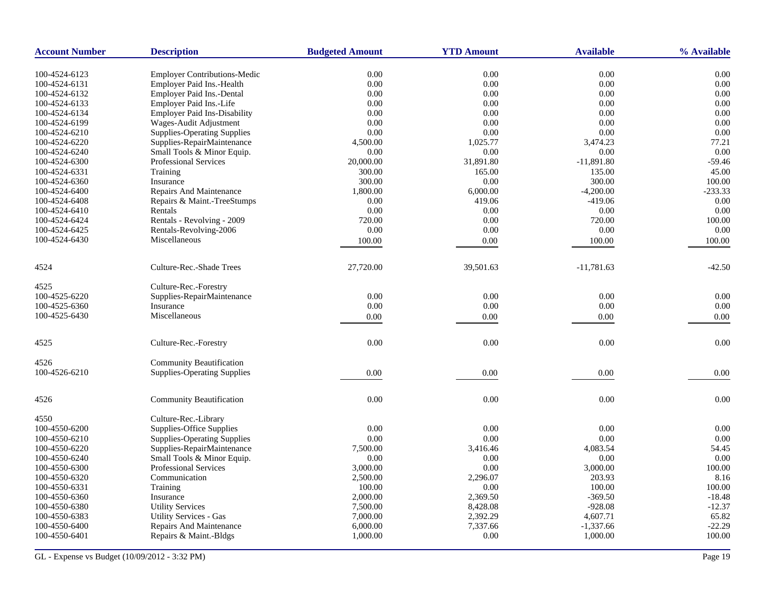| Account Number | Description | Budgeted Amount | YTD Amount | Available | % Available |
|---|---|---|---|---|---|
| 100-4524-6123 | Employer Contributions-Medic | 0.00 | 0.00 | 0.00 | 0.00 |
| 100-4524-6131 | Employer Paid Ins.-Health | 0.00 | 0.00 | 0.00 | 0.00 |
| 100-4524-6132 | Employer Paid Ins.-Dental | 0.00 | 0.00 | 0.00 | 0.00 |
| 100-4524-6133 | Employer Paid Ins.-Life | 0.00 | 0.00 | 0.00 | 0.00 |
| 100-4524-6134 | Employer Paid Ins-Disability | 0.00 | 0.00 | 0.00 | 0.00 |
| 100-4524-6199 | Wages-Audit Adjustment | 0.00 | 0.00 | 0.00 | 0.00 |
| 100-4524-6210 | Supplies-Operating Supplies | 0.00 | 0.00 | 0.00 | 0.00 |
| 100-4524-6220 | Supplies-RepairMaintenance | 4,500.00 | 1,025.77 | 3,474.23 | 77.21 |
| 100-4524-6240 | Small Tools & Minor Equip. | 0.00 | 0.00 | 0.00 | 0.00 |
| 100-4524-6300 | Professional Services | 20,000.00 | 31,891.80 | -11,891.80 | -59.46 |
| 100-4524-6331 | Training | 300.00 | 165.00 | 135.00 | 45.00 |
| 100-4524-6360 | Insurance | 300.00 | 0.00 | 300.00 | 100.00 |
| 100-4524-6400 | Repairs And Maintenance | 1,800.00 | 6,000.00 | -4,200.00 | -233.33 |
| 100-4524-6408 | Repairs & Maint.-TreeStumps | 0.00 | 419.06 | -419.06 | 0.00 |
| 100-4524-6410 | Rentals | 0.00 | 0.00 | 0.00 | 0.00 |
| 100-4524-6424 | Rentals - Revolving - 2009 | 720.00 | 0.00 | 720.00 | 100.00 |
| 100-4524-6425 | Rentals-Revolving-2006 | 0.00 | 0.00 | 0.00 | 0.00 |
| 100-4524-6430 | Miscellaneous | 100.00 | 0.00 | 100.00 | 100.00 |
| 4524 | Culture-Rec.-Shade Trees | 27,720.00 | 39,501.63 | -11,781.63 | -42.50 |
| 4525 | Culture-Rec.-Forestry | | | | |
| 100-4525-6220 | Supplies-RepairMaintenance | 0.00 | 0.00 | 0.00 | 0.00 |
| 100-4525-6360 | Insurance | 0.00 | 0.00 | 0.00 | 0.00 |
| 100-4525-6430 | Miscellaneous | 0.00 | 0.00 | 0.00 | 0.00 |
| 4525 | Culture-Rec.-Forestry | 0.00 | 0.00 | 0.00 | 0.00 |
| 4526 | Community Beautification | | | | |
| 100-4526-6210 | Supplies-Operating Supplies | 0.00 | 0.00 | 0.00 | 0.00 |
| 4526 | Community Beautification | 0.00 | 0.00 | 0.00 | 0.00 |
| 4550 | Culture-Rec.-Library | | | | |
| 100-4550-6200 | Supplies-Office Supplies | 0.00 | 0.00 | 0.00 | 0.00 |
| 100-4550-6210 | Supplies-Operating Supplies | 0.00 | 0.00 | 0.00 | 0.00 |
| 100-4550-6220 | Supplies-RepairMaintenance | 7,500.00 | 3,416.46 | 4,083.54 | 54.45 |
| 100-4550-6240 | Small Tools & Minor Equip. | 0.00 | 0.00 | 0.00 | 0.00 |
| 100-4550-6300 | Professional Services | 3,000.00 | 0.00 | 3,000.00 | 100.00 |
| 100-4550-6320 | Communication | 2,500.00 | 2,296.07 | 203.93 | 8.16 |
| 100-4550-6331 | Training | 100.00 | 0.00 | 100.00 | 100.00 |
| 100-4550-6360 | Insurance | 2,000.00 | 2,369.50 | -369.50 | -18.48 |
| 100-4550-6380 | Utility Services | 7,500.00 | 8,428.08 | -928.08 | -12.37 |
| 100-4550-6383 | Utility Services - Gas | 7,000.00 | 2,392.29 | 4,607.71 | 65.82 |
| 100-4550-6400 | Repairs And Maintenance | 6,000.00 | 7,337.66 | -1,337.66 | -22.29 |
| 100-4550-6401 | Repairs & Maint.-Bldgs | 1,000.00 | 0.00 | 1,000.00 | 100.00 |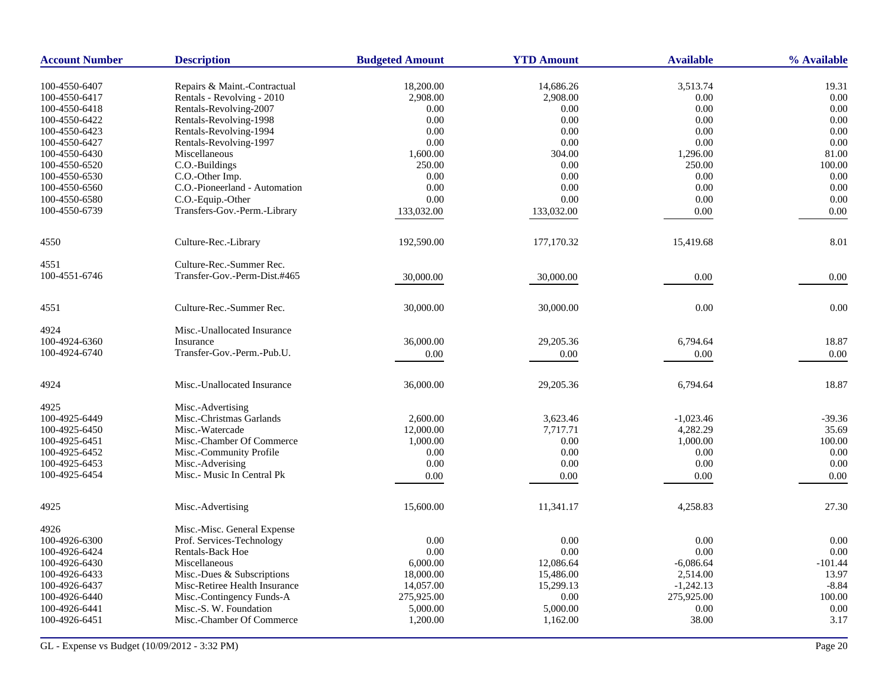| Account Number | Description | Budgeted Amount | YTD Amount | Available | % Available |
|---|---|---|---|---|---|
| 100-4550-6407 | Repairs & Maint.-Contractual | 18,200.00 | 14,686.26 | 3,513.74 | 19.31 |
| 100-4550-6417 | Rentals - Revolving - 2010 | 2,908.00 | 2,908.00 | 0.00 | 0.00 |
| 100-4550-6418 | Rentals-Revolving-2007 | 0.00 | 0.00 | 0.00 | 0.00 |
| 100-4550-6422 | Rentals-Revolving-1998 | 0.00 | 0.00 | 0.00 | 0.00 |
| 100-4550-6423 | Rentals-Revolving-1994 | 0.00 | 0.00 | 0.00 | 0.00 |
| 100-4550-6427 | Rentals-Revolving-1997 | 0.00 | 0.00 | 0.00 | 0.00 |
| 100-4550-6430 | Miscellaneous | 1,600.00 | 304.00 | 1,296.00 | 81.00 |
| 100-4550-6520 | C.O.-Buildings | 250.00 | 0.00 | 250.00 | 100.00 |
| 100-4550-6530 | C.O.-Other Imp. | 0.00 | 0.00 | 0.00 | 0.00 |
| 100-4550-6560 | C.O.-Pioneerland - Automation | 0.00 | 0.00 | 0.00 | 0.00 |
| 100-4550-6580 | C.O.-Equip.-Other | 0.00 | 0.00 | 0.00 | 0.00 |
| 100-4550-6739 | Transfers-Gov.-Perm.-Library | 133,032.00 | 133,032.00 | 0.00 | 0.00 |
| 4550 | Culture-Rec.-Library | 192,590.00 | 177,170.32 | 15,419.68 | 8.01 |
| 4551 | Culture-Rec.-Summer Rec. | | | | |
| 100-4551-6746 | Transfer-Gov.-Perm-Dist.#465 | 30,000.00 | 30,000.00 | 0.00 | 0.00 |
| 4551 | Culture-Rec.-Summer Rec. | 30,000.00 | 30,000.00 | 0.00 | 0.00 |
| 4924 | Misc.-Unallocated Insurance | | | | |
| 100-4924-6360 | Insurance | 36,000.00 | 29,205.36 | 6,794.64 | 18.87 |
| 100-4924-6740 | Transfer-Gov.-Perm.-Pub.U. | 0.00 | 0.00 | 0.00 | 0.00 |
| 4924 | Misc.-Unallocated Insurance | 36,000.00 | 29,205.36 | 6,794.64 | 18.87 |
| 4925 | Misc.-Advertising | | | | |
| 100-4925-6449 | Misc.-Christmas Garlands | 2,600.00 | 3,623.46 | -1,023.46 | -39.36 |
| 100-4925-6450 | Misc.-Watercade | 12,000.00 | 7,717.71 | 4,282.29 | 35.69 |
| 100-4925-6451 | Misc.-Chamber Of Commerce | 1,000.00 | 0.00 | 1,000.00 | 100.00 |
| 100-4925-6452 | Misc.-Community Profile | 0.00 | 0.00 | 0.00 | 0.00 |
| 100-4925-6453 | Misc.-Adverising | 0.00 | 0.00 | 0.00 | 0.00 |
| 100-4925-6454 | Misc.- Music In Central Pk | 0.00 | 0.00 | 0.00 | 0.00 |
| 4925 | Misc.-Advertising | 15,600.00 | 11,341.17 | 4,258.83 | 27.30 |
| 4926 | Misc.-Misc. General Expense | | | | |
| 100-4926-6300 | Prof. Services-Technology | 0.00 | 0.00 | 0.00 | 0.00 |
| 100-4926-6424 | Rentals-Back Hoe | 0.00 | 0.00 | 0.00 | 0.00 |
| 100-4926-6430 | Miscellaneous | 6,000.00 | 12,086.64 | -6,086.64 | -101.44 |
| 100-4926-6433 | Misc.-Dues & Subscriptions | 18,000.00 | 15,486.00 | 2,514.00 | 13.97 |
| 100-4926-6437 | Misc-Retiree Health Insurance | 14,057.00 | 15,299.13 | -1,242.13 | -8.84 |
| 100-4926-6440 | Misc.-Contingency Funds-A | 275,925.00 | 0.00 | 275,925.00 | 100.00 |
| 100-4926-6441 | Misc.-S. W. Foundation | 5,000.00 | 5,000.00 | 0.00 | 0.00 |
| 100-4926-6451 | Misc.-Chamber Of Commerce | 1,200.00 | 1,162.00 | 38.00 | 3.17 |

GL - Expense vs Budget (10/09/2012 - 3:32 PM)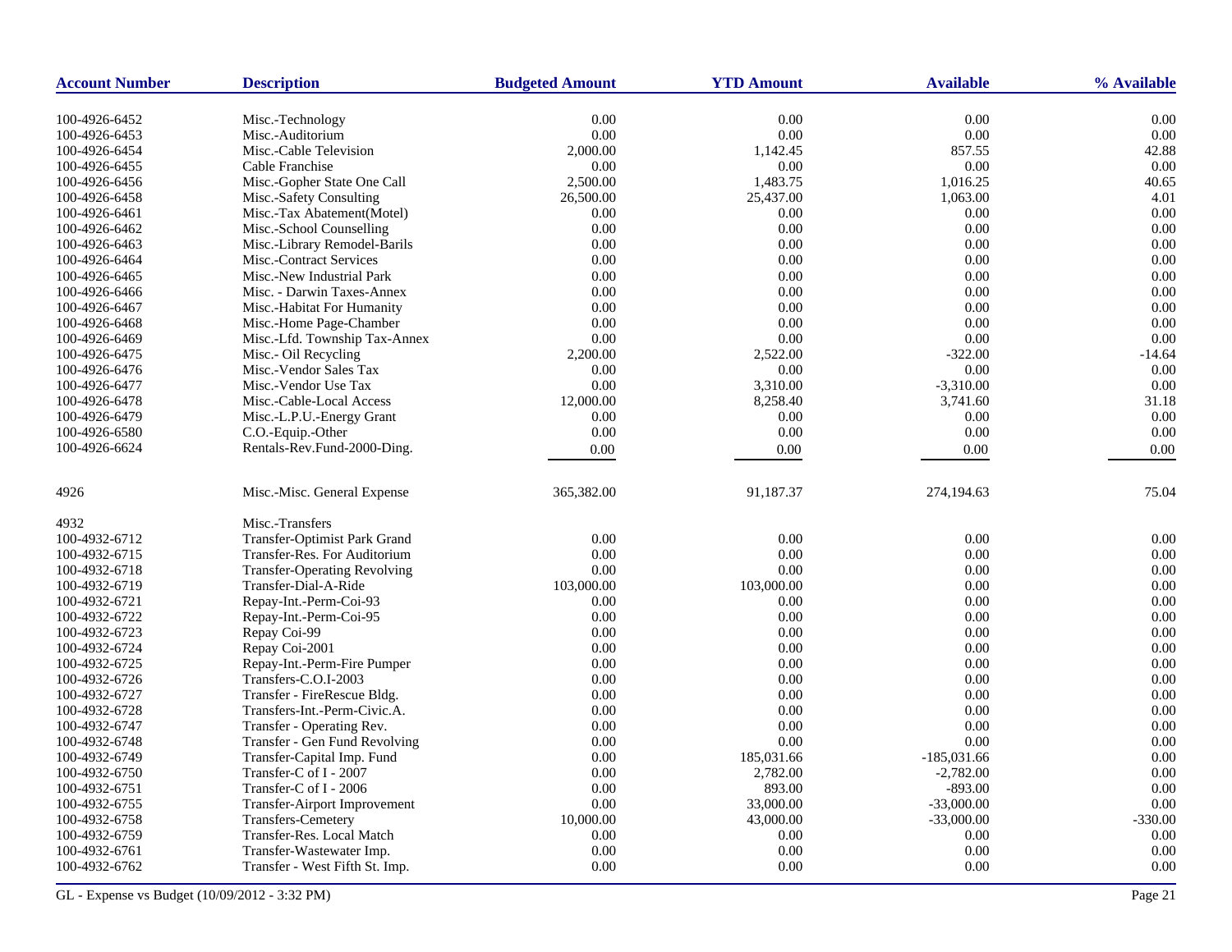| Account Number | Description | Budgeted Amount | YTD Amount | Available | % Available |
|---|---|---|---|---|---|
| 100-4926-6452 | Misc.-Technology | 0.00 | 0.00 | 0.00 | 0.00 |
| 100-4926-6453 | Misc.-Auditorium | 0.00 | 0.00 | 0.00 | 0.00 |
| 100-4926-6454 | Misc.-Cable Television | 2,000.00 | 1,142.45 | 857.55 | 42.88 |
| 100-4926-6455 | Cable Franchise | 0.00 | 0.00 | 0.00 | 0.00 |
| 100-4926-6456 | Misc.-Gopher State One Call | 2,500.00 | 1,483.75 | 1,016.25 | 40.65 |
| 100-4926-6458 | Misc.-Safety Consulting | 26,500.00 | 25,437.00 | 1,063.00 | 4.01 |
| 100-4926-6461 | Misc.-Tax Abatement(Motel) | 0.00 | 0.00 | 0.00 | 0.00 |
| 100-4926-6462 | Misc.-School Counselling | 0.00 | 0.00 | 0.00 | 0.00 |
| 100-4926-6463 | Misc.-Library Remodel-Barils | 0.00 | 0.00 | 0.00 | 0.00 |
| 100-4926-6464 | Misc.-Contract Services | 0.00 | 0.00 | 0.00 | 0.00 |
| 100-4926-6465 | Misc.-New Industrial Park | 0.00 | 0.00 | 0.00 | 0.00 |
| 100-4926-6466 | Misc. - Darwin Taxes-Annex | 0.00 | 0.00 | 0.00 | 0.00 |
| 100-4926-6467 | Misc.-Habitat For Humanity | 0.00 | 0.00 | 0.00 | 0.00 |
| 100-4926-6468 | Misc.-Home Page-Chamber | 0.00 | 0.00 | 0.00 | 0.00 |
| 100-4926-6469 | Misc.-Lfd. Township Tax-Annex | 0.00 | 0.00 | 0.00 | 0.00 |
| 100-4926-6475 | Misc.- Oil Recycling | 2,200.00 | 2,522.00 | -322.00 | -14.64 |
| 100-4926-6476 | Misc.-Vendor Sales Tax | 0.00 | 0.00 | 0.00 | 0.00 |
| 100-4926-6477 | Misc.-Vendor Use Tax | 0.00 | 3,310.00 | -3,310.00 | 0.00 |
| 100-4926-6478 | Misc.-Cable-Local Access | 12,000.00 | 8,258.40 | 3,741.60 | 31.18 |
| 100-4926-6479 | Misc.-L.P.U.-Energy Grant | 0.00 | 0.00 | 0.00 | 0.00 |
| 100-4926-6580 | C.O.-Equip.-Other | 0.00 | 0.00 | 0.00 | 0.00 |
| 100-4926-6624 | Rentals-Rev.Fund-2000-Ding. | 0.00 | 0.00 | 0.00 | 0.00 |
| 4926 | Misc.-Misc. General Expense | 365,382.00 | 91,187.37 | 274,194.63 | 75.04 |
| 4932 | Misc.-Transfers | | | | |
| 100-4932-6712 | Transfer-Optimist Park Grand | 0.00 | 0.00 | 0.00 | 0.00 |
| 100-4932-6715 | Transfer-Res. For Auditorium | 0.00 | 0.00 | 0.00 | 0.00 |
| 100-4932-6718 | Transfer-Operating Revolving | 0.00 | 0.00 | 0.00 | 0.00 |
| 100-4932-6719 | Transfer-Dial-A-Ride | 103,000.00 | 103,000.00 | 0.00 | 0.00 |
| 100-4932-6721 | Repay-Int.-Perm-Coi-93 | 0.00 | 0.00 | 0.00 | 0.00 |
| 100-4932-6722 | Repay-Int.-Perm-Coi-95 | 0.00 | 0.00 | 0.00 | 0.00 |
| 100-4932-6723 | Repay Coi-99 | 0.00 | 0.00 | 0.00 | 0.00 |
| 100-4932-6724 | Repay Coi-2001 | 0.00 | 0.00 | 0.00 | 0.00 |
| 100-4932-6725 | Repay-Int.-Perm-Fire Pumper | 0.00 | 0.00 | 0.00 | 0.00 |
| 100-4932-6726 | Transfers-C.O.I-2003 | 0.00 | 0.00 | 0.00 | 0.00 |
| 100-4932-6727 | Transfer - FireRescue Bldg. | 0.00 | 0.00 | 0.00 | 0.00 |
| 100-4932-6728 | Transfers-Int.-Perm-Civic.A. | 0.00 | 0.00 | 0.00 | 0.00 |
| 100-4932-6747 | Transfer - Operating Rev. | 0.00 | 0.00 | 0.00 | 0.00 |
| 100-4932-6748 | Transfer - Gen Fund Revolving | 0.00 | 0.00 | 0.00 | 0.00 |
| 100-4932-6749 | Transfer-Capital Imp. Fund | 0.00 | 185,031.66 | -185,031.66 | 0.00 |
| 100-4932-6750 | Transfer-C of I - 2007 | 0.00 | 2,782.00 | -2,782.00 | 0.00 |
| 100-4932-6751 | Transfer-C of I - 2006 | 0.00 | 893.00 | -893.00 | 0.00 |
| 100-4932-6755 | Transfer-Airport Improvement | 0.00 | 33,000.00 | -33,000.00 | 0.00 |
| 100-4932-6758 | Transfers-Cemetery | 10,000.00 | 43,000.00 | -33,000.00 | -330.00 |
| 100-4932-6759 | Transfer-Res. Local Match | 0.00 | 0.00 | 0.00 | 0.00 |
| 100-4932-6761 | Transfer-Wastewater Imp. | 0.00 | 0.00 | 0.00 | 0.00 |
| 100-4932-6762 | Transfer - West Fifth St. Imp. | 0.00 | 0.00 | 0.00 | 0.00 |

GL - Expense vs Budget (10/09/2012 - 3:32 PM)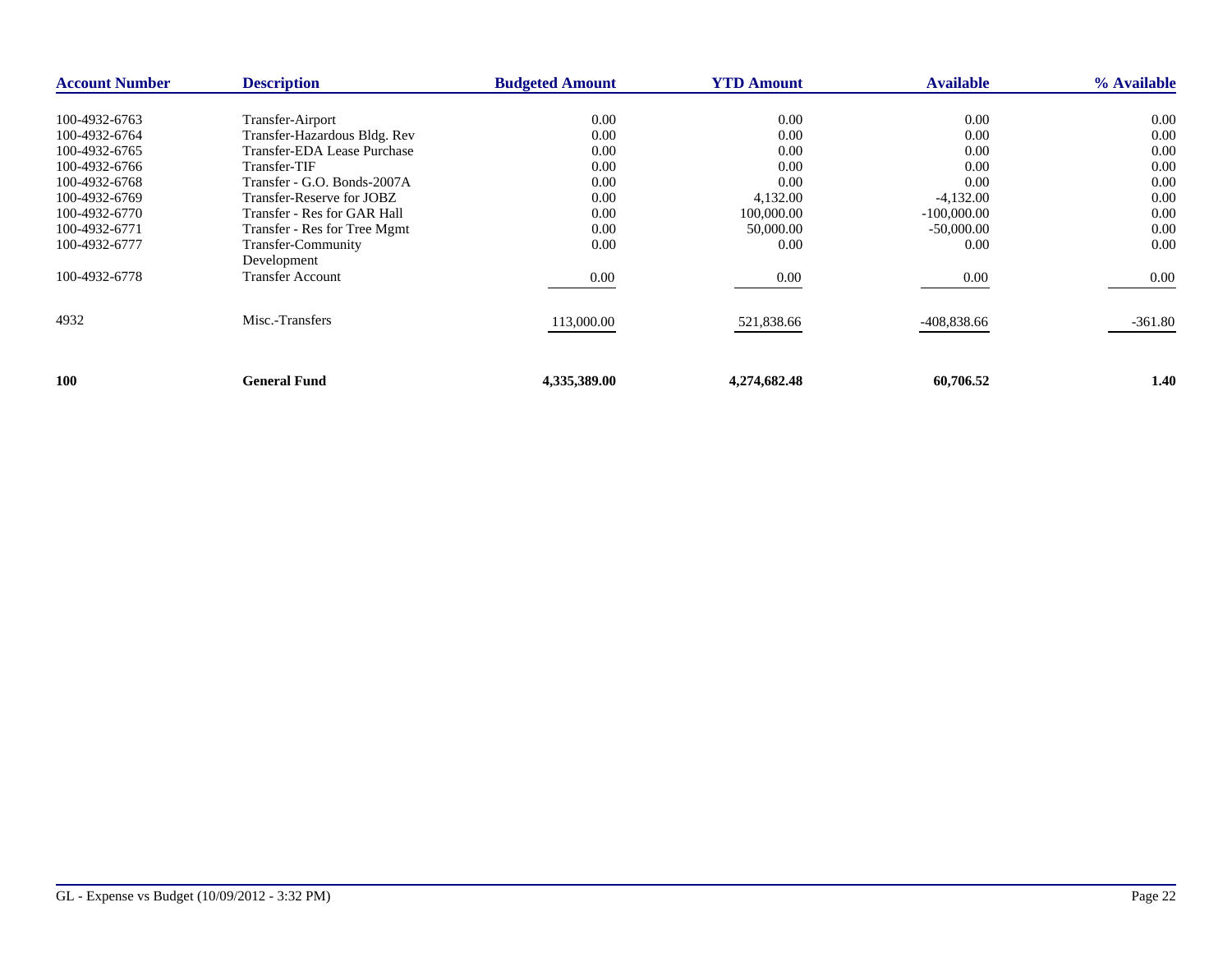| Account Number | Description | Budgeted Amount | YTD Amount | Available | % Available |
|---|---|---|---|---|---|
| 100-4932-6763 | Transfer-Airport | 0.00 | 0.00 | 0.00 | 0.00 |
| 100-4932-6764 | Transfer-Hazardous Bldg. Rev | 0.00 | 0.00 | 0.00 | 0.00 |
| 100-4932-6765 | Transfer-EDA Lease Purchase | 0.00 | 0.00 | 0.00 | 0.00 |
| 100-4932-6766 | Transfer-TIF | 0.00 | 0.00 | 0.00 | 0.00 |
| 100-4932-6768 | Transfer - G.O. Bonds-2007A | 0.00 | 0.00 | 0.00 | 0.00 |
| 100-4932-6769 | Transfer-Reserve for JOBZ | 0.00 | 4,132.00 | -4,132.00 | 0.00 |
| 100-4932-6770 | Transfer - Res for GAR Hall | 0.00 | 100,000.00 | -100,000.00 | 0.00 |
| 100-4932-6771 | Transfer - Res for Tree Mgmt | 0.00 | 50,000.00 | -50,000.00 | 0.00 |
| 100-4932-6777 | Transfer-Community Development | 0.00 | 0.00 | 0.00 | 0.00 |
| 100-4932-6778 | Transfer Account | 0.00 | 0.00 | 0.00 | 0.00 |
| 4932 | Misc.-Transfers | 113,000.00 | 521,838.66 | -408,838.66 | -361.80 |
| **100** | **General Fund** | **4,335,389.00** | **4,274,682.48** | **60,706.52** | **1.40** |

GL - Expense vs Budget (10/09/2012 - 3:32 PM)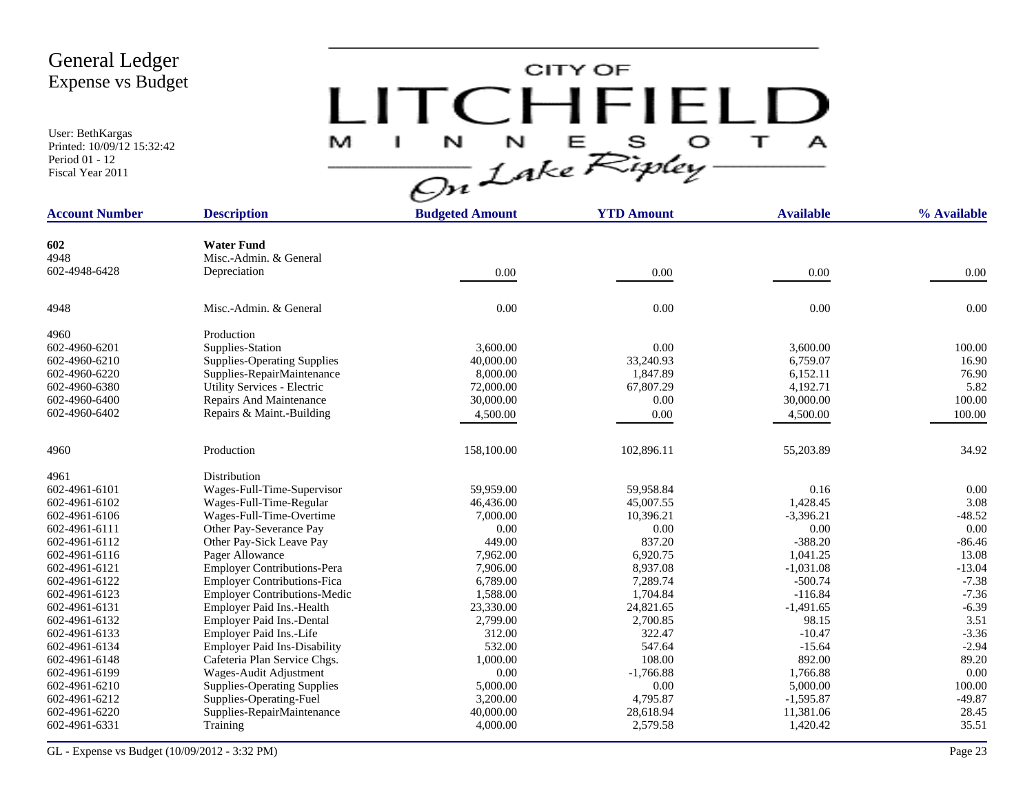# General Ledger
## Expense vs Budget

User: BethKargas
Printed: 10/09/12 15:32:42
Period 01 - 12
Fiscal Year 2011

CITY OF LITCHFIELD MINNESOTA — On Lake Ripley

| Account Number | Description | Budgeted Amount | YTD Amount | Available | % Available |
|---|---|---|---|---|---|
| **602** | **Water Fund** | | | | |
| 4948 | Misc.-Admin. & General | | | | |
| 602-4948-6428 | Depreciation | 0.00 | 0.00 | 0.00 | 0.00 |
| 4948 | Misc.-Admin. & General | 0.00 | 0.00 | 0.00 | 0.00 |
| 4960 | Production | | | | |
| 602-4960-6201 | Supplies-Station | 3,600.00 | 0.00 | 3,600.00 | 100.00 |
| 602-4960-6210 | Supplies-Operating Supplies | 40,000.00 | 33,240.93 | 6,759.07 | 16.90 |
| 602-4960-6220 | Supplies-RepairMaintenance | 8,000.00 | 1,847.89 | 6,152.11 | 76.90 |
| 602-4960-6380 | Utility Services - Electric | 72,000.00 | 67,807.29 | 4,192.71 | 5.82 |
| 602-4960-6400 | Repairs And Maintenance | 30,000.00 | 0.00 | 30,000.00 | 100.00 |
| 602-4960-6402 | Repairs & Maint.-Building | 4,500.00 | 0.00 | 4,500.00 | 100.00 |
| 4960 | Production | 158,100.00 | 102,896.11 | 55,203.89 | 34.92 |
| 4961 | Distribution | | | | |
| 602-4961-6101 | Wages-Full-Time-Supervisor | 59,959.00 | 59,958.84 | 0.16 | 0.00 |
| 602-4961-6102 | Wages-Full-Time-Regular | 46,436.00 | 45,007.55 | 1,428.45 | 3.08 |
| 602-4961-6106 | Wages-Full-Time-Overtime | 7,000.00 | 10,396.21 | -3,396.21 | -48.52 |
| 602-4961-6111 | Other Pay-Severance Pay | 0.00 | 0.00 | 0.00 | 0.00 |
| 602-4961-6112 | Other Pay-Sick Leave Pay | 449.00 | 837.20 | -388.20 | -86.46 |
| 602-4961-6116 | Pager Allowance | 7,962.00 | 6,920.75 | 1,041.25 | 13.08 |
| 602-4961-6121 | Employer Contributions-Pera | 7,906.00 | 8,937.08 | -1,031.08 | -13.04 |
| 602-4961-6122 | Employer Contributions-Fica | 6,789.00 | 7,289.74 | -500.74 | -7.38 |
| 602-4961-6123 | Employer Contributions-Medic | 1,588.00 | 1,704.84 | -116.84 | -7.36 |
| 602-4961-6131 | Employer Paid Ins.-Health | 23,330.00 | 24,821.65 | -1,491.65 | -6.39 |
| 602-4961-6132 | Employer Paid Ins.-Dental | 2,799.00 | 2,700.85 | 98.15 | 3.51 |
| 602-4961-6133 | Employer Paid Ins.-Life | 312.00 | 322.47 | -10.47 | -3.36 |
| 602-4961-6134 | Employer Paid Ins-Disability | 532.00 | 547.64 | -15.64 | -2.94 |
| 602-4961-6148 | Cafeteria Plan Service Chgs. | 1,000.00 | 108.00 | 892.00 | 89.20 |
| 602-4961-6199 | Wages-Audit Adjustment | 0.00 | -1,766.88 | 1,766.88 | 0.00 |
| 602-4961-6210 | Supplies-Operating Supplies | 5,000.00 | 0.00 | 5,000.00 | 100.00 |
| 602-4961-6212 | Supplies-Operating-Fuel | 3,200.00 | 4,795.87 | -1,595.87 | -49.87 |
| 602-4961-6220 | Supplies-RepairMaintenance | 40,000.00 | 28,618.94 | 11,381.06 | 28.45 |
| 602-4961-6331 | Training | 4,000.00 | 2,579.58 | 1,420.42 | 35.51 |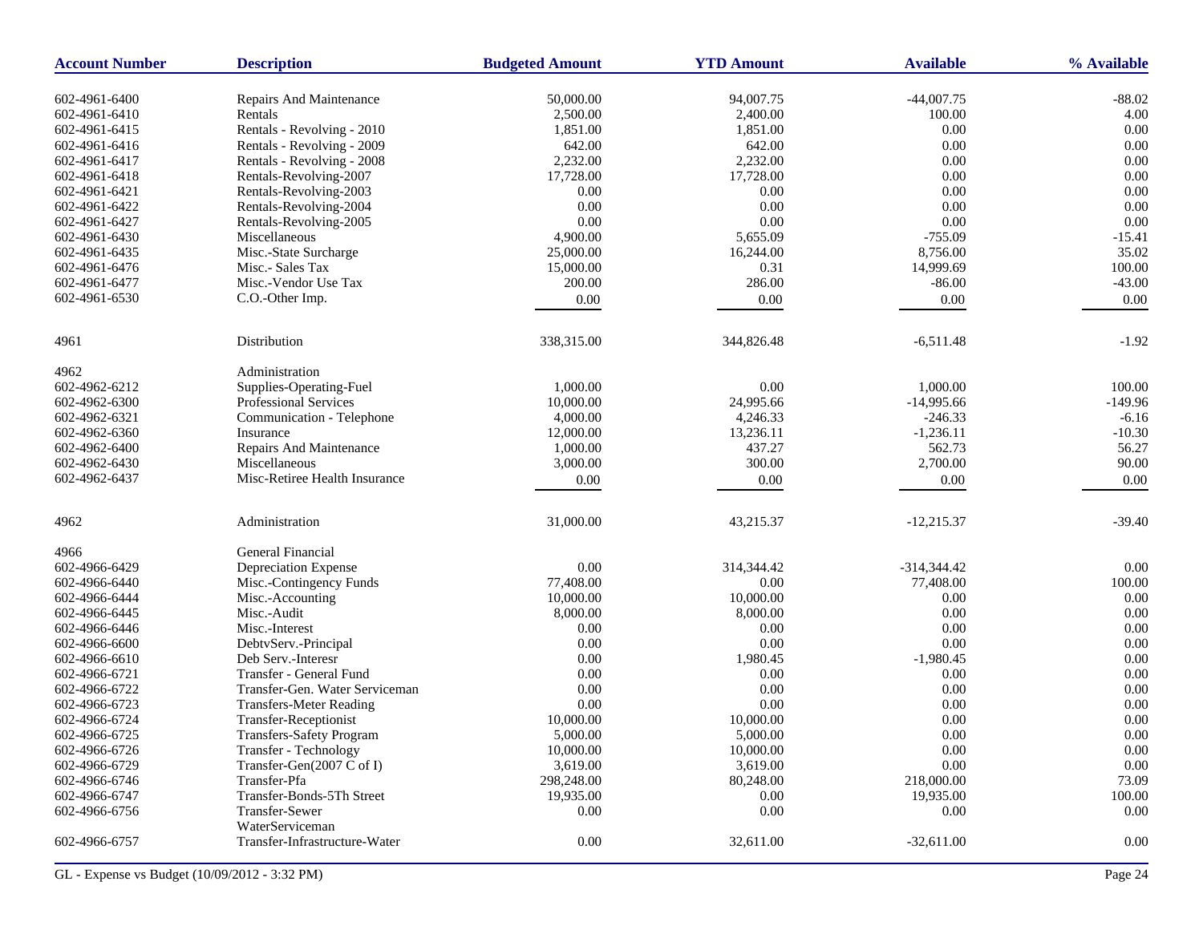| Account Number | Description | Budgeted Amount | YTD Amount | Available | % Available |
|---|---|---|---|---|---|
| 602-4961-6400 | Repairs And Maintenance | 50,000.00 | 94,007.75 | -44,007.75 | -88.02 |
| 602-4961-6410 | Rentals | 2,500.00 | 2,400.00 | 100.00 | 4.00 |
| 602-4961-6415 | Rentals - Revolving - 2010 | 1,851.00 | 1,851.00 | 0.00 | 0.00 |
| 602-4961-6416 | Rentals - Revolving - 2009 | 642.00 | 642.00 | 0.00 | 0.00 |
| 602-4961-6417 | Rentals - Revolving - 2008 | 2,232.00 | 2,232.00 | 0.00 | 0.00 |
| 602-4961-6418 | Rentals-Revolving-2007 | 17,728.00 | 17,728.00 | 0.00 | 0.00 |
| 602-4961-6421 | Rentals-Revolving-2003 | 0.00 | 0.00 | 0.00 | 0.00 |
| 602-4961-6422 | Rentals-Revolving-2004 | 0.00 | 0.00 | 0.00 | 0.00 |
| 602-4961-6427 | Rentals-Revolving-2005 | 0.00 | 0.00 | 0.00 | 0.00 |
| 602-4961-6430 | Miscellaneous | 4,900.00 | 5,655.09 | -755.09 | -15.41 |
| 602-4961-6435 | Misc.-State Surcharge | 25,000.00 | 16,244.00 | 8,756.00 | 35.02 |
| 602-4961-6476 | Misc.- Sales Tax | 15,000.00 | 0.31 | 14,999.69 | 100.00 |
| 602-4961-6477 | Misc.-Vendor Use Tax | 200.00 | 286.00 | -86.00 | -43.00 |
| 602-4961-6530 | C.O.-Other Imp. | 0.00 | 0.00 | 0.00 | 0.00 |
| 4961 | Distribution | 338,315.00 | 344,826.48 | -6,511.48 | -1.92 |
| 4962 | Administration | | | | |
| 602-4962-6212 | Supplies-Operating-Fuel | 1,000.00 | 0.00 | 1,000.00 | 100.00 |
| 602-4962-6300 | Professional Services | 10,000.00 | 24,995.66 | -14,995.66 | -149.96 |
| 602-4962-6321 | Communication - Telephone | 4,000.00 | 4,246.33 | -246.33 | -6.16 |
| 602-4962-6360 | Insurance | 12,000.00 | 13,236.11 | -1,236.11 | -10.30 |
| 602-4962-6400 | Repairs And Maintenance | 1,000.00 | 437.27 | 562.73 | 56.27 |
| 602-4962-6430 | Miscellaneous | 3,000.00 | 300.00 | 2,700.00 | 90.00 |
| 602-4962-6437 | Misc-Retiree Health Insurance | 0.00 | 0.00 | 0.00 | 0.00 |
| 4962 | Administration | 31,000.00 | 43,215.37 | -12,215.37 | -39.40 |
| 4966 | General Financial | | | | |
| 602-4966-6429 | Depreciation Expense | 0.00 | 314,344.42 | -314,344.42 | 0.00 |
| 602-4966-6440 | Misc.-Contingency Funds | 77,408.00 | 0.00 | 77,408.00 | 100.00 |
| 602-4966-6444 | Misc.-Accounting | 10,000.00 | 10,000.00 | 0.00 | 0.00 |
| 602-4966-6445 | Misc.-Audit | 8,000.00 | 8,000.00 | 0.00 | 0.00 |
| 602-4966-6446 | Misc.-Interest | 0.00 | 0.00 | 0.00 | 0.00 |
| 602-4966-6600 | DebtvServ.-Principal | 0.00 | 0.00 | 0.00 | 0.00 |
| 602-4966-6610 | Deb Serv.-Interesr | 0.00 | 1,980.45 | -1,980.45 | 0.00 |
| 602-4966-6721 | Transfer - General Fund | 0.00 | 0.00 | 0.00 | 0.00 |
| 602-4966-6722 | Transfer-Gen. Water Serviceman | 0.00 | 0.00 | 0.00 | 0.00 |
| 602-4966-6723 | Transfers-Meter Reading | 0.00 | 0.00 | 0.00 | 0.00 |
| 602-4966-6724 | Transfer-Receptionist | 10,000.00 | 10,000.00 | 0.00 | 0.00 |
| 602-4966-6725 | Transfers-Safety Program | 5,000.00 | 5,000.00 | 0.00 | 0.00 |
| 602-4966-6726 | Transfer - Technology | 10,000.00 | 10,000.00 | 0.00 | 0.00 |
| 602-4966-6729 | Transfer-Gen(2007 C of I) | 3,619.00 | 3,619.00 | 0.00 | 0.00 |
| 602-4966-6746 | Transfer-Pfa | 298,248.00 | 80,248.00 | 218,000.00 | 73.09 |
| 602-4966-6747 | Transfer-Bonds-5Th Street | 19,935.00 | 0.00 | 19,935.00 | 100.00 |
| 602-4966-6756 | Transfer-Sewer WaterServiceman | 0.00 | 0.00 | 0.00 | 0.00 |
| 602-4966-6757 | Transfer-Infrastructure-Water | 0.00 | 32,611.00 | -32,611.00 | 0.00 |

GL - Expense vs Budget (10/09/2012 - 3:32 PM)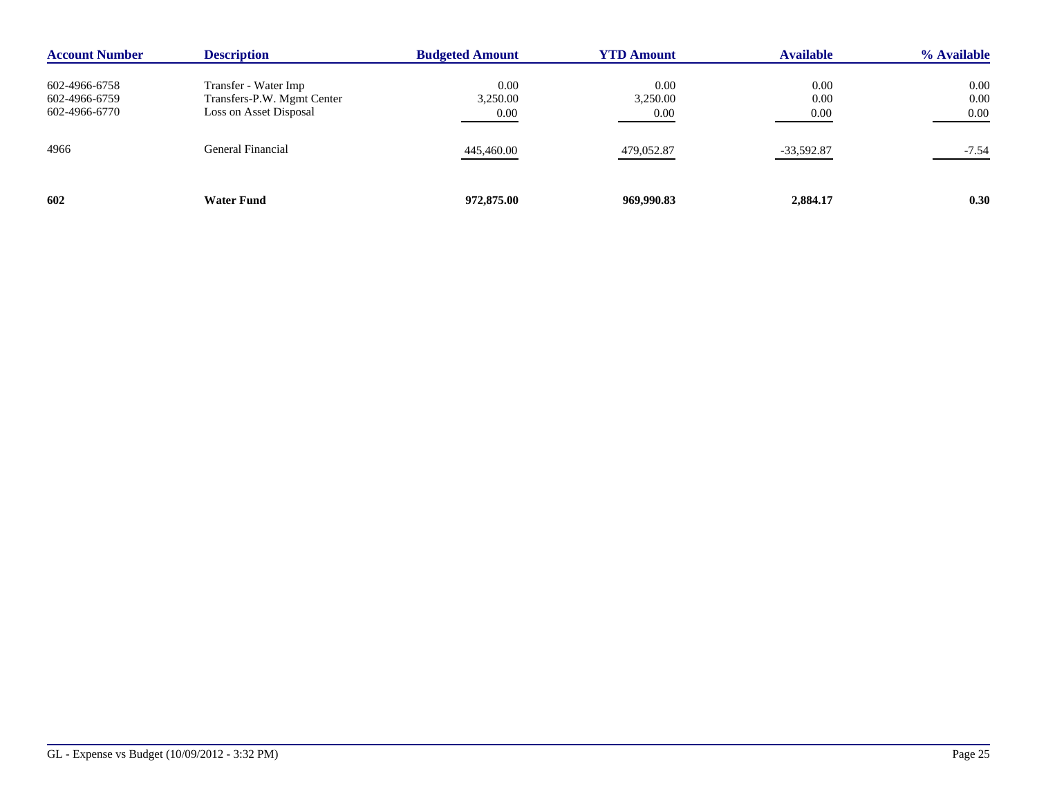| Account Number | Description | Budgeted Amount | YTD Amount | Available | % Available |
|---|---|---|---|---|---|
| 602-4966-6758 | Transfer - Water Imp | 0.00 | 0.00 | 0.00 | 0.00 |
| 602-4966-6759 | Transfers-P.W. Mgmt Center | 3,250.00 | 3,250.00 | 0.00 | 0.00 |
| 602-4966-6770 | Loss on Asset Disposal | 0.00 | 0.00 | 0.00 | 0.00 |
| 4966 | General Financial | 445,460.00 | 479,052.87 | -33,592.87 | -7.54 |
| **602** | **Water Fund** | **972,875.00** | **969,990.83** | **2,884.17** | **0.30** |

GL - Expense vs Budget (10/09/2012 - 3:32 PM)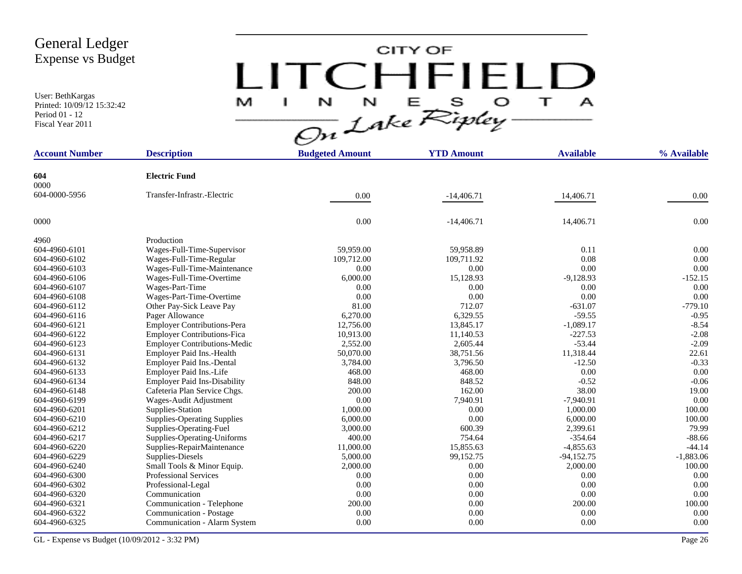# General Ledger
## Expense vs Budget

User: BethKargas
Printed: 10/09/12 15:32:42
Period 01 - 12
Fiscal Year 2011

CITY OF LITCHFIELD MINNESOTA — On Lake Ripley

| Account Number | Description | Budgeted Amount | YTD Amount | Available | % Available |
|---|---|---|---|---|---|
| **604** | **Electric Fund** | | | | |
| 0000 | | | | | |
| 604-0000-5956 | Transfer-Infrastr.-Electric | 0.00 | -14,406.71 | 14,406.71 | 0.00 |
| 0000 | | 0.00 | -14,406.71 | 14,406.71 | 0.00 |
| 4960 | Production | | | | |
| 604-4960-6101 | Wages-Full-Time-Supervisor | 59,959.00 | 59,958.89 | 0.11 | 0.00 |
| 604-4960-6102 | Wages-Full-Time-Regular | 109,712.00 | 109,711.92 | 0.08 | 0.00 |
| 604-4960-6103 | Wages-Full-Time-Maintenance | 0.00 | 0.00 | 0.00 | 0.00 |
| 604-4960-6106 | Wages-Full-Time-Overtime | 6,000.00 | 15,128.93 | -9,128.93 | -152.15 |
| 604-4960-6107 | Wages-Part-Time | 0.00 | 0.00 | 0.00 | 0.00 |
| 604-4960-6108 | Wages-Part-Time-Overtime | 0.00 | 0.00 | 0.00 | 0.00 |
| 604-4960-6112 | Other Pay-Sick Leave Pay | 81.00 | 712.07 | -631.07 | -779.10 |
| 604-4960-6116 | Pager Allowance | 6,270.00 | 6,329.55 | -59.55 | -0.95 |
| 604-4960-6121 | Employer Contributions-Pera | 12,756.00 | 13,845.17 | -1,089.17 | -8.54 |
| 604-4960-6122 | Employer Contributions-Fica | 10,913.00 | 11,140.53 | -227.53 | -2.08 |
| 604-4960-6123 | Employer Contributions-Medic | 2,552.00 | 2,605.44 | -53.44 | -2.09 |
| 604-4960-6131 | Employer Paid Ins.-Health | 50,070.00 | 38,751.56 | 11,318.44 | 22.61 |
| 604-4960-6132 | Employer Paid Ins.-Dental | 3,784.00 | 3,796.50 | -12.50 | -0.33 |
| 604-4960-6133 | Employer Paid Ins.-Life | 468.00 | 468.00 | 0.00 | 0.00 |
| 604-4960-6134 | Employer Paid Ins-Disability | 848.00 | 848.52 | -0.52 | -0.06 |
| 604-4960-6148 | Cafeteria Plan Service Chgs. | 200.00 | 162.00 | 38.00 | 19.00 |
| 604-4960-6199 | Wages-Audit Adjustment | 0.00 | 7,940.91 | -7,940.91 | 0.00 |
| 604-4960-6201 | Supplies-Station | 1,000.00 | 0.00 | 1,000.00 | 100.00 |
| 604-4960-6210 | Supplies-Operating Supplies | 6,000.00 | 0.00 | 6,000.00 | 100.00 |
| 604-4960-6212 | Supplies-Operating-Fuel | 3,000.00 | 600.39 | 2,399.61 | 79.99 |
| 604-4960-6217 | Supplies-Operating-Uniforms | 400.00 | 754.64 | -354.64 | -88.66 |
| 604-4960-6220 | Supplies-RepairMaintenance | 11,000.00 | 15,855.63 | -4,855.63 | -44.14 |
| 604-4960-6229 | Supplies-Diesels | 5,000.00 | 99,152.75 | -94,152.75 | -1,883.06 |
| 604-4960-6240 | Small Tools & Minor Equip. | 2,000.00 | 0.00 | 2,000.00 | 100.00 |
| 604-4960-6300 | Professional Services | 0.00 | 0.00 | 0.00 | 0.00 |
| 604-4960-6302 | Professional-Legal | 0.00 | 0.00 | 0.00 | 0.00 |
| 604-4960-6320 | Communication | 0.00 | 0.00 | 0.00 | 0.00 |
| 604-4960-6321 | Communication - Telephone | 200.00 | 0.00 | 200.00 | 100.00 |
| 604-4960-6322 | Communication - Postage | 0.00 | 0.00 | 0.00 | 0.00 |
| 604-4960-6325 | Communication - Alarm System | 0.00 | 0.00 | 0.00 | 0.00 |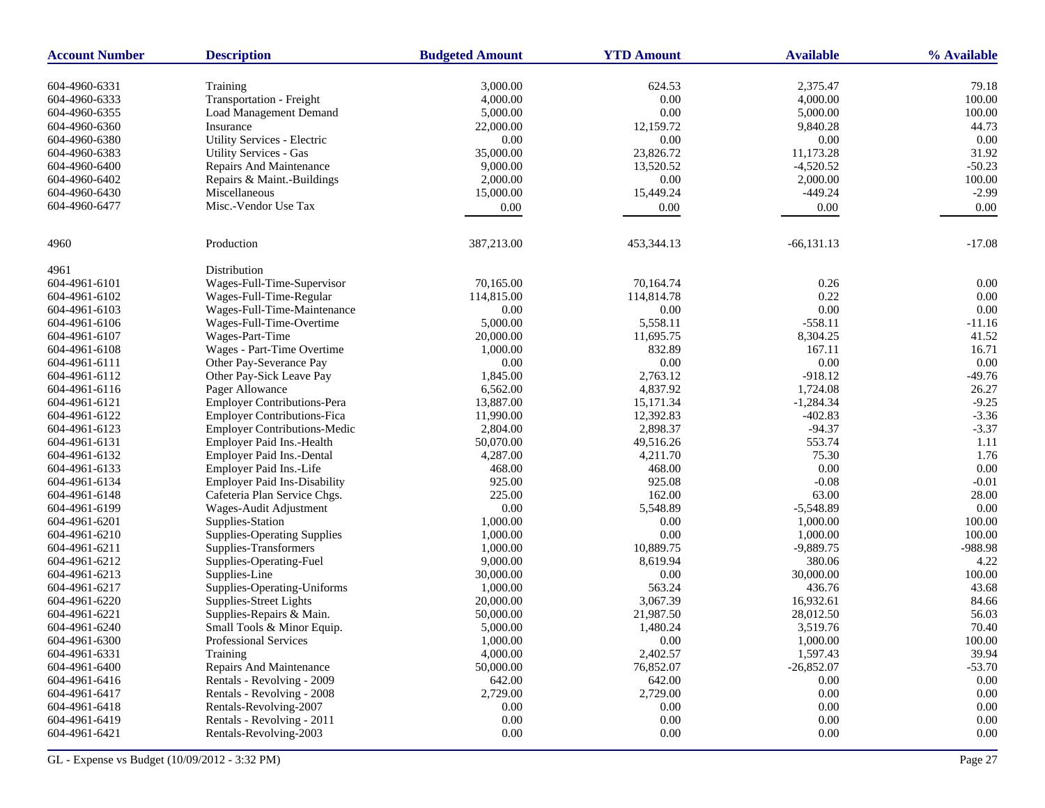| Account Number | Description | Budgeted Amount | YTD Amount | Available | % Available |
|---|---|---|---|---|---|
| 604-4960-6331 | Training | 3,000.00 | 624.53 | 2,375.47 | 79.18 |
| 604-4960-6333 | Transportation - Freight | 4,000.00 | 0.00 | 4,000.00 | 100.00 |
| 604-4960-6355 | Load Management Demand | 5,000.00 | 0.00 | 5,000.00 | 100.00 |
| 604-4960-6360 | Insurance | 22,000.00 | 12,159.72 | 9,840.28 | 44.73 |
| 604-4960-6380 | Utility Services - Electric | 0.00 | 0.00 | 0.00 | 0.00 |
| 604-4960-6383 | Utility Services - Gas | 35,000.00 | 23,826.72 | 11,173.28 | 31.92 |
| 604-4960-6400 | Repairs And Maintenance | 9,000.00 | 13,520.52 | -4,520.52 | -50.23 |
| 604-4960-6402 | Repairs & Maint.-Buildings | 2,000.00 | 0.00 | 2,000.00 | 100.00 |
| 604-4960-6430 | Miscellaneous | 15,000.00 | 15,449.24 | -449.24 | -2.99 |
| 604-4960-6477 | Misc.-Vendor Use Tax | 0.00 | 0.00 | 0.00 | 0.00 |
| 4960 | Production | 387,213.00 | 453,344.13 | -66,131.13 | -17.08 |
| 4961 | Distribution | | | | |
| 604-4961-6101 | Wages-Full-Time-Supervisor | 70,165.00 | 70,164.74 | 0.26 | 0.00 |
| 604-4961-6102 | Wages-Full-Time-Regular | 114,815.00 | 114,814.78 | 0.22 | 0.00 |
| 604-4961-6103 | Wages-Full-Time-Maintenance | 0.00 | 0.00 | 0.00 | 0.00 |
| 604-4961-6106 | Wages-Full-Time-Overtime | 5,000.00 | 5,558.11 | -558.11 | -11.16 |
| 604-4961-6107 | Wages-Part-Time | 20,000.00 | 11,695.75 | 8,304.25 | 41.52 |
| 604-4961-6108 | Wages - Part-Time Overtime | 1,000.00 | 832.89 | 167.11 | 16.71 |
| 604-4961-6111 | Other Pay-Severance Pay | 0.00 | 0.00 | 0.00 | 0.00 |
| 604-4961-6112 | Other Pay-Sick Leave Pay | 1,845.00 | 2,763.12 | -918.12 | -49.76 |
| 604-4961-6116 | Pager Allowance | 6,562.00 | 4,837.92 | 1,724.08 | 26.27 |
| 604-4961-6121 | Employer Contributions-Pera | 13,887.00 | 15,171.34 | -1,284.34 | -9.25 |
| 604-4961-6122 | Employer Contributions-Fica | 11,990.00 | 12,392.83 | -402.83 | -3.36 |
| 604-4961-6123 | Employer Contributions-Medic | 2,804.00 | 2,898.37 | -94.37 | -3.37 |
| 604-4961-6131 | Employer Paid Ins.-Health | 50,070.00 | 49,516.26 | 553.74 | 1.11 |
| 604-4961-6132 | Employer Paid Ins.-Dental | 4,287.00 | 4,211.70 | 75.30 | 1.76 |
| 604-4961-6133 | Employer Paid Ins.-Life | 468.00 | 468.00 | 0.00 | 0.00 |
| 604-4961-6134 | Employer Paid Ins-Disability | 925.00 | 925.08 | -0.08 | -0.01 |
| 604-4961-6148 | Cafeteria Plan Service Chgs. | 225.00 | 162.00 | 63.00 | 28.00 |
| 604-4961-6199 | Wages-Audit Adjustment | 0.00 | 5,548.89 | -5,548.89 | 0.00 |
| 604-4961-6201 | Supplies-Station | 1,000.00 | 0.00 | 1,000.00 | 100.00 |
| 604-4961-6210 | Supplies-Operating Supplies | 1,000.00 | 0.00 | 1,000.00 | 100.00 |
| 604-4961-6211 | Supplies-Transformers | 1,000.00 | 10,889.75 | -9,889.75 | -988.98 |
| 604-4961-6212 | Supplies-Operating-Fuel | 9,000.00 | 8,619.94 | 380.06 | 4.22 |
| 604-4961-6213 | Supplies-Line | 30,000.00 | 0.00 | 30,000.00 | 100.00 |
| 604-4961-6217 | Supplies-Operating-Uniforms | 1,000.00 | 563.24 | 436.76 | 43.68 |
| 604-4961-6220 | Supplies-Street Lights | 20,000.00 | 3,067.39 | 16,932.61 | 84.66 |
| 604-4961-6221 | Supplies-Repairs & Main. | 50,000.00 | 21,987.50 | 28,012.50 | 56.03 |
| 604-4961-6240 | Small Tools & Minor Equip. | 5,000.00 | 1,480.24 | 3,519.76 | 70.40 |
| 604-4961-6300 | Professional Services | 1,000.00 | 0.00 | 1,000.00 | 100.00 |
| 604-4961-6331 | Training | 4,000.00 | 2,402.57 | 1,597.43 | 39.94 |
| 604-4961-6400 | Repairs And Maintenance | 50,000.00 | 76,852.07 | -26,852.07 | -53.70 |
| 604-4961-6416 | Rentals - Revolving - 2009 | 642.00 | 642.00 | 0.00 | 0.00 |
| 604-4961-6417 | Rentals - Revolving - 2008 | 2,729.00 | 2,729.00 | 0.00 | 0.00 |
| 604-4961-6418 | Rentals-Revolving-2007 | 0.00 | 0.00 | 0.00 | 0.00 |
| 604-4961-6419 | Rentals - Revolving - 2011 | 0.00 | 0.00 | 0.00 | 0.00 |
| 604-4961-6421 | Rentals-Revolving-2003 | 0.00 | 0.00 | 0.00 | 0.00 |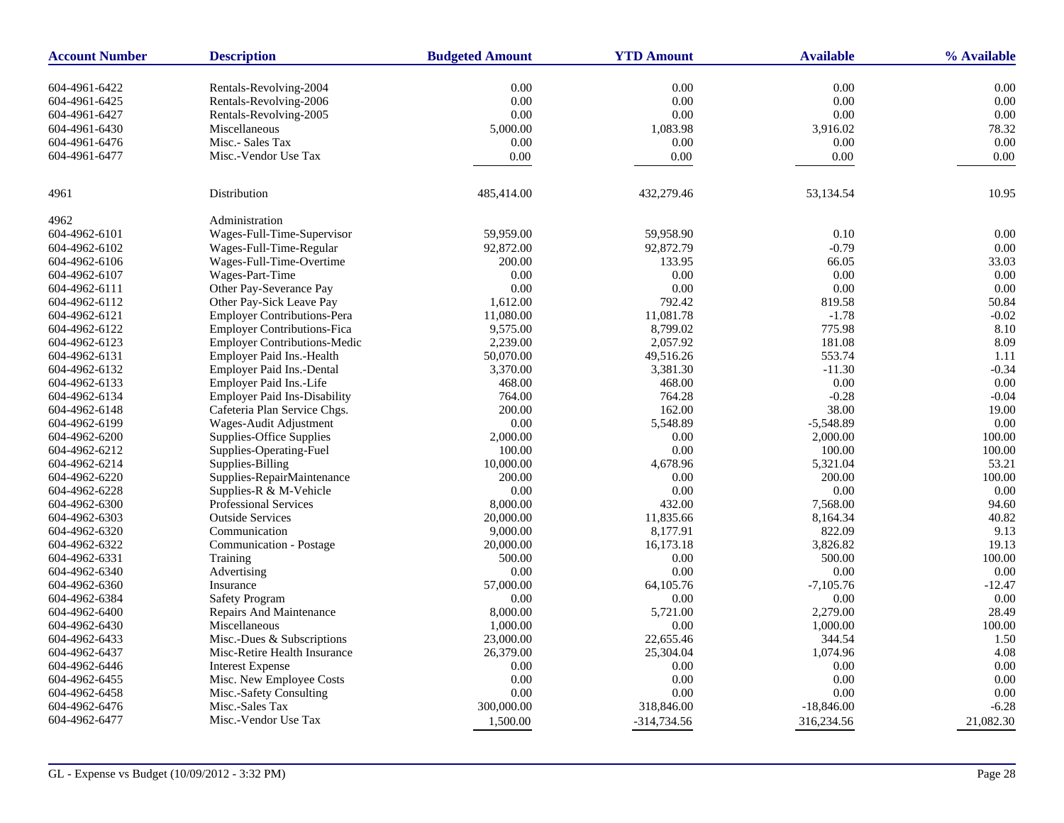| Account Number | Description | Budgeted Amount | YTD Amount | Available | % Available |
|---|---|---|---|---|---|
| 604-4961-6422 | Rentals-Revolving-2004 | 0.00 | 0.00 | 0.00 | 0.00 |
| 604-4961-6425 | Rentals-Revolving-2006 | 0.00 | 0.00 | 0.00 | 0.00 |
| 604-4961-6427 | Rentals-Revolving-2005 | 0.00 | 0.00 | 0.00 | 0.00 |
| 604-4961-6430 | Miscellaneous | 5,000.00 | 1,083.98 | 3,916.02 | 78.32 |
| 604-4961-6476 | Misc.- Sales Tax | 0.00 | 0.00 | 0.00 | 0.00 |
| 604-4961-6477 | Misc.-Vendor Use Tax | 0.00 | 0.00 | 0.00 | 0.00 |
| 4961 | Distribution | 485,414.00 | 432,279.46 | 53,134.54 | 10.95 |
| 4962 | Administration | | | | |
| 604-4962-6101 | Wages-Full-Time-Supervisor | 59,959.00 | 59,958.90 | 0.10 | 0.00 |
| 604-4962-6102 | Wages-Full-Time-Regular | 92,872.00 | 92,872.79 | -0.79 | 0.00 |
| 604-4962-6106 | Wages-Full-Time-Overtime | 200.00 | 133.95 | 66.05 | 33.03 |
| 604-4962-6107 | Wages-Part-Time | 0.00 | 0.00 | 0.00 | 0.00 |
| 604-4962-6111 | Other Pay-Severance Pay | 0.00 | 0.00 | 0.00 | 0.00 |
| 604-4962-6112 | Other Pay-Sick Leave Pay | 1,612.00 | 792.42 | 819.58 | 50.84 |
| 604-4962-6121 | Employer Contributions-Pera | 11,080.00 | 11,081.78 | -1.78 | -0.02 |
| 604-4962-6122 | Employer Contributions-Fica | 9,575.00 | 8,799.02 | 775.98 | 8.10 |
| 604-4962-6123 | Employer Contributions-Medic | 2,239.00 | 2,057.92 | 181.08 | 8.09 |
| 604-4962-6131 | Employer Paid Ins.-Health | 50,070.00 | 49,516.26 | 553.74 | 1.11 |
| 604-4962-6132 | Employer Paid Ins.-Dental | 3,370.00 | 3,381.30 | -11.30 | -0.34 |
| 604-4962-6133 | Employer Paid Ins.-Life | 468.00 | 468.00 | 0.00 | 0.00 |
| 604-4962-6134 | Employer Paid Ins-Disability | 764.00 | 764.28 | -0.28 | -0.04 |
| 604-4962-6148 | Cafeteria Plan Service Chgs. | 200.00 | 162.00 | 38.00 | 19.00 |
| 604-4962-6199 | Wages-Audit Adjustment | 0.00 | 5,548.89 | -5,548.89 | 0.00 |
| 604-4962-6200 | Supplies-Office Supplies | 2,000.00 | 0.00 | 2,000.00 | 100.00 |
| 604-4962-6212 | Supplies-Operating-Fuel | 100.00 | 0.00 | 100.00 | 100.00 |
| 604-4962-6214 | Supplies-Billing | 10,000.00 | 4,678.96 | 5,321.04 | 53.21 |
| 604-4962-6220 | Supplies-RepairMaintenance | 200.00 | 0.00 | 200.00 | 100.00 |
| 604-4962-6228 | Supplies-R & M-Vehicle | 0.00 | 0.00 | 0.00 | 0.00 |
| 604-4962-6300 | Professional Services | 8,000.00 | 432.00 | 7,568.00 | 94.60 |
| 604-4962-6303 | Outside Services | 20,000.00 | 11,835.66 | 8,164.34 | 40.82 |
| 604-4962-6320 | Communication | 9,000.00 | 8,177.91 | 822.09 | 9.13 |
| 604-4962-6322 | Communication - Postage | 20,000.00 | 16,173.18 | 3,826.82 | 19.13 |
| 604-4962-6331 | Training | 500.00 | 0.00 | 500.00 | 100.00 |
| 604-4962-6340 | Advertising | 0.00 | 0.00 | 0.00 | 0.00 |
| 604-4962-6360 | Insurance | 57,000.00 | 64,105.76 | -7,105.76 | -12.47 |
| 604-4962-6384 | Safety Program | 0.00 | 0.00 | 0.00 | 0.00 |
| 604-4962-6400 | Repairs And Maintenance | 8,000.00 | 5,721.00 | 2,279.00 | 28.49 |
| 604-4962-6430 | Miscellaneous | 1,000.00 | 0.00 | 1,000.00 | 100.00 |
| 604-4962-6433 | Misc.-Dues & Subscriptions | 23,000.00 | 22,655.46 | 344.54 | 1.50 |
| 604-4962-6437 | Misc-Retire Health Insurance | 26,379.00 | 25,304.04 | 1,074.96 | 4.08 |
| 604-4962-6446 | Interest Expense | 0.00 | 0.00 | 0.00 | 0.00 |
| 604-4962-6455 | Misc. New Employee Costs | 0.00 | 0.00 | 0.00 | 0.00 |
| 604-4962-6458 | Misc.-Safety Consulting | 0.00 | 0.00 | 0.00 | 0.00 |
| 604-4962-6476 | Misc.-Sales Tax | 300,000.00 | 318,846.00 | -18,846.00 | -6.28 |
| 604-4962-6477 | Misc.-Vendor Use Tax | 1,500.00 | -314,734.56 | 316,234.56 | 21,082.30 |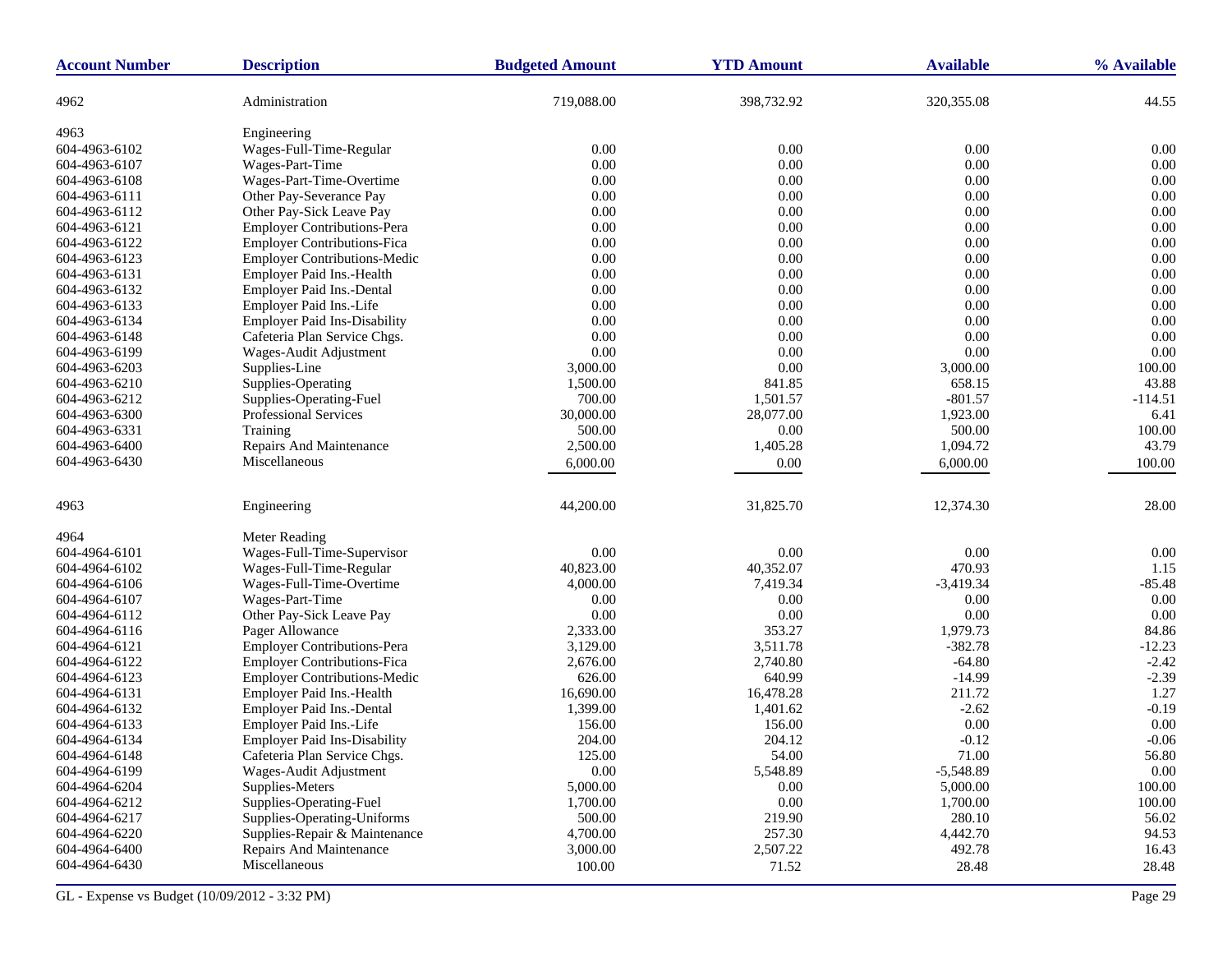| Account Number | Description | Budgeted Amount | YTD Amount | Available | % Available |
|---|---|---|---|---|---|
| 4962 | Administration | 719,088.00 | 398,732.92 | 320,355.08 | 44.55 |
| 4963 | Engineering | | | | |
| 604-4963-6102 | Wages-Full-Time-Regular | 0.00 | 0.00 | 0.00 | 0.00 |
| 604-4963-6107 | Wages-Part-Time | 0.00 | 0.00 | 0.00 | 0.00 |
| 604-4963-6108 | Wages-Part-Time-Overtime | 0.00 | 0.00 | 0.00 | 0.00 |
| 604-4963-6111 | Other Pay-Severance Pay | 0.00 | 0.00 | 0.00 | 0.00 |
| 604-4963-6112 | Other Pay-Sick Leave Pay | 0.00 | 0.00 | 0.00 | 0.00 |
| 604-4963-6121 | Employer Contributions-Pera | 0.00 | 0.00 | 0.00 | 0.00 |
| 604-4963-6122 | Employer Contributions-Fica | 0.00 | 0.00 | 0.00 | 0.00 |
| 604-4963-6123 | Employer Contributions-Medic | 0.00 | 0.00 | 0.00 | 0.00 |
| 604-4963-6131 | Employer Paid Ins.-Health | 0.00 | 0.00 | 0.00 | 0.00 |
| 604-4963-6132 | Employer Paid Ins.-Dental | 0.00 | 0.00 | 0.00 | 0.00 |
| 604-4963-6133 | Employer Paid Ins.-Life | 0.00 | 0.00 | 0.00 | 0.00 |
| 604-4963-6134 | Employer Paid Ins-Disability | 0.00 | 0.00 | 0.00 | 0.00 |
| 604-4963-6148 | Cafeteria Plan Service Chgs. | 0.00 | 0.00 | 0.00 | 0.00 |
| 604-4963-6199 | Wages-Audit Adjustment | 0.00 | 0.00 | 0.00 | 0.00 |
| 604-4963-6203 | Supplies-Line | 3,000.00 | 0.00 | 3,000.00 | 100.00 |
| 604-4963-6210 | Supplies-Operating | 1,500.00 | 841.85 | 658.15 | 43.88 |
| 604-4963-6212 | Supplies-Operating-Fuel | 700.00 | 1,501.57 | -801.57 | -114.51 |
| 604-4963-6300 | Professional Services | 30,000.00 | 28,077.00 | 1,923.00 | 6.41 |
| 604-4963-6331 | Training | 500.00 | 0.00 | 500.00 | 100.00 |
| 604-4963-6400 | Repairs And Maintenance | 2,500.00 | 1,405.28 | 1,094.72 | 43.79 |
| 604-4963-6430 | Miscellaneous | 6,000.00 | 0.00 | 6,000.00 | 100.00 |
| 4963 | Engineering | 44,200.00 | 31,825.70 | 12,374.30 | 28.00 |
| 4964 | Meter Reading | | | | |
| 604-4964-6101 | Wages-Full-Time-Supervisor | 0.00 | 0.00 | 0.00 | 0.00 |
| 604-4964-6102 | Wages-Full-Time-Regular | 40,823.00 | 40,352.07 | 470.93 | 1.15 |
| 604-4964-6106 | Wages-Full-Time-Overtime | 4,000.00 | 7,419.34 | -3,419.34 | -85.48 |
| 604-4964-6107 | Wages-Part-Time | 0.00 | 0.00 | 0.00 | 0.00 |
| 604-4964-6112 | Other Pay-Sick Leave Pay | 0.00 | 0.00 | 0.00 | 0.00 |
| 604-4964-6116 | Pager Allowance | 2,333.00 | 353.27 | 1,979.73 | 84.86 |
| 604-4964-6121 | Employer Contributions-Pera | 3,129.00 | 3,511.78 | -382.78 | -12.23 |
| 604-4964-6122 | Employer Contributions-Fica | 2,676.00 | 2,740.80 | -64.80 | -2.42 |
| 604-4964-6123 | Employer Contributions-Medic | 626.00 | 640.99 | -14.99 | -2.39 |
| 604-4964-6131 | Employer Paid Ins.-Health | 16,690.00 | 16,478.28 | 211.72 | 1.27 |
| 604-4964-6132 | Employer Paid Ins.-Dental | 1,399.00 | 1,401.62 | -2.62 | -0.19 |
| 604-4964-6133 | Employer Paid Ins.-Life | 156.00 | 156.00 | 0.00 | 0.00 |
| 604-4964-6134 | Employer Paid Ins-Disability | 204.00 | 204.12 | -0.12 | -0.06 |
| 604-4964-6148 | Cafeteria Plan Service Chgs. | 125.00 | 54.00 | 71.00 | 56.80 |
| 604-4964-6199 | Wages-Audit Adjustment | 0.00 | 5,548.89 | -5,548.89 | 0.00 |
| 604-4964-6204 | Supplies-Meters | 5,000.00 | 0.00 | 5,000.00 | 100.00 |
| 604-4964-6212 | Supplies-Operating-Fuel | 1,700.00 | 0.00 | 1,700.00 | 100.00 |
| 604-4964-6217 | Supplies-Operating-Uniforms | 500.00 | 219.90 | 280.10 | 56.02 |
| 604-4964-6220 | Supplies-Repair & Maintenance | 4,700.00 | 257.30 | 4,442.70 | 94.53 |
| 604-4964-6400 | Repairs And Maintenance | 3,000.00 | 2,507.22 | 492.78 | 16.43 |
| 604-4964-6430 | Miscellaneous | 100.00 | 71.52 | 28.48 | 28.48 |

GL - Expense vs Budget (10/09/2012 - 3:32 PM)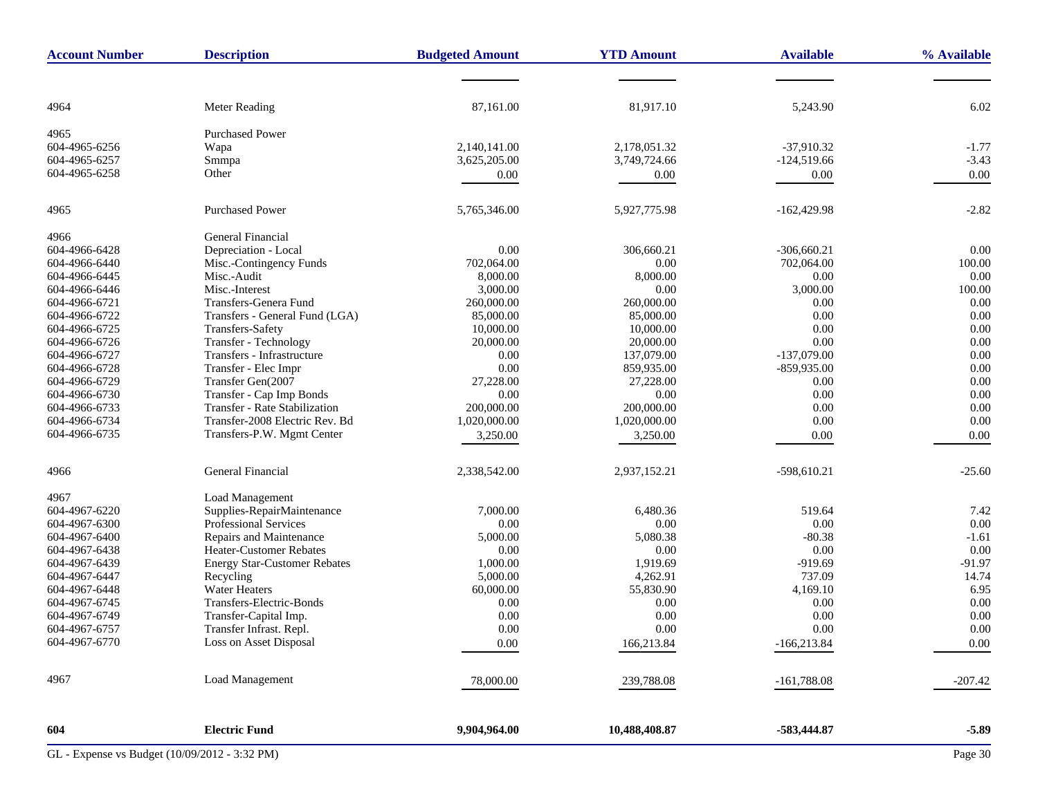| Account Number | Description | Budgeted Amount | YTD Amount | Available | % Available |
|---|---|---|---|---|---|
| 4964 | Meter Reading | 87,161.00 | 81,917.10 | 5,243.90 | 6.02 |
| 4965 | Purchased Power | | | | |
| 604-4965-6256 | Wapa | 2,140,141.00 | 2,178,051.32 | -37,910.32 | -1.77 |
| 604-4965-6257 | Smmpa | 3,625,205.00 | 3,749,724.66 | -124,519.66 | -3.43 |
| 604-4965-6258 | Other | 0.00 | 0.00 | 0.00 | 0.00 |
| 4965 | Purchased Power | 5,765,346.00 | 5,927,775.98 | -162,429.98 | -2.82 |
| 4966 | General Financial | | | | |
| 604-4966-6428 | Depreciation - Local | 0.00 | 306,660.21 | -306,660.21 | 0.00 |
| 604-4966-6440 | Misc.-Contingency Funds | 702,064.00 | 0.00 | 702,064.00 | 100.00 |
| 604-4966-6445 | Misc.-Audit | 8,000.00 | 8,000.00 | 0.00 | 0.00 |
| 604-4966-6446 | Misc.-Interest | 3,000.00 | 0.00 | 3,000.00 | 100.00 |
| 604-4966-6721 | Transfers-Genera Fund | 260,000.00 | 260,000.00 | 0.00 | 0.00 |
| 604-4966-6722 | Transfers - General Fund (LGA) | 85,000.00 | 85,000.00 | 0.00 | 0.00 |
| 604-4966-6725 | Transfers-Safety | 10,000.00 | 10,000.00 | 0.00 | 0.00 |
| 604-4966-6726 | Transfer - Technology | 20,000.00 | 20,000.00 | 0.00 | 0.00 |
| 604-4966-6727 | Transfers - Infrastructure | 0.00 | 137,079.00 | -137,079.00 | 0.00 |
| 604-4966-6728 | Transfer - Elec Impr | 0.00 | 859,935.00 | -859,935.00 | 0.00 |
| 604-4966-6729 | Transfer Gen(2007 | 27,228.00 | 27,228.00 | 0.00 | 0.00 |
| 604-4966-6730 | Transfer - Cap Imp Bonds | 0.00 | 0.00 | 0.00 | 0.00 |
| 604-4966-6733 | Transfer - Rate Stabilization | 200,000.00 | 200,000.00 | 0.00 | 0.00 |
| 604-4966-6734 | Transfer-2008 Electric Rev. Bd | 1,020,000.00 | 1,020,000.00 | 0.00 | 0.00 |
| 604-4966-6735 | Transfers-P.W. Mgmt Center | 3,250.00 | 3,250.00 | 0.00 | 0.00 |
| 4966 | General Financial | 2,338,542.00 | 2,937,152.21 | -598,610.21 | -25.60 |
| 4967 | Load Management | | | | |
| 604-4967-6220 | Supplies-RepairMaintenance | 7,000.00 | 6,480.36 | 519.64 | 7.42 |
| 604-4967-6300 | Professional Services | 0.00 | 0.00 | 0.00 | 0.00 |
| 604-4967-6400 | Repairs and Maintenance | 5,000.00 | 5,080.38 | -80.38 | -1.61 |
| 604-4967-6438 | Heater-Customer Rebates | 0.00 | 0.00 | 0.00 | 0.00 |
| 604-4967-6439 | Energy Star-Customer Rebates | 1,000.00 | 1,919.69 | -919.69 | -91.97 |
| 604-4967-6447 | Recycling | 5,000.00 | 4,262.91 | 737.09 | 14.74 |
| 604-4967-6448 | Water Heaters | 60,000.00 | 55,830.90 | 4,169.10 | 6.95 |
| 604-4967-6745 | Transfers-Electric-Bonds | 0.00 | 0.00 | 0.00 | 0.00 |
| 604-4967-6749 | Transfer-Capital Imp. | 0.00 | 0.00 | 0.00 | 0.00 |
| 604-4967-6757 | Transfer Infrast. Repl. | 0.00 | 0.00 | 0.00 | 0.00 |
| 604-4967-6770 | Loss on Asset Disposal | 0.00 | 166,213.84 | -166,213.84 | 0.00 |
| 4967 | Load Management | 78,000.00 | 239,788.08 | -161,788.08 | -207.42 |
| **604** | **Electric Fund** | **9,904,964.00** | **10,488,408.87** | **-583,444.87** | **-5.89** |

GL - Expense vs Budget (10/09/2012 - 3:32 PM)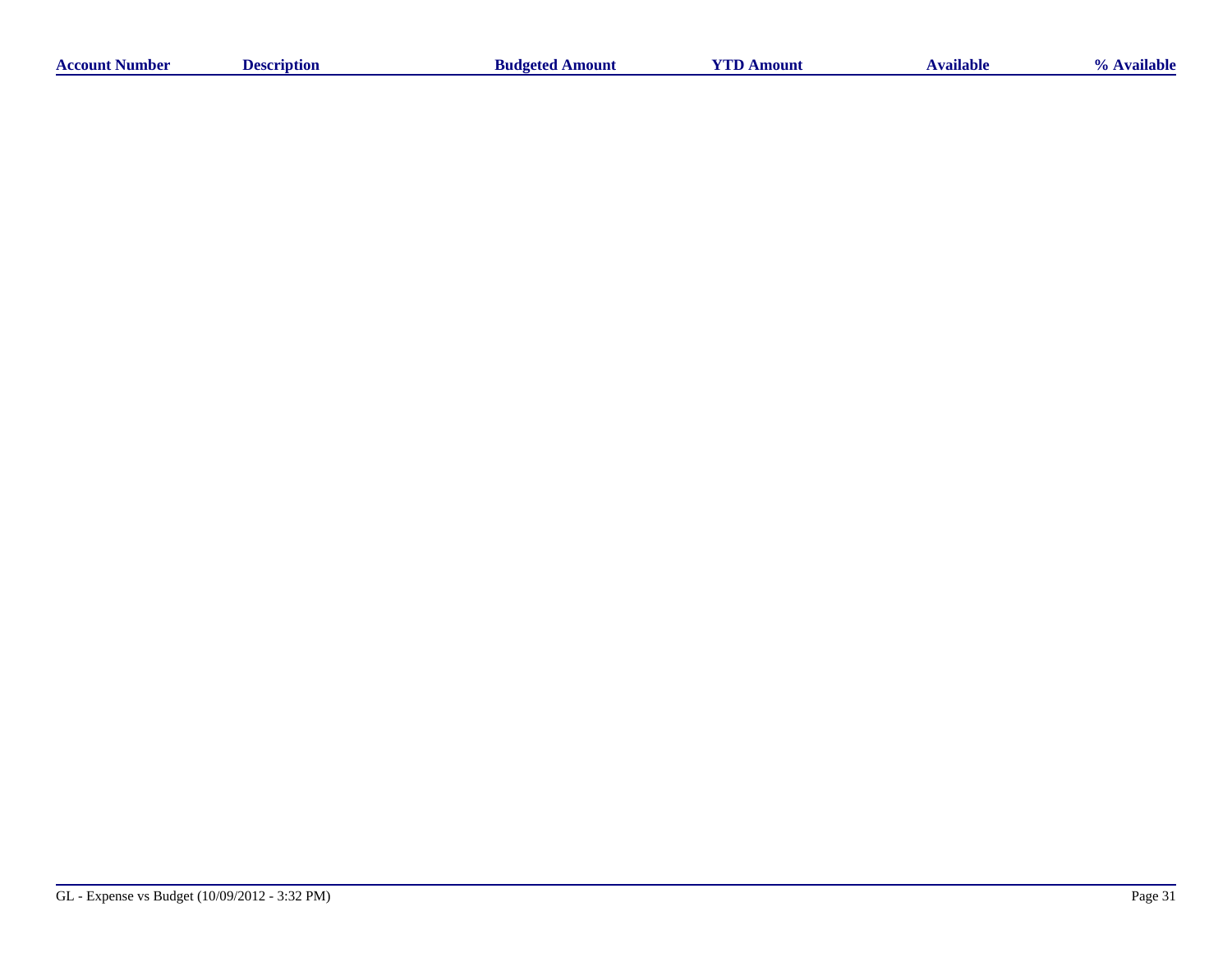| Account Number | Description | Budgeted Amount | YTD Amount | Available | % Available |
| --- | --- | --- | --- | --- | --- |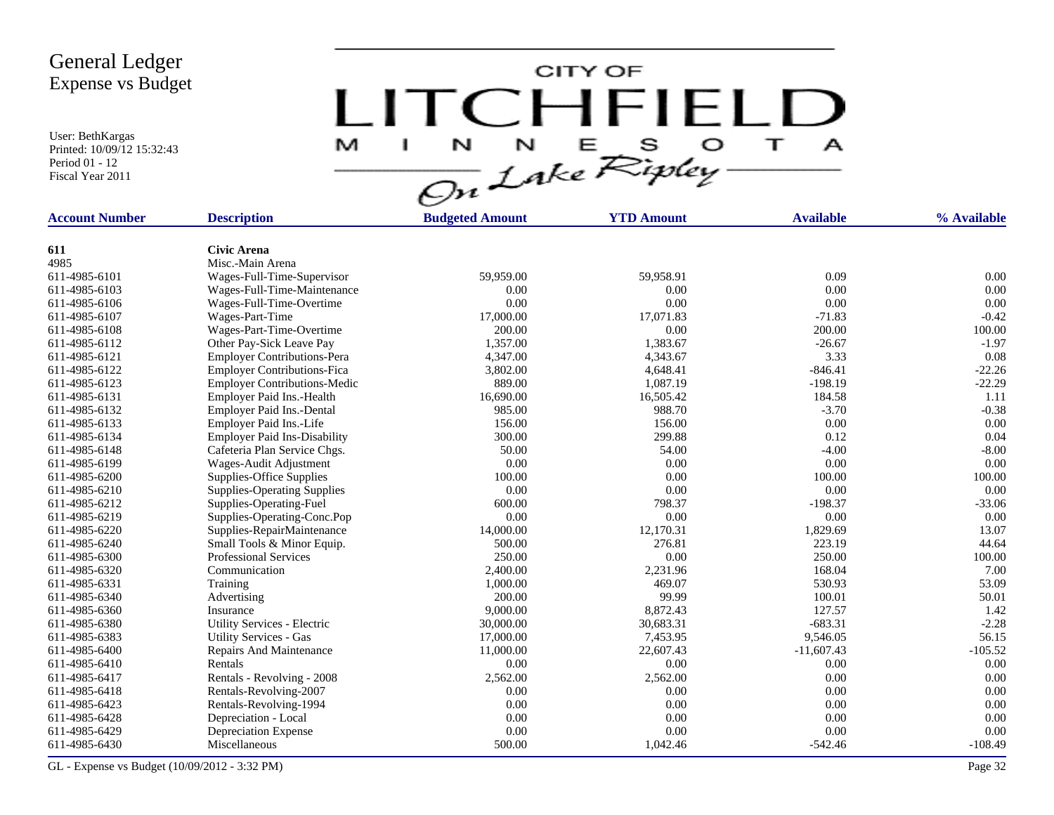# General Ledger
## Expense vs Budget

User: BethKargas
Printed: 10/09/12 15:32:43
Period 01 - 12
Fiscal Year 2011

CITY OF LITCHFIELD MINNESOTA On Lake Ripley

| Account Number | Description | Budgeted Amount | YTD Amount | Available | % Available |
|---|---|---|---|---|---|
| **611** | **Civic Arena** | | | | |
| 4985 | Misc.-Main Arena | | | | |
| 611-4985-6101 | Wages-Full-Time-Supervisor | 59,959.00 | 59,958.91 | 0.09 | 0.00 |
| 611-4985-6103 | Wages-Full-Time-Maintenance | 0.00 | 0.00 | 0.00 | 0.00 |
| 611-4985-6106 | Wages-Full-Time-Overtime | 0.00 | 0.00 | 0.00 | 0.00 |
| 611-4985-6107 | Wages-Part-Time | 17,000.00 | 17,071.83 | -71.83 | -0.42 |
| 611-4985-6108 | Wages-Part-Time-Overtime | 200.00 | 0.00 | 200.00 | 100.00 |
| 611-4985-6112 | Other Pay-Sick Leave Pay | 1,357.00 | 1,383.67 | -26.67 | -1.97 |
| 611-4985-6121 | Employer Contributions-Pera | 4,347.00 | 4,343.67 | 3.33 | 0.08 |
| 611-4985-6122 | Employer Contributions-Fica | 3,802.00 | 4,648.41 | -846.41 | -22.26 |
| 611-4985-6123 | Employer Contributions-Medic | 889.00 | 1,087.19 | -198.19 | -22.29 |
| 611-4985-6131 | Employer Paid Ins.-Health | 16,690.00 | 16,505.42 | 184.58 | 1.11 |
| 611-4985-6132 | Employer Paid Ins.-Dental | 985.00 | 988.70 | -3.70 | -0.38 |
| 611-4985-6133 | Employer Paid Ins.-Life | 156.00 | 156.00 | 0.00 | 0.00 |
| 611-4985-6134 | Employer Paid Ins-Disability | 300.00 | 299.88 | 0.12 | 0.04 |
| 611-4985-6148 | Cafeteria Plan Service Chgs. | 50.00 | 54.00 | -4.00 | -8.00 |
| 611-4985-6199 | Wages-Audit Adjustment | 0.00 | 0.00 | 0.00 | 0.00 |
| 611-4985-6200 | Supplies-Office Supplies | 100.00 | 0.00 | 100.00 | 100.00 |
| 611-4985-6210 | Supplies-Operating Supplies | 0.00 | 0.00 | 0.00 | 0.00 |
| 611-4985-6212 | Supplies-Operating-Fuel | 600.00 | 798.37 | -198.37 | -33.06 |
| 611-4985-6219 | Supplies-Operating-Conc.Pop | 0.00 | 0.00 | 0.00 | 0.00 |
| 611-4985-6220 | Supplies-RepairMaintenance | 14,000.00 | 12,170.31 | 1,829.69 | 13.07 |
| 611-4985-6240 | Small Tools & Minor Equip. | 500.00 | 276.81 | 223.19 | 44.64 |
| 611-4985-6300 | Professional Services | 250.00 | 0.00 | 250.00 | 100.00 |
| 611-4985-6320 | Communication | 2,400.00 | 2,231.96 | 168.04 | 7.00 |
| 611-4985-6331 | Training | 1,000.00 | 469.07 | 530.93 | 53.09 |
| 611-4985-6340 | Advertising | 200.00 | 99.99 | 100.01 | 50.01 |
| 611-4985-6360 | Insurance | 9,000.00 | 8,872.43 | 127.57 | 1.42 |
| 611-4985-6380 | Utility Services - Electric | 30,000.00 | 30,683.31 | -683.31 | -2.28 |
| 611-4985-6383 | Utility Services - Gas | 17,000.00 | 7,453.95 | 9,546.05 | 56.15 |
| 611-4985-6400 | Repairs And Maintenance | 11,000.00 | 22,607.43 | -11,607.43 | -105.52 |
| 611-4985-6410 | Rentals | 0.00 | 0.00 | 0.00 | 0.00 |
| 611-4985-6417 | Rentals - Revolving - 2008 | 2,562.00 | 2,562.00 | 0.00 | 0.00 |
| 611-4985-6418 | Rentals-Revolving-2007 | 0.00 | 0.00 | 0.00 | 0.00 |
| 611-4985-6423 | Rentals-Revolving-1994 | 0.00 | 0.00 | 0.00 | 0.00 |
| 611-4985-6428 | Depreciation - Local | 0.00 | 0.00 | 0.00 | 0.00 |
| 611-4985-6429 | Depreciation Expense | 0.00 | 0.00 | 0.00 | 0.00 |
| 611-4985-6430 | Miscellaneous | 500.00 | 1,042.46 | -542.46 | -108.49 |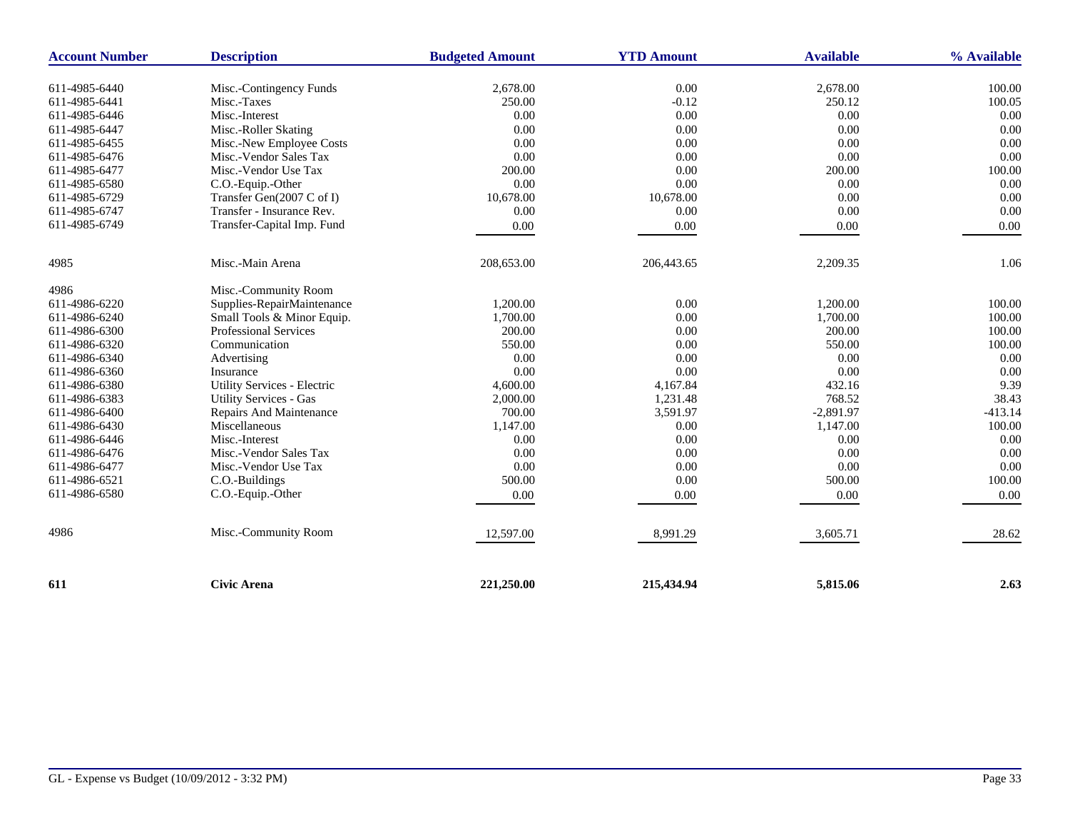| Account Number | Description | Budgeted Amount | YTD Amount | Available | % Available |
|---|---|---|---|---|---|
| 611-4985-6440 | Misc.-Contingency Funds | 2,678.00 | 0.00 | 2,678.00 | 100.00 |
| 611-4985-6441 | Misc.-Taxes | 250.00 | -0.12 | 250.12 | 100.05 |
| 611-4985-6446 | Misc.-Interest | 0.00 | 0.00 | 0.00 | 0.00 |
| 611-4985-6447 | Misc.-Roller Skating | 0.00 | 0.00 | 0.00 | 0.00 |
| 611-4985-6455 | Misc.-New Employee Costs | 0.00 | 0.00 | 0.00 | 0.00 |
| 611-4985-6476 | Misc.-Vendor Sales Tax | 0.00 | 0.00 | 0.00 | 0.00 |
| 611-4985-6477 | Misc.-Vendor Use Tax | 200.00 | 0.00 | 200.00 | 100.00 |
| 611-4985-6580 | C.O.-Equip.-Other | 0.00 | 0.00 | 0.00 | 0.00 |
| 611-4985-6729 | Transfer Gen(2007 C of I) | 10,678.00 | 10,678.00 | 0.00 | 0.00 |
| 611-4985-6747 | Transfer - Insurance Rev. | 0.00 | 0.00 | 0.00 | 0.00 |
| 611-4985-6749 | Transfer-Capital Imp. Fund | 0.00 | 0.00 | 0.00 | 0.00 |
| 4985 | Misc.-Main Arena | 208,653.00 | 206,443.65 | 2,209.35 | 1.06 |
| 4986 | Misc.-Community Room | | | | |
| 611-4986-6220 | Supplies-RepairMaintenance | 1,200.00 | 0.00 | 1,200.00 | 100.00 |
| 611-4986-6240 | Small Tools & Minor Equip. | 1,700.00 | 0.00 | 1,700.00 | 100.00 |
| 611-4986-6300 | Professional Services | 200.00 | 0.00 | 200.00 | 100.00 |
| 611-4986-6320 | Communication | 550.00 | 0.00 | 550.00 | 100.00 |
| 611-4986-6340 | Advertising | 0.00 | 0.00 | 0.00 | 0.00 |
| 611-4986-6360 | Insurance | 0.00 | 0.00 | 0.00 | 0.00 |
| 611-4986-6380 | Utility Services - Electric | 4,600.00 | 4,167.84 | 432.16 | 9.39 |
| 611-4986-6383 | Utility Services - Gas | 2,000.00 | 1,231.48 | 768.52 | 38.43 |
| 611-4986-6400 | Repairs And Maintenance | 700.00 | 3,591.97 | -2,891.97 | -413.14 |
| 611-4986-6430 | Miscellaneous | 1,147.00 | 0.00 | 1,147.00 | 100.00 |
| 611-4986-6446 | Misc.-Interest | 0.00 | 0.00 | 0.00 | 0.00 |
| 611-4986-6476 | Misc.-Vendor Sales Tax | 0.00 | 0.00 | 0.00 | 0.00 |
| 611-4986-6477 | Misc.-Vendor Use Tax | 0.00 | 0.00 | 0.00 | 0.00 |
| 611-4986-6521 | C.O.-Buildings | 500.00 | 0.00 | 500.00 | 100.00 |
| 611-4986-6580 | C.O.-Equip.-Other | 0.00 | 0.00 | 0.00 | 0.00 |
| 4986 | Misc.-Community Room | 12,597.00 | 8,991.29 | 3,605.71 | 28.62 |
| **611** | **Civic Arena** | **221,250.00** | **215,434.94** | **5,815.06** | **2.63** |

GL - Expense vs Budget (10/09/2012 - 3:32 PM)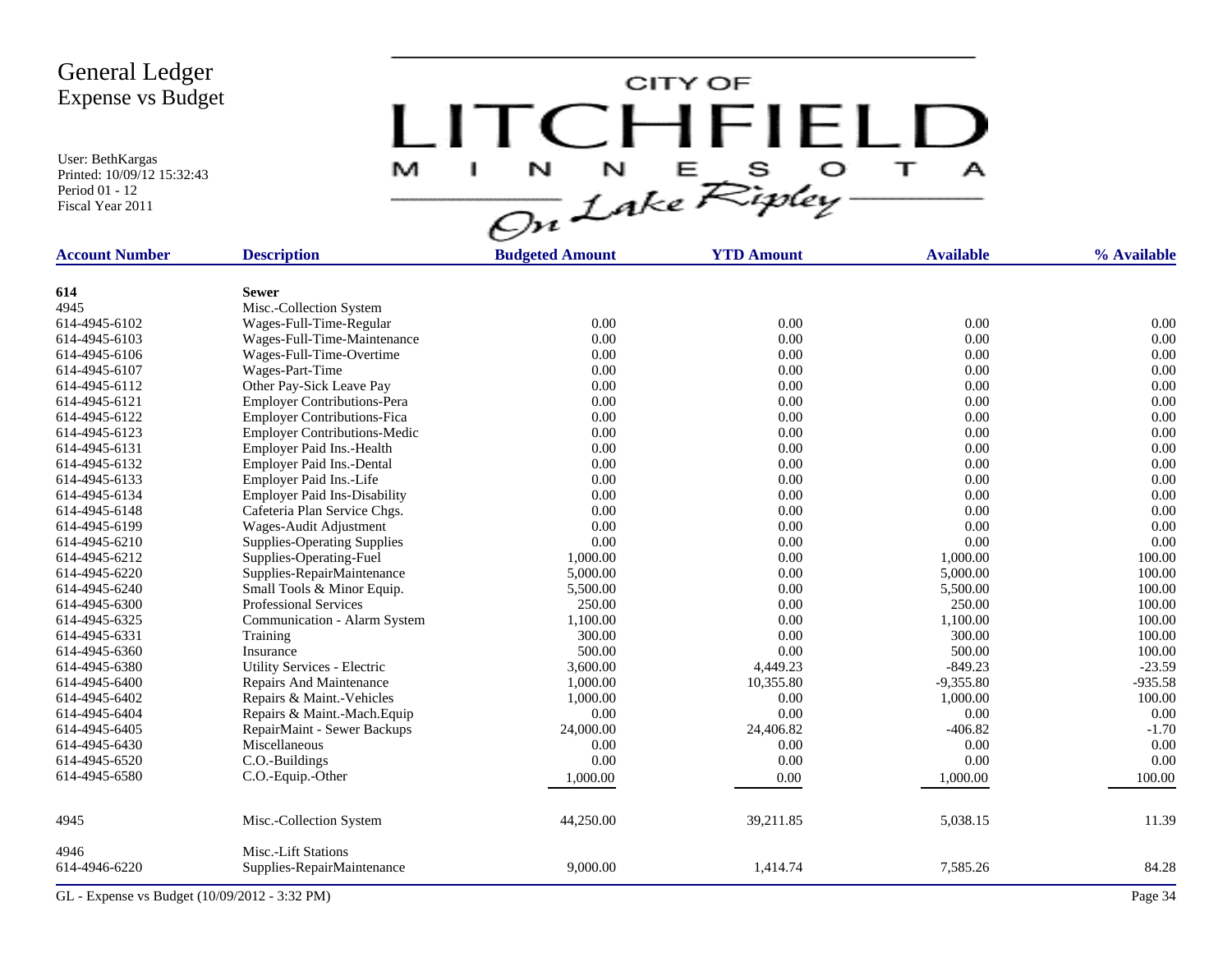# General Ledger
## Expense vs Budget

User: BethKargas
Printed: 10/09/12 15:32:43
Period 01 - 12
Fiscal Year 2011

CITY OF LITCHFIELD MINNESOTA On Lake Ripley

| Account Number | Description | Budgeted Amount | YTD Amount | Available | % Available |
|---|---|---|---|---|---|
| **614** | **Sewer** | | | | |
| 4945 | Misc.-Collection System | | | | |
| 614-4945-6102 | Wages-Full-Time-Regular | 0.00 | 0.00 | 0.00 | 0.00 |
| 614-4945-6103 | Wages-Full-Time-Maintenance | 0.00 | 0.00 | 0.00 | 0.00 |
| 614-4945-6106 | Wages-Full-Time-Overtime | 0.00 | 0.00 | 0.00 | 0.00 |
| 614-4945-6107 | Wages-Part-Time | 0.00 | 0.00 | 0.00 | 0.00 |
| 614-4945-6112 | Other Pay-Sick Leave Pay | 0.00 | 0.00 | 0.00 | 0.00 |
| 614-4945-6121 | Employer Contributions-Pera | 0.00 | 0.00 | 0.00 | 0.00 |
| 614-4945-6122 | Employer Contributions-Fica | 0.00 | 0.00 | 0.00 | 0.00 |
| 614-4945-6123 | Employer Contributions-Medic | 0.00 | 0.00 | 0.00 | 0.00 |
| 614-4945-6131 | Employer Paid Ins.-Health | 0.00 | 0.00 | 0.00 | 0.00 |
| 614-4945-6132 | Employer Paid Ins.-Dental | 0.00 | 0.00 | 0.00 | 0.00 |
| 614-4945-6133 | Employer Paid Ins.-Life | 0.00 | 0.00 | 0.00 | 0.00 |
| 614-4945-6134 | Employer Paid Ins-Disability | 0.00 | 0.00 | 0.00 | 0.00 |
| 614-4945-6148 | Cafeteria Plan Service Chgs. | 0.00 | 0.00 | 0.00 | 0.00 |
| 614-4945-6199 | Wages-Audit Adjustment | 0.00 | 0.00 | 0.00 | 0.00 |
| 614-4945-6210 | Supplies-Operating Supplies | 0.00 | 0.00 | 0.00 | 0.00 |
| 614-4945-6212 | Supplies-Operating-Fuel | 1,000.00 | 0.00 | 1,000.00 | 100.00 |
| 614-4945-6220 | Supplies-RepairMaintenance | 5,000.00 | 0.00 | 5,000.00 | 100.00 |
| 614-4945-6240 | Small Tools & Minor Equip. | 5,500.00 | 0.00 | 5,500.00 | 100.00 |
| 614-4945-6300 | Professional Services | 250.00 | 0.00 | 250.00 | 100.00 |
| 614-4945-6325 | Communication - Alarm System | 1,100.00 | 0.00 | 1,100.00 | 100.00 |
| 614-4945-6331 | Training | 300.00 | 0.00 | 300.00 | 100.00 |
| 614-4945-6360 | Insurance | 500.00 | 0.00 | 500.00 | 100.00 |
| 614-4945-6380 | Utility Services - Electric | 3,600.00 | 4,449.23 | -849.23 | -23.59 |
| 614-4945-6400 | Repairs And Maintenance | 1,000.00 | 10,355.80 | -9,355.80 | -935.58 |
| 614-4945-6402 | Repairs & Maint.-Vehicles | 1,000.00 | 0.00 | 1,000.00 | 100.00 |
| 614-4945-6404 | Repairs & Maint.-Mach.Equip | 0.00 | 0.00 | 0.00 | 0.00 |
| 614-4945-6405 | RepairMaint - Sewer Backups | 24,000.00 | 24,406.82 | -406.82 | -1.70 |
| 614-4945-6430 | Miscellaneous | 0.00 | 0.00 | 0.00 | 0.00 |
| 614-4945-6520 | C.O.-Buildings | 0.00 | 0.00 | 0.00 | 0.00 |
| 614-4945-6580 | C.O.-Equip.-Other | 1,000.00 | 0.00 | 1,000.00 | 100.00 |
| 4945 | Misc.-Collection System | 44,250.00 | 39,211.85 | 5,038.15 | 11.39 |
| 4946 | Misc.-Lift Stations | | | | |
| 614-4946-6220 | Supplies-RepairMaintenance | 9,000.00 | 1,414.74 | 7,585.26 | 84.28 |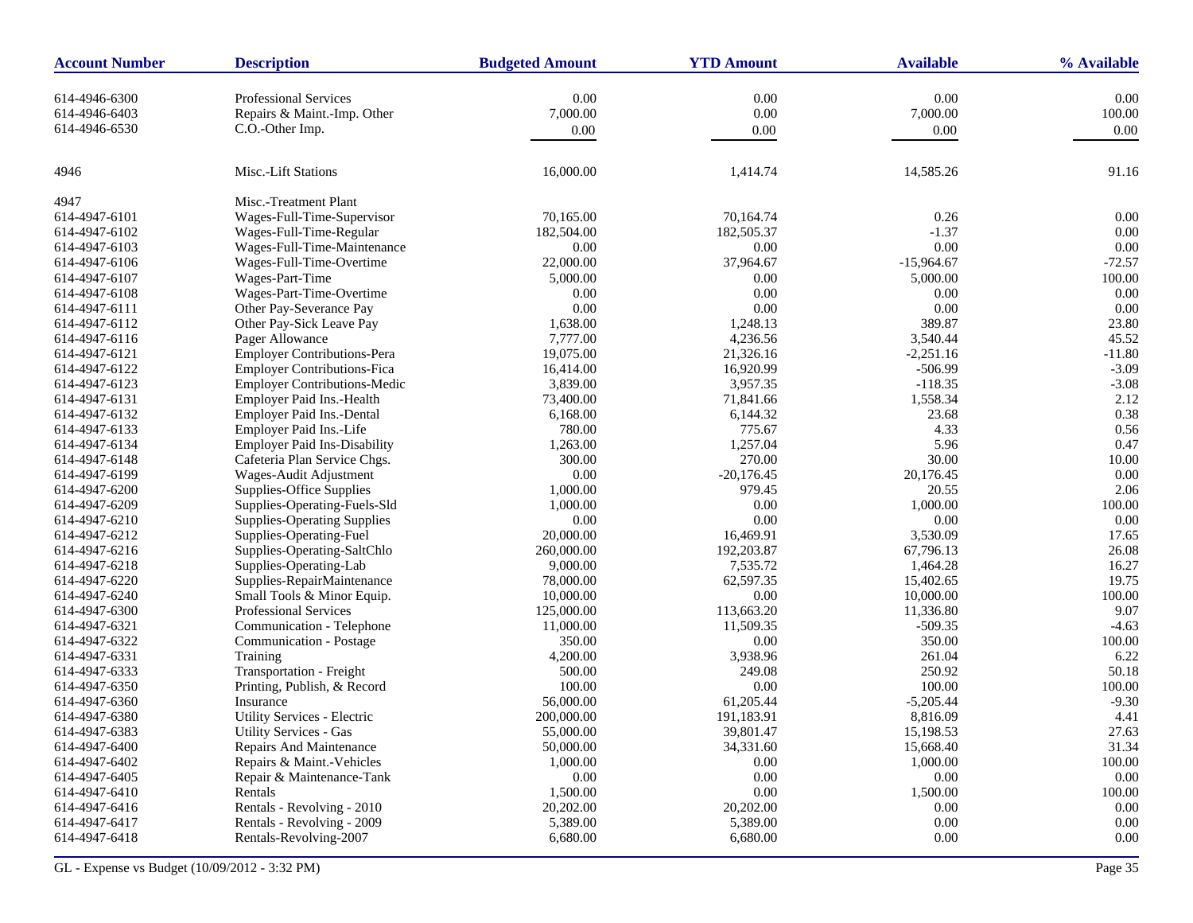| Account Number | Description | Budgeted Amount | YTD Amount | Available | % Available |
|---|---|---|---|---|---|
| 614-4946-6300 | Professional Services | 0.00 | 0.00 | 0.00 | 0.00 |
| 614-4946-6403 | Repairs & Maint.-Imp. Other | 7,000.00 | 0.00 | 7,000.00 | 100.00 |
| 614-4946-6530 | C.O.-Other Imp. | 0.00 | 0.00 | 0.00 | 0.00 |
| 4946 | Misc.-Lift Stations | 16,000.00 | 1,414.74 | 14,585.26 | 91.16 |
| 4947 | Misc.-Treatment Plant | | | | |
| 614-4947-6101 | Wages-Full-Time-Supervisor | 70,165.00 | 70,164.74 | 0.26 | 0.00 |
| 614-4947-6102 | Wages-Full-Time-Regular | 182,504.00 | 182,505.37 | -1.37 | 0.00 |
| 614-4947-6103 | Wages-Full-Time-Maintenance | 0.00 | 0.00 | 0.00 | 0.00 |
| 614-4947-6106 | Wages-Full-Time-Overtime | 22,000.00 | 37,964.67 | -15,964.67 | -72.57 |
| 614-4947-6107 | Wages-Part-Time | 5,000.00 | 0.00 | 5,000.00 | 100.00 |
| 614-4947-6108 | Wages-Part-Time-Overtime | 0.00 | 0.00 | 0.00 | 0.00 |
| 614-4947-6111 | Other Pay-Severance Pay | 0.00 | 0.00 | 0.00 | 0.00 |
| 614-4947-6112 | Other Pay-Sick Leave Pay | 1,638.00 | 1,248.13 | 389.87 | 23.80 |
| 614-4947-6116 | Pager Allowance | 7,777.00 | 4,236.56 | 3,540.44 | 45.52 |
| 614-4947-6121 | Employer Contributions-Pera | 19,075.00 | 21,326.16 | -2,251.16 | -11.80 |
| 614-4947-6122 | Employer Contributions-Fica | 16,414.00 | 16,920.99 | -506.99 | -3.09 |
| 614-4947-6123 | Employer Contributions-Medic | 3,839.00 | 3,957.35 | -118.35 | -3.08 |
| 614-4947-6131 | Employer Paid Ins.-Health | 73,400.00 | 71,841.66 | 1,558.34 | 2.12 |
| 614-4947-6132 | Employer Paid Ins.-Dental | 6,168.00 | 6,144.32 | 23.68 | 0.38 |
| 614-4947-6133 | Employer Paid Ins.-Life | 780.00 | 775.67 | 4.33 | 0.56 |
| 614-4947-6134 | Employer Paid Ins-Disability | 1,263.00 | 1,257.04 | 5.96 | 0.47 |
| 614-4947-6148 | Cafeteria Plan Service Chgs. | 300.00 | 270.00 | 30.00 | 10.00 |
| 614-4947-6199 | Wages-Audit Adjustment | 0.00 | -20,176.45 | 20,176.45 | 0.00 |
| 614-4947-6200 | Supplies-Office Supplies | 1,000.00 | 979.45 | 20.55 | 2.06 |
| 614-4947-6209 | Supplies-Operating-Fuels-Sld | 1,000.00 | 0.00 | 1,000.00 | 100.00 |
| 614-4947-6210 | Supplies-Operating Supplies | 0.00 | 0.00 | 0.00 | 0.00 |
| 614-4947-6212 | Supplies-Operating-Fuel | 20,000.00 | 16,469.91 | 3,530.09 | 17.65 |
| 614-4947-6216 | Supplies-Operating-SaltChlo | 260,000.00 | 192,203.87 | 67,796.13 | 26.08 |
| 614-4947-6218 | Supplies-Operating-Lab | 9,000.00 | 7,535.72 | 1,464.28 | 16.27 |
| 614-4947-6220 | Supplies-RepairMaintenance | 78,000.00 | 62,597.35 | 15,402.65 | 19.75 |
| 614-4947-6240 | Small Tools & Minor Equip. | 10,000.00 | 0.00 | 10,000.00 | 100.00 |
| 614-4947-6300 | Professional Services | 125,000.00 | 113,663.20 | 11,336.80 | 9.07 |
| 614-4947-6321 | Communication - Telephone | 11,000.00 | 11,509.35 | -509.35 | -4.63 |
| 614-4947-6322 | Communication - Postage | 350.00 | 0.00 | 350.00 | 100.00 |
| 614-4947-6331 | Training | 4,200.00 | 3,938.96 | 261.04 | 6.22 |
| 614-4947-6333 | Transportation - Freight | 500.00 | 249.08 | 250.92 | 50.18 |
| 614-4947-6350 | Printing, Publish, & Record | 100.00 | 0.00 | 100.00 | 100.00 |
| 614-4947-6360 | Insurance | 56,000.00 | 61,205.44 | -5,205.44 | -9.30 |
| 614-4947-6380 | Utility Services - Electric | 200,000.00 | 191,183.91 | 8,816.09 | 4.41 |
| 614-4947-6383 | Utility Services - Gas | 55,000.00 | 39,801.47 | 15,198.53 | 27.63 |
| 614-4947-6400 | Repairs And Maintenance | 50,000.00 | 34,331.60 | 15,668.40 | 31.34 |
| 614-4947-6402 | Repairs & Maint.-Vehicles | 1,000.00 | 0.00 | 1,000.00 | 100.00 |
| 614-4947-6405 | Repair & Maintenance-Tank | 0.00 | 0.00 | 0.00 | 0.00 |
| 614-4947-6410 | Rentals | 1,500.00 | 0.00 | 1,500.00 | 100.00 |
| 614-4947-6416 | Rentals - Revolving - 2010 | 20,202.00 | 20,202.00 | 0.00 | 0.00 |
| 614-4947-6417 | Rentals - Revolving - 2009 | 5,389.00 | 5,389.00 | 0.00 | 0.00 |
| 614-4947-6418 | Rentals-Revolving-2007 | 6,680.00 | 6,680.00 | 0.00 | 0.00 |

GL - Expense vs Budget (10/09/2012 - 3:32 PM)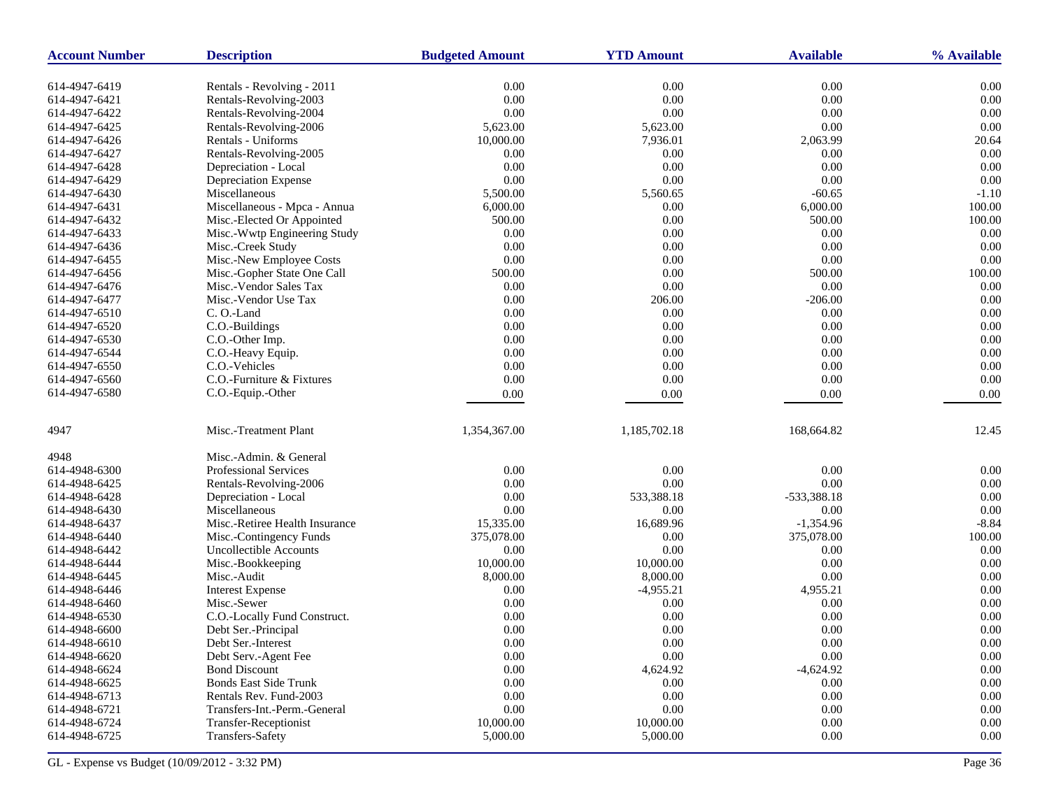| Account Number | Description | Budgeted Amount | YTD Amount | Available | % Available |
|---|---|---|---|---|---|
| 614-4947-6419 | Rentals - Revolving - 2011 | 0.00 | 0.00 | 0.00 | 0.00 |
| 614-4947-6421 | Rentals-Revolving-2003 | 0.00 | 0.00 | 0.00 | 0.00 |
| 614-4947-6422 | Rentals-Revolving-2004 | 0.00 | 0.00 | 0.00 | 0.00 |
| 614-4947-6425 | Rentals-Revolving-2006 | 5,623.00 | 5,623.00 | 0.00 | 0.00 |
| 614-4947-6426 | Rentals - Uniforms | 10,000.00 | 7,936.01 | 2,063.99 | 20.64 |
| 614-4947-6427 | Rentals-Revolving-2005 | 0.00 | 0.00 | 0.00 | 0.00 |
| 614-4947-6428 | Depreciation - Local | 0.00 | 0.00 | 0.00 | 0.00 |
| 614-4947-6429 | Depreciation Expense | 0.00 | 0.00 | 0.00 | 0.00 |
| 614-4947-6430 | Miscellaneous | 5,500.00 | 5,560.65 | -60.65 | -1.10 |
| 614-4947-6431 | Miscellaneous - Mpca - Annua | 6,000.00 | 0.00 | 6,000.00 | 100.00 |
| 614-4947-6432 | Misc.-Elected Or Appointed | 500.00 | 0.00 | 500.00 | 100.00 |
| 614-4947-6433 | Misc.-Wwtp Engineering Study | 0.00 | 0.00 | 0.00 | 0.00 |
| 614-4947-6436 | Misc.-Creek Study | 0.00 | 0.00 | 0.00 | 0.00 |
| 614-4947-6455 | Misc.-New Employee Costs | 0.00 | 0.00 | 0.00 | 0.00 |
| 614-4947-6456 | Misc.-Gopher State One Call | 500.00 | 0.00 | 500.00 | 100.00 |
| 614-4947-6476 | Misc.-Vendor Sales Tax | 0.00 | 0.00 | 0.00 | 0.00 |
| 614-4947-6477 | Misc.-Vendor Use Tax | 0.00 | 206.00 | -206.00 | 0.00 |
| 614-4947-6510 | C. O.-Land | 0.00 | 0.00 | 0.00 | 0.00 |
| 614-4947-6520 | C.O.-Buildings | 0.00 | 0.00 | 0.00 | 0.00 |
| 614-4947-6530 | C.O.-Other Imp. | 0.00 | 0.00 | 0.00 | 0.00 |
| 614-4947-6544 | C.O.-Heavy Equip. | 0.00 | 0.00 | 0.00 | 0.00 |
| 614-4947-6550 | C.O.-Vehicles | 0.00 | 0.00 | 0.00 | 0.00 |
| 614-4947-6560 | C.O.-Furniture & Fixtures | 0.00 | 0.00 | 0.00 | 0.00 |
| 614-4947-6580 | C.O.-Equip.-Other | 0.00 | 0.00 | 0.00 | 0.00 |
| 4947 | Misc.-Treatment Plant | 1,354,367.00 | 1,185,702.18 | 168,664.82 | 12.45 |
| 4948 | Misc.-Admin. & General | | | | |
| 614-4948-6300 | Professional Services | 0.00 | 0.00 | 0.00 | 0.00 |
| 614-4948-6425 | Rentals-Revolving-2006 | 0.00 | 0.00 | 0.00 | 0.00 |
| 614-4948-6428 | Depreciation - Local | 0.00 | 533,388.18 | -533,388.18 | 0.00 |
| 614-4948-6430 | Miscellaneous | 0.00 | 0.00 | 0.00 | 0.00 |
| 614-4948-6437 | Misc.-Retiree Health Insurance | 15,335.00 | 16,689.96 | -1,354.96 | -8.84 |
| 614-4948-6440 | Misc.-Contingency Funds | 375,078.00 | 0.00 | 375,078.00 | 100.00 |
| 614-4948-6442 | Uncollectible Accounts | 0.00 | 0.00 | 0.00 | 0.00 |
| 614-4948-6444 | Misc.-Bookkeeping | 10,000.00 | 10,000.00 | 0.00 | 0.00 |
| 614-4948-6445 | Misc.-Audit | 8,000.00 | 8,000.00 | 0.00 | 0.00 |
| 614-4948-6446 | Interest Expense | 0.00 | -4,955.21 | 4,955.21 | 0.00 |
| 614-4948-6460 | Misc.-Sewer | 0.00 | 0.00 | 0.00 | 0.00 |
| 614-4948-6530 | C.O.-Locally Fund Construct. | 0.00 | 0.00 | 0.00 | 0.00 |
| 614-4948-6600 | Debt Ser.-Principal | 0.00 | 0.00 | 0.00 | 0.00 |
| 614-4948-6610 | Debt Ser.-Interest | 0.00 | 0.00 | 0.00 | 0.00 |
| 614-4948-6620 | Debt Serv.-Agent Fee | 0.00 | 0.00 | 0.00 | 0.00 |
| 614-4948-6624 | Bond Discount | 0.00 | 4,624.92 | -4,624.92 | 0.00 |
| 614-4948-6625 | Bonds East Side Trunk | 0.00 | 0.00 | 0.00 | 0.00 |
| 614-4948-6713 | Rentals Rev. Fund-2003 | 0.00 | 0.00 | 0.00 | 0.00 |
| 614-4948-6721 | Transfers-Int.-Perm.-General | 0.00 | 0.00 | 0.00 | 0.00 |
| 614-4948-6724 | Transfer-Receptionist | 10,000.00 | 10,000.00 | 0.00 | 0.00 |
| 614-4948-6725 | Transfers-Safety | 5,000.00 | 5,000.00 | 0.00 | 0.00 |

GL - Expense vs Budget (10/09/2012 - 3:32 PM)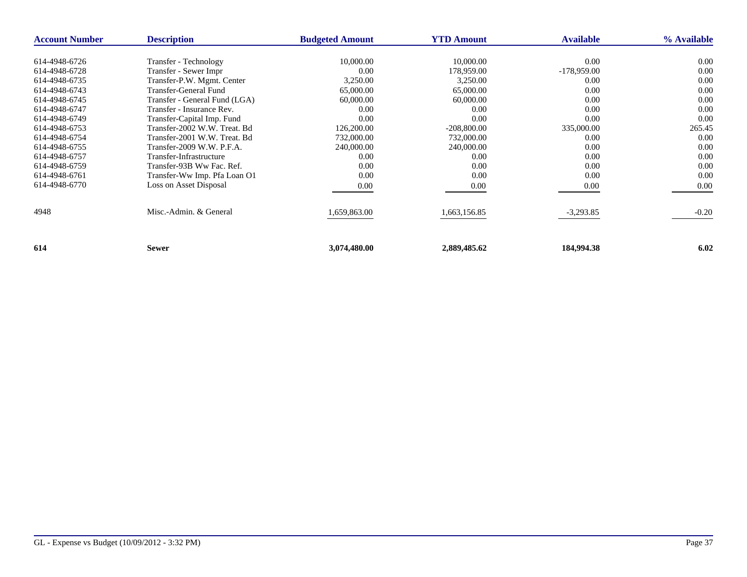| Account Number | Description | Budgeted Amount | YTD Amount | Available | % Available |
|---|---|---|---|---|---|
| 614-4948-6726 | Transfer - Technology | 10,000.00 | 10,000.00 | 0.00 | 0.00 |
| 614-4948-6728 | Transfer - Sewer Impr | 0.00 | 178,959.00 | -178,959.00 | 0.00 |
| 614-4948-6735 | Transfer-P.W. Mgmt. Center | 3,250.00 | 3,250.00 | 0.00 | 0.00 |
| 614-4948-6743 | Transfer-General Fund | 65,000.00 | 65,000.00 | 0.00 | 0.00 |
| 614-4948-6745 | Transfer - General Fund (LGA) | 60,000.00 | 60,000.00 | 0.00 | 0.00 |
| 614-4948-6747 | Transfer - Insurance Rev. | 0.00 | 0.00 | 0.00 | 0.00 |
| 614-4948-6749 | Transfer-Capital Imp. Fund | 0.00 | 0.00 | 0.00 | 0.00 |
| 614-4948-6753 | Transfer-2002 W.W. Treat. Bd | 126,200.00 | -208,800.00 | 335,000.00 | 265.45 |
| 614-4948-6754 | Transfer-2001 W.W. Treat. Bd | 732,000.00 | 732,000.00 | 0.00 | 0.00 |
| 614-4948-6755 | Transfer-2009 W.W. P.F.A. | 240,000.00 | 240,000.00 | 0.00 | 0.00 |
| 614-4948-6757 | Transfer-Infrastructure | 0.00 | 0.00 | 0.00 | 0.00 |
| 614-4948-6759 | Transfer-93B Ww Fac. Ref. | 0.00 | 0.00 | 0.00 | 0.00 |
| 614-4948-6761 | Transfer-Ww Imp. Pfa Loan O1 | 0.00 | 0.00 | 0.00 | 0.00 |
| 614-4948-6770 | Loss on Asset Disposal | 0.00 | 0.00 | 0.00 | 0.00 |
| 4948 | Misc.-Admin. & General | 1,659,863.00 | 1,663,156.85 | -3,293.85 | -0.20 |
| **614** | **Sewer** | **3,074,480.00** | **2,889,485.62** | **184,994.38** | **6.02** |

GL - Expense vs Budget (10/09/2012 - 3:32 PM)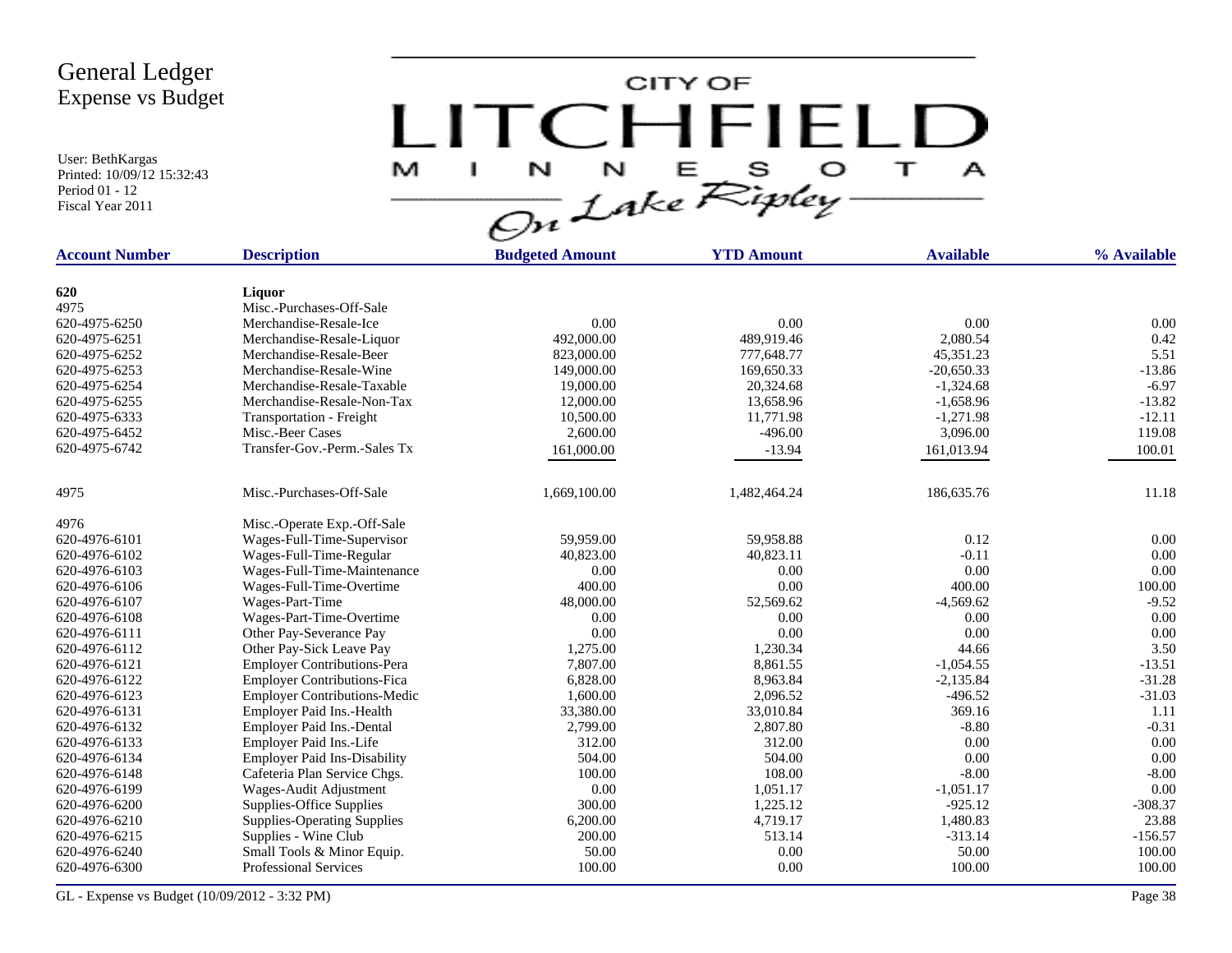# General Ledger
## Expense vs Budget

User: BethKargas
Printed: 10/09/12 15:32:43
Period 01 - 12
Fiscal Year 2011

CITY OF LITCHFIELD MINNESOTA
On Lake Ripley

| Account Number | Description | Budgeted Amount | YTD Amount | Available | % Available |
|---|---|---|---|---|---|
| **620** | **Liquor** | | | | |
| 4975 | Misc.-Purchases-Off-Sale | | | | |
| 620-4975-6250 | Merchandise-Resale-Ice | 0.00 | 0.00 | 0.00 | 0.00 |
| 620-4975-6251 | Merchandise-Resale-Liquor | 492,000.00 | 489,919.46 | 2,080.54 | 0.42 |
| 620-4975-6252 | Merchandise-Resale-Beer | 823,000.00 | 777,648.77 | 45,351.23 | 5.51 |
| 620-4975-6253 | Merchandise-Resale-Wine | 149,000.00 | 169,650.33 | -20,650.33 | -13.86 |
| 620-4975-6254 | Merchandise-Resale-Taxable | 19,000.00 | 20,324.68 | -1,324.68 | -6.97 |
| 620-4975-6255 | Merchandise-Resale-Non-Tax | 12,000.00 | 13,658.96 | -1,658.96 | -13.82 |
| 620-4975-6333 | Transportation - Freight | 10,500.00 | 11,771.98 | -1,271.98 | -12.11 |
| 620-4975-6452 | Misc.-Beer Cases | 2,600.00 | -496.00 | 3,096.00 | 119.08 |
| 620-4975-6742 | Transfer-Gov.-Perm.-Sales Tx | 161,000.00 | -13.94 | 161,013.94 | 100.01 |
| 4975 | Misc.-Purchases-Off-Sale | 1,669,100.00 | 1,482,464.24 | 186,635.76 | 11.18 |
| 4976 | Misc.-Operate Exp.-Off-Sale | | | | |
| 620-4976-6101 | Wages-Full-Time-Supervisor | 59,959.00 | 59,958.88 | 0.12 | 0.00 |
| 620-4976-6102 | Wages-Full-Time-Regular | 40,823.00 | 40,823.11 | -0.11 | 0.00 |
| 620-4976-6103 | Wages-Full-Time-Maintenance | 0.00 | 0.00 | 0.00 | 0.00 |
| 620-4976-6106 | Wages-Full-Time-Overtime | 400.00 | 0.00 | 400.00 | 100.00 |
| 620-4976-6107 | Wages-Part-Time | 48,000.00 | 52,569.62 | -4,569.62 | -9.52 |
| 620-4976-6108 | Wages-Part-Time-Overtime | 0.00 | 0.00 | 0.00 | 0.00 |
| 620-4976-6111 | Other Pay-Severance Pay | 0.00 | 0.00 | 0.00 | 0.00 |
| 620-4976-6112 | Other Pay-Sick Leave Pay | 1,275.00 | 1,230.34 | 44.66 | 3.50 |
| 620-4976-6121 | Employer Contributions-Pera | 7,807.00 | 8,861.55 | -1,054.55 | -13.51 |
| 620-4976-6122 | Employer Contributions-Fica | 6,828.00 | 8,963.84 | -2,135.84 | -31.28 |
| 620-4976-6123 | Employer Contributions-Medic | 1,600.00 | 2,096.52 | -496.52 | -31.03 |
| 620-4976-6131 | Employer Paid Ins.-Health | 33,380.00 | 33,010.84 | 369.16 | 1.11 |
| 620-4976-6132 | Employer Paid Ins.-Dental | 2,799.00 | 2,807.80 | -8.80 | -0.31 |
| 620-4976-6133 | Employer Paid Ins.-Life | 312.00 | 312.00 | 0.00 | 0.00 |
| 620-4976-6134 | Employer Paid Ins-Disability | 504.00 | 504.00 | 0.00 | 0.00 |
| 620-4976-6148 | Cafeteria Plan Service Chgs. | 100.00 | 108.00 | -8.00 | -8.00 |
| 620-4976-6199 | Wages-Audit Adjustment | 0.00 | 1,051.17 | -1,051.17 | 0.00 |
| 620-4976-6200 | Supplies-Office Supplies | 300.00 | 1,225.12 | -925.12 | -308.37 |
| 620-4976-6210 | Supplies-Operating Supplies | 6,200.00 | 4,719.17 | 1,480.83 | 23.88 |
| 620-4976-6215 | Supplies - Wine Club | 200.00 | 513.14 | -313.14 | -156.57 |
| 620-4976-6240 | Small Tools & Minor Equip. | 50.00 | 0.00 | 50.00 | 100.00 |
| 620-4976-6300 | Professional Services | 100.00 | 0.00 | 100.00 | 100.00 |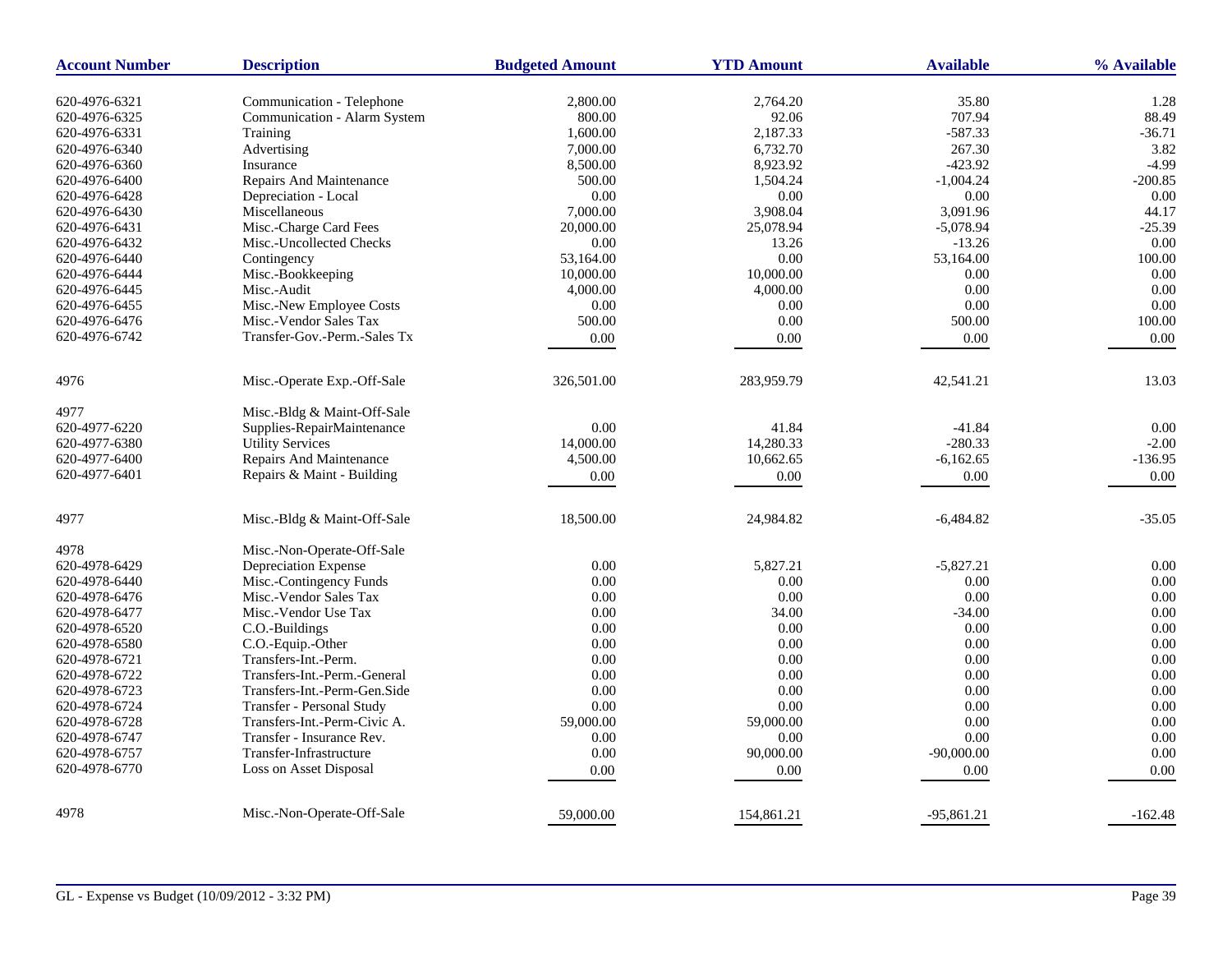| Account Number | Description | Budgeted Amount | YTD Amount | Available | % Available |
|---|---|---|---|---|---|
| 620-4976-6321 | Communication - Telephone | 2,800.00 | 2,764.20 | 35.80 | 1.28 |
| 620-4976-6325 | Communication - Alarm System | 800.00 | 92.06 | 707.94 | 88.49 |
| 620-4976-6331 | Training | 1,600.00 | 2,187.33 | -587.33 | -36.71 |
| 620-4976-6340 | Advertising | 7,000.00 | 6,732.70 | 267.30 | 3.82 |
| 620-4976-6360 | Insurance | 8,500.00 | 8,923.92 | -423.92 | -4.99 |
| 620-4976-6400 | Repairs And Maintenance | 500.00 | 1,504.24 | -1,004.24 | -200.85 |
| 620-4976-6428 | Depreciation - Local | 0.00 | 0.00 | 0.00 | 0.00 |
| 620-4976-6430 | Miscellaneous | 7,000.00 | 3,908.04 | 3,091.96 | 44.17 |
| 620-4976-6431 | Misc.-Charge Card Fees | 20,000.00 | 25,078.94 | -5,078.94 | -25.39 |
| 620-4976-6432 | Misc.-Uncollected Checks | 0.00 | 13.26 | -13.26 | 0.00 |
| 620-4976-6440 | Contingency | 53,164.00 | 0.00 | 53,164.00 | 100.00 |
| 620-4976-6444 | Misc.-Bookkeeping | 10,000.00 | 10,000.00 | 0.00 | 0.00 |
| 620-4976-6445 | Misc.-Audit | 4,000.00 | 4,000.00 | 0.00 | 0.00 |
| 620-4976-6455 | Misc.-New Employee Costs | 0.00 | 0.00 | 0.00 | 0.00 |
| 620-4976-6476 | Misc.-Vendor Sales Tax | 500.00 | 0.00 | 500.00 | 100.00 |
| 620-4976-6742 | Transfer-Gov.-Perm.-Sales Tx | 0.00 | 0.00 | 0.00 | 0.00 |
| 4976 | Misc.-Operate Exp.-Off-Sale | 326,501.00 | 283,959.79 | 42,541.21 | 13.03 |
| 4977 | Misc.-Bldg & Maint-Off-Sale | | | | |
| 620-4977-6220 | Supplies-RepairMaintenance | 0.00 | 41.84 | -41.84 | 0.00 |
| 620-4977-6380 | Utility Services | 14,000.00 | 14,280.33 | -280.33 | -2.00 |
| 620-4977-6400 | Repairs And Maintenance | 4,500.00 | 10,662.65 | -6,162.65 | -136.95 |
| 620-4977-6401 | Repairs & Maint - Building | 0.00 | 0.00 | 0.00 | 0.00 |
| 4977 | Misc.-Bldg & Maint-Off-Sale | 18,500.00 | 24,984.82 | -6,484.82 | -35.05 |
| 4978 | Misc.-Non-Operate-Off-Sale | | | | |
| 620-4978-6429 | Depreciation Expense | 0.00 | 5,827.21 | -5,827.21 | 0.00 |
| 620-4978-6440 | Misc.-Contingency Funds | 0.00 | 0.00 | 0.00 | 0.00 |
| 620-4978-6476 | Misc.-Vendor Sales Tax | 0.00 | 0.00 | 0.00 | 0.00 |
| 620-4978-6477 | Misc.-Vendor Use Tax | 0.00 | 34.00 | -34.00 | 0.00 |
| 620-4978-6520 | C.O.-Buildings | 0.00 | 0.00 | 0.00 | 0.00 |
| 620-4978-6580 | C.O.-Equip.-Other | 0.00 | 0.00 | 0.00 | 0.00 |
| 620-4978-6721 | Transfers-Int.-Perm. | 0.00 | 0.00 | 0.00 | 0.00 |
| 620-4978-6722 | Transfers-Int.-Perm.-General | 0.00 | 0.00 | 0.00 | 0.00 |
| 620-4978-6723 | Transfers-Int.-Perm-Gen.Side | 0.00 | 0.00 | 0.00 | 0.00 |
| 620-4978-6724 | Transfer - Personal Study | 0.00 | 0.00 | 0.00 | 0.00 |
| 620-4978-6728 | Transfers-Int.-Perm-Civic A. | 59,000.00 | 59,000.00 | 0.00 | 0.00 |
| 620-4978-6747 | Transfer - Insurance Rev. | 0.00 | 0.00 | 0.00 | 0.00 |
| 620-4978-6757 | Transfer-Infrastructure | 0.00 | 90,000.00 | -90,000.00 | 0.00 |
| 620-4978-6770 | Loss on Asset Disposal | 0.00 | 0.00 | 0.00 | 0.00 |
| 4978 | Misc.-Non-Operate-Off-Sale | 59,000.00 | 154,861.21 | -95,861.21 | -162.48 |

GL - Expense vs Budget (10/09/2012 - 3:32 PM)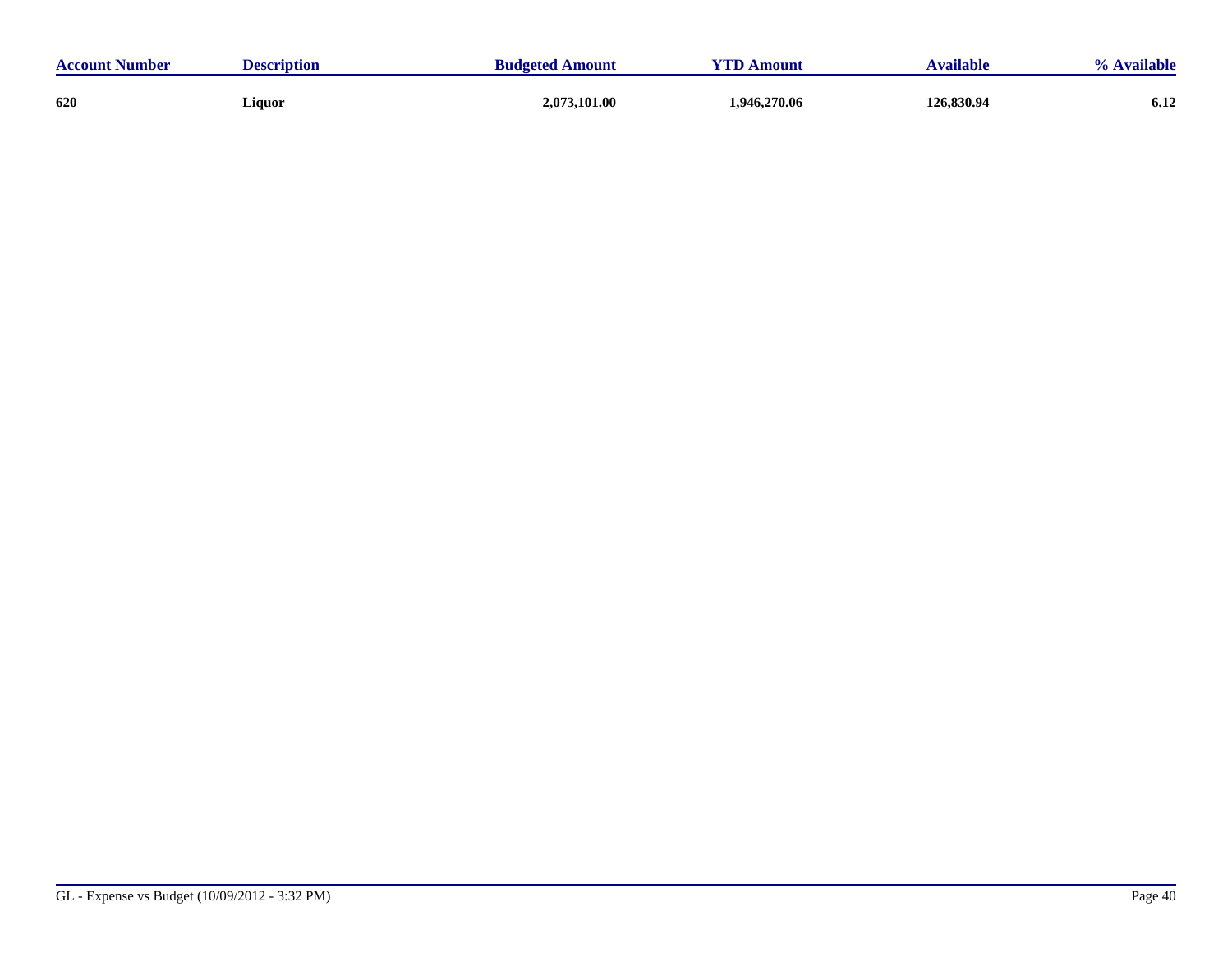| Account Number | Description | Budgeted Amount | YTD Amount | Available | % Available |
|---|---|---|---|---|---|
| **620** | **Liquor** | **2,073,101.00** | **1,946,270.06** | **126,830.94** | **6.12** |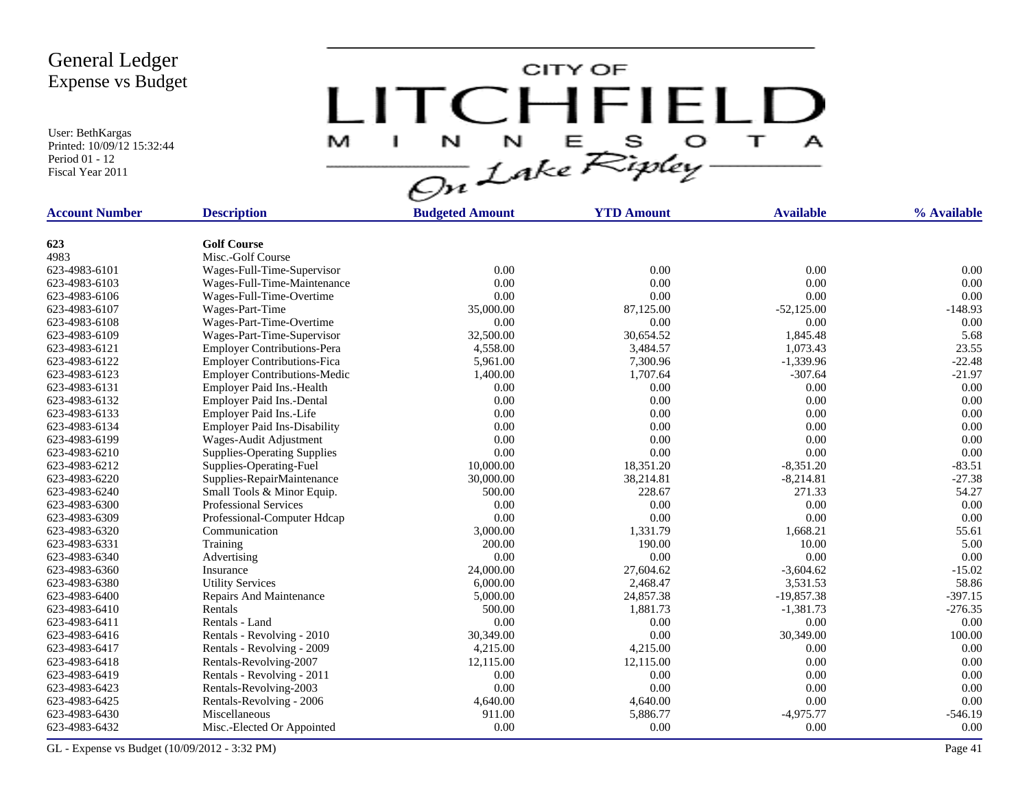# General Ledger
## Expense vs Budget

User: BethKargas
Printed: 10/09/12 15:32:44
Period 01 - 12
Fiscal Year 2011

CITY OF LITCHFIELD MINNESOTA On Lake Ripley

| Account Number | Description | Budgeted Amount | YTD Amount | Available | % Available |
|---|---|---|---|---|---|
| **623** | **Golf Course** | | | | |
| 4983 | Misc.-Golf Course | | | | |
| 623-4983-6101 | Wages-Full-Time-Supervisor | 0.00 | 0.00 | 0.00 | 0.00 |
| 623-4983-6103 | Wages-Full-Time-Maintenance | 0.00 | 0.00 | 0.00 | 0.00 |
| 623-4983-6106 | Wages-Full-Time-Overtime | 0.00 | 0.00 | 0.00 | 0.00 |
| 623-4983-6107 | Wages-Part-Time | 35,000.00 | 87,125.00 | -52,125.00 | -148.93 |
| 623-4983-6108 | Wages-Part-Time-Overtime | 0.00 | 0.00 | 0.00 | 0.00 |
| 623-4983-6109 | Wages-Part-Time-Supervisor | 32,500.00 | 30,654.52 | 1,845.48 | 5.68 |
| 623-4983-6121 | Employer Contributions-Pera | 4,558.00 | 3,484.57 | 1,073.43 | 23.55 |
| 623-4983-6122 | Employer Contributions-Fica | 5,961.00 | 7,300.96 | -1,339.96 | -22.48 |
| 623-4983-6123 | Employer Contributions-Medic | 1,400.00 | 1,707.64 | -307.64 | -21.97 |
| 623-4983-6131 | Employer Paid Ins.-Health | 0.00 | 0.00 | 0.00 | 0.00 |
| 623-4983-6132 | Employer Paid Ins.-Dental | 0.00 | 0.00 | 0.00 | 0.00 |
| 623-4983-6133 | Employer Paid Ins.-Life | 0.00 | 0.00 | 0.00 | 0.00 |
| 623-4983-6134 | Employer Paid Ins-Disability | 0.00 | 0.00 | 0.00 | 0.00 |
| 623-4983-6199 | Wages-Audit Adjustment | 0.00 | 0.00 | 0.00 | 0.00 |
| 623-4983-6210 | Supplies-Operating Supplies | 0.00 | 0.00 | 0.00 | 0.00 |
| 623-4983-6212 | Supplies-Operating-Fuel | 10,000.00 | 18,351.20 | -8,351.20 | -83.51 |
| 623-4983-6220 | Supplies-RepairMaintenance | 30,000.00 | 38,214.81 | -8,214.81 | -27.38 |
| 623-4983-6240 | Small Tools & Minor Equip. | 500.00 | 228.67 | 271.33 | 54.27 |
| 623-4983-6300 | Professional Services | 0.00 | 0.00 | 0.00 | 0.00 |
| 623-4983-6309 | Professional-Computer Hdcap | 0.00 | 0.00 | 0.00 | 0.00 |
| 623-4983-6320 | Communication | 3,000.00 | 1,331.79 | 1,668.21 | 55.61 |
| 623-4983-6331 | Training | 200.00 | 190.00 | 10.00 | 5.00 |
| 623-4983-6340 | Advertising | 0.00 | 0.00 | 0.00 | 0.00 |
| 623-4983-6360 | Insurance | 24,000.00 | 27,604.62 | -3,604.62 | -15.02 |
| 623-4983-6380 | Utility Services | 6,000.00 | 2,468.47 | 3,531.53 | 58.86 |
| 623-4983-6400 | Repairs And Maintenance | 5,000.00 | 24,857.38 | -19,857.38 | -397.15 |
| 623-4983-6410 | Rentals | 500.00 | 1,881.73 | -1,381.73 | -276.35 |
| 623-4983-6411 | Rentals - Land | 0.00 | 0.00 | 0.00 | 0.00 |
| 623-4983-6416 | Rentals - Revolving - 2010 | 30,349.00 | 0.00 | 30,349.00 | 100.00 |
| 623-4983-6417 | Rentals - Revolving - 2009 | 4,215.00 | 4,215.00 | 0.00 | 0.00 |
| 623-4983-6418 | Rentals-Revolving-2007 | 12,115.00 | 12,115.00 | 0.00 | 0.00 |
| 623-4983-6419 | Rentals - Revolving - 2011 | 0.00 | 0.00 | 0.00 | 0.00 |
| 623-4983-6423 | Rentals-Revolving-2003 | 0.00 | 0.00 | 0.00 | 0.00 |
| 623-4983-6425 | Rentals-Revolving - 2006 | 4,640.00 | 4,640.00 | 0.00 | 0.00 |
| 623-4983-6430 | Miscellaneous | 911.00 | 5,886.77 | -4,975.77 | -546.19 |
| 623-4983-6432 | Misc.-Elected Or Appointed | 0.00 | 0.00 | 0.00 | 0.00 |

GL - Expense vs Budget (10/09/2012 - 3:32 PM)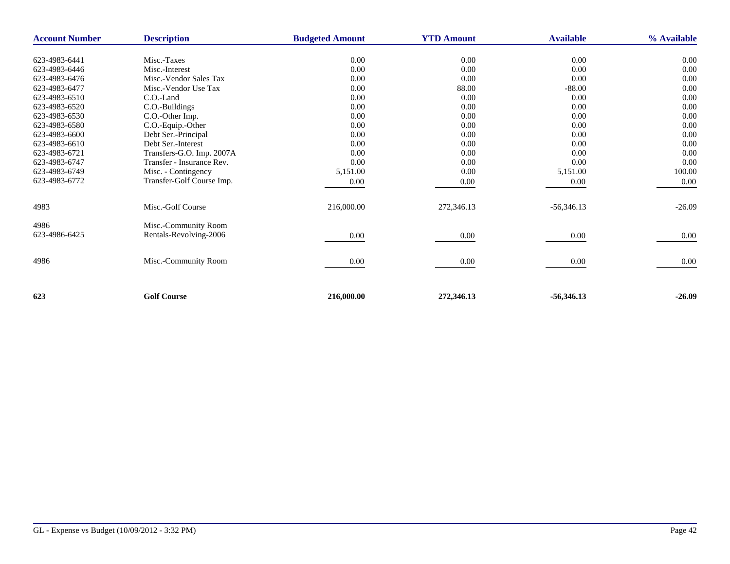| Account Number | Description | Budgeted Amount | YTD Amount | Available | % Available |
|---|---|---|---|---|---|
| 623-4983-6441 | Misc.-Taxes | 0.00 | 0.00 | 0.00 | 0.00 |
| 623-4983-6446 | Misc.-Interest | 0.00 | 0.00 | 0.00 | 0.00 |
| 623-4983-6476 | Misc.-Vendor Sales Tax | 0.00 | 0.00 | 0.00 | 0.00 |
| 623-4983-6477 | Misc.-Vendor Use Tax | 0.00 | 88.00 | -88.00 | 0.00 |
| 623-4983-6510 | C.O.-Land | 0.00 | 0.00 | 0.00 | 0.00 |
| 623-4983-6520 | C.O.-Buildings | 0.00 | 0.00 | 0.00 | 0.00 |
| 623-4983-6530 | C.O.-Other Imp. | 0.00 | 0.00 | 0.00 | 0.00 |
| 623-4983-6580 | C.O.-Equip.-Other | 0.00 | 0.00 | 0.00 | 0.00 |
| 623-4983-6600 | Debt Ser.-Principal | 0.00 | 0.00 | 0.00 | 0.00 |
| 623-4983-6610 | Debt Ser.-Interest | 0.00 | 0.00 | 0.00 | 0.00 |
| 623-4983-6721 | Transfers-G.O. Imp. 2007A | 0.00 | 0.00 | 0.00 | 0.00 |
| 623-4983-6747 | Transfer - Insurance Rev. | 0.00 | 0.00 | 0.00 | 0.00 |
| 623-4983-6749 | Misc. - Contingency | 5,151.00 | 0.00 | 5,151.00 | 100.00 |
| 623-4983-6772 | Transfer-Golf Course Imp. | 0.00 | 0.00 | 0.00 | 0.00 |
| 4983 | Misc.-Golf Course | 216,000.00 | 272,346.13 | -56,346.13 | -26.09 |
| 4986 | Misc.-Community Room | | | | |
| 623-4986-6425 | Rentals-Revolving-2006 | 0.00 | 0.00 | 0.00 | 0.00 |
| 4986 | Misc.-Community Room | 0.00 | 0.00 | 0.00 | 0.00 |
| **623** | **Golf Course** | **216,000.00** | **272,346.13** | **-56,346.13** | **-26.09** |

GL - Expense vs Budget (10/09/2012 - 3:32 PM)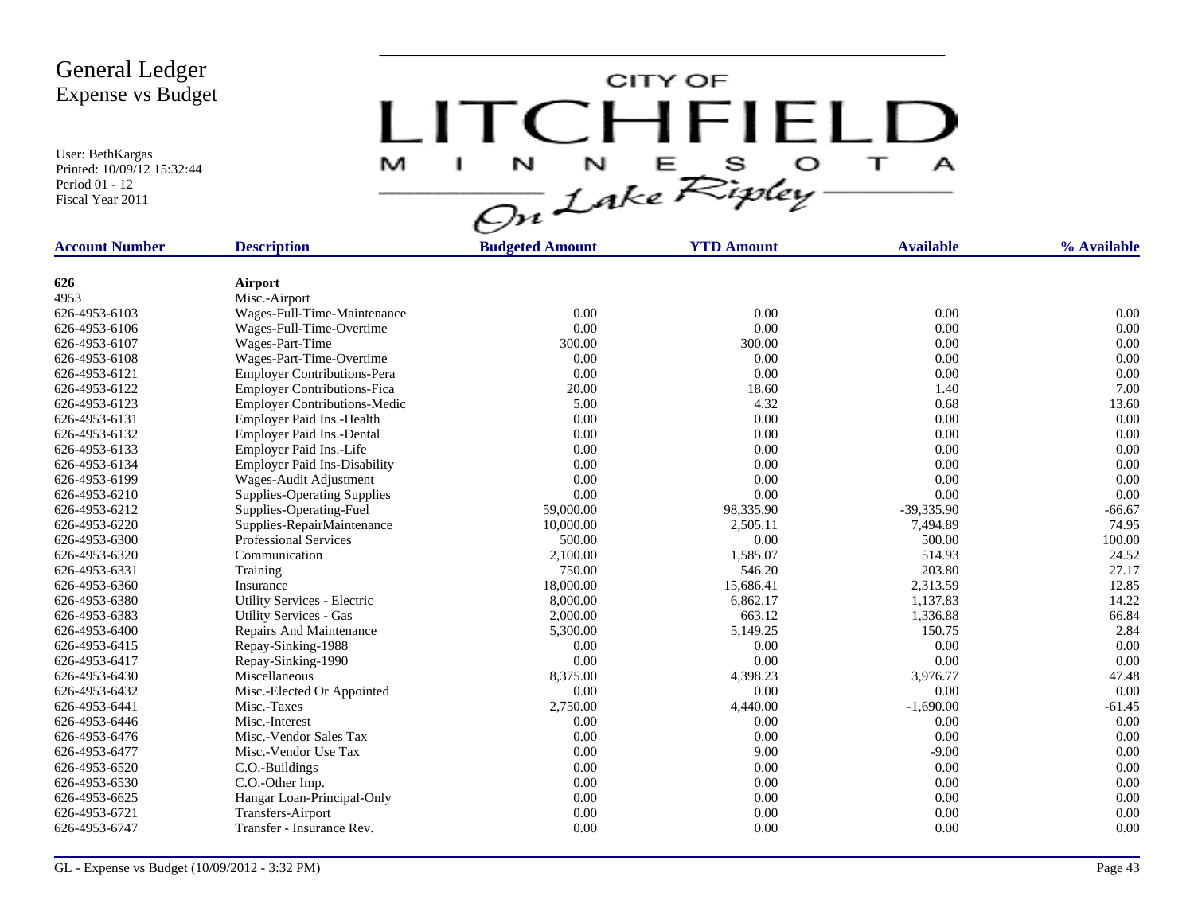# General Ledger
## Expense vs Budget

User: BethKargas
Printed: 10/09/12 15:32:44
Period 01 - 12
Fiscal Year 2011

CITY OF LITCHFIELD MINNESOTA On Lake Ripley

| Account Number | Description | Budgeted Amount | YTD Amount | Available | % Available |
|---|---|---|---|---|---|
| **626** | **Airport** | | | | |
| 4953 | Misc.-Airport | | | | |
| 626-4953-6103 | Wages-Full-Time-Maintenance | 0.00 | 0.00 | 0.00 | 0.00 |
| 626-4953-6106 | Wages-Full-Time-Overtime | 0.00 | 0.00 | 0.00 | 0.00 |
| 626-4953-6107 | Wages-Part-Time | 300.00 | 300.00 | 0.00 | 0.00 |
| 626-4953-6108 | Wages-Part-Time-Overtime | 0.00 | 0.00 | 0.00 | 0.00 |
| 626-4953-6121 | Employer Contributions-Pera | 0.00 | 0.00 | 0.00 | 0.00 |
| 626-4953-6122 | Employer Contributions-Fica | 20.00 | 18.60 | 1.40 | 7.00 |
| 626-4953-6123 | Employer Contributions-Medic | 5.00 | 4.32 | 0.68 | 13.60 |
| 626-4953-6131 | Employer Paid Ins.-Health | 0.00 | 0.00 | 0.00 | 0.00 |
| 626-4953-6132 | Employer Paid Ins.-Dental | 0.00 | 0.00 | 0.00 | 0.00 |
| 626-4953-6133 | Employer Paid Ins.-Life | 0.00 | 0.00 | 0.00 | 0.00 |
| 626-4953-6134 | Employer Paid Ins-Disability | 0.00 | 0.00 | 0.00 | 0.00 |
| 626-4953-6199 | Wages-Audit Adjustment | 0.00 | 0.00 | 0.00 | 0.00 |
| 626-4953-6210 | Supplies-Operating Supplies | 0.00 | 0.00 | 0.00 | 0.00 |
| 626-4953-6212 | Supplies-Operating-Fuel | 59,000.00 | 98,335.90 | -39,335.90 | -66.67 |
| 626-4953-6220 | Supplies-RepairMaintenance | 10,000.00 | 2,505.11 | 7,494.89 | 74.95 |
| 626-4953-6300 | Professional Services | 500.00 | 0.00 | 500.00 | 100.00 |
| 626-4953-6320 | Communication | 2,100.00 | 1,585.07 | 514.93 | 24.52 |
| 626-4953-6331 | Training | 750.00 | 546.20 | 203.80 | 27.17 |
| 626-4953-6360 | Insurance | 18,000.00 | 15,686.41 | 2,313.59 | 12.85 |
| 626-4953-6380 | Utility Services - Electric | 8,000.00 | 6,862.17 | 1,137.83 | 14.22 |
| 626-4953-6383 | Utility Services - Gas | 2,000.00 | 663.12 | 1,336.88 | 66.84 |
| 626-4953-6400 | Repairs And Maintenance | 5,300.00 | 5,149.25 | 150.75 | 2.84 |
| 626-4953-6415 | Repay-Sinking-1988 | 0.00 | 0.00 | 0.00 | 0.00 |
| 626-4953-6417 | Repay-Sinking-1990 | 0.00 | 0.00 | 0.00 | 0.00 |
| 626-4953-6430 | Miscellaneous | 8,375.00 | 4,398.23 | 3,976.77 | 47.48 |
| 626-4953-6432 | Misc.-Elected Or Appointed | 0.00 | 0.00 | 0.00 | 0.00 |
| 626-4953-6441 | Misc.-Taxes | 2,750.00 | 4,440.00 | -1,690.00 | -61.45 |
| 626-4953-6446 | Misc.-Interest | 0.00 | 0.00 | 0.00 | 0.00 |
| 626-4953-6476 | Misc.-Vendor Sales Tax | 0.00 | 0.00 | 0.00 | 0.00 |
| 626-4953-6477 | Misc.-Vendor Use Tax | 0.00 | 9.00 | -9.00 | 0.00 |
| 626-4953-6520 | C.O.-Buildings | 0.00 | 0.00 | 0.00 | 0.00 |
| 626-4953-6530 | C.O.-Other Imp. | 0.00 | 0.00 | 0.00 | 0.00 |
| 626-4953-6625 | Hangar Loan-Principal-Only | 0.00 | 0.00 | 0.00 | 0.00 |
| 626-4953-6721 | Transfers-Airport | 0.00 | 0.00 | 0.00 | 0.00 |
| 626-4953-6747 | Transfer - Insurance Rev. | 0.00 | 0.00 | 0.00 | 0.00 |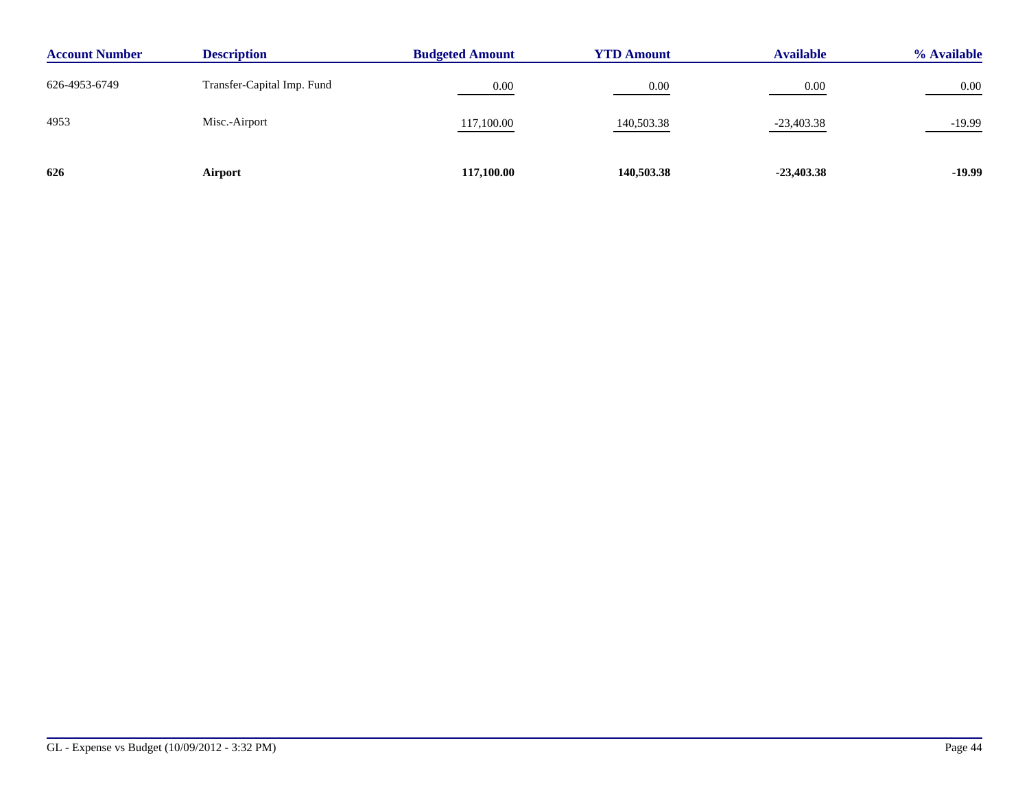| Account Number | Description | Budgeted Amount | YTD Amount | Available | % Available |
|---|---|---|---|---|---|
| 626-4953-6749 | Transfer-Capital Imp. Fund | 0.00 | 0.00 | 0.00 | 0.00 |
| 4953 | Misc.-Airport | 117,100.00 | 140,503.38 | -23,403.38 | -19.99 |
| **626** | **Airport** | **117,100.00** | **140,503.38** | **-23,403.38** | **-19.99** |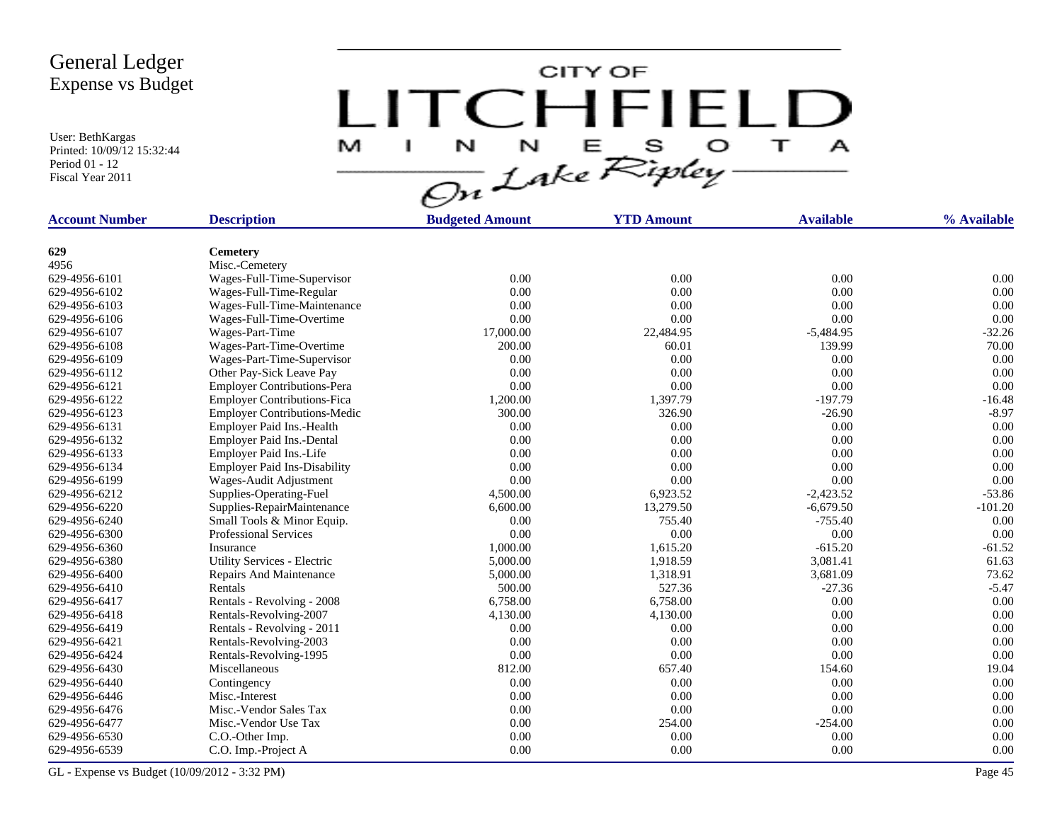# General Ledger
## Expense vs Budget

User: BethKargas
Printed: 10/09/12 15:32:44
Period 01 - 12
Fiscal Year 2011

CITY OF LITCHFIELD MINNESOTA On Lake Ripley

| Account Number | Description | Budgeted Amount | YTD Amount | Available | % Available |
|---|---|---|---|---|---|
| **629** | **Cemetery** | | | | |
| 4956 | Misc.-Cemetery | | | | |
| 629-4956-6101 | Wages-Full-Time-Supervisor | 0.00 | 0.00 | 0.00 | 0.00 |
| 629-4956-6102 | Wages-Full-Time-Regular | 0.00 | 0.00 | 0.00 | 0.00 |
| 629-4956-6103 | Wages-Full-Time-Maintenance | 0.00 | 0.00 | 0.00 | 0.00 |
| 629-4956-6106 | Wages-Full-Time-Overtime | 0.00 | 0.00 | 0.00 | 0.00 |
| 629-4956-6107 | Wages-Part-Time | 17,000.00 | 22,484.95 | -5,484.95 | -32.26 |
| 629-4956-6108 | Wages-Part-Time-Overtime | 200.00 | 60.01 | 139.99 | 70.00 |
| 629-4956-6109 | Wages-Part-Time-Supervisor | 0.00 | 0.00 | 0.00 | 0.00 |
| 629-4956-6112 | Other Pay-Sick Leave Pay | 0.00 | 0.00 | 0.00 | 0.00 |
| 629-4956-6121 | Employer Contributions-Pera | 0.00 | 0.00 | 0.00 | 0.00 |
| 629-4956-6122 | Employer Contributions-Fica | 1,200.00 | 1,397.79 | -197.79 | -16.48 |
| 629-4956-6123 | Employer Contributions-Medic | 300.00 | 326.90 | -26.90 | -8.97 |
| 629-4956-6131 | Employer Paid Ins.-Health | 0.00 | 0.00 | 0.00 | 0.00 |
| 629-4956-6132 | Employer Paid Ins.-Dental | 0.00 | 0.00 | 0.00 | 0.00 |
| 629-4956-6133 | Employer Paid Ins.-Life | 0.00 | 0.00 | 0.00 | 0.00 |
| 629-4956-6134 | Employer Paid Ins-Disability | 0.00 | 0.00 | 0.00 | 0.00 |
| 629-4956-6199 | Wages-Audit Adjustment | 0.00 | 0.00 | 0.00 | 0.00 |
| 629-4956-6212 | Supplies-Operating-Fuel | 4,500.00 | 6,923.52 | -2,423.52 | -53.86 |
| 629-4956-6220 | Supplies-RepairMaintenance | 6,600.00 | 13,279.50 | -6,679.50 | -101.20 |
| 629-4956-6240 | Small Tools & Minor Equip. | 0.00 | 755.40 | -755.40 | 0.00 |
| 629-4956-6300 | Professional Services | 0.00 | 0.00 | 0.00 | 0.00 |
| 629-4956-6360 | Insurance | 1,000.00 | 1,615.20 | -615.20 | -61.52 |
| 629-4956-6380 | Utility Services - Electric | 5,000.00 | 1,918.59 | 3,081.41 | 61.63 |
| 629-4956-6400 | Repairs And Maintenance | 5,000.00 | 1,318.91 | 3,681.09 | 73.62 |
| 629-4956-6410 | Rentals | 500.00 | 527.36 | -27.36 | -5.47 |
| 629-4956-6417 | Rentals - Revolving - 2008 | 6,758.00 | 6,758.00 | 0.00 | 0.00 |
| 629-4956-6418 | Rentals-Revolving-2007 | 4,130.00 | 4,130.00 | 0.00 | 0.00 |
| 629-4956-6419 | Rentals - Revolving - 2011 | 0.00 | 0.00 | 0.00 | 0.00 |
| 629-4956-6421 | Rentals-Revolving-2003 | 0.00 | 0.00 | 0.00 | 0.00 |
| 629-4956-6424 | Rentals-Revolving-1995 | 0.00 | 0.00 | 0.00 | 0.00 |
| 629-4956-6430 | Miscellaneous | 812.00 | 657.40 | 154.60 | 19.04 |
| 629-4956-6440 | Contingency | 0.00 | 0.00 | 0.00 | 0.00 |
| 629-4956-6446 | Misc.-Interest | 0.00 | 0.00 | 0.00 | 0.00 |
| 629-4956-6476 | Misc.-Vendor Sales Tax | 0.00 | 0.00 | 0.00 | 0.00 |
| 629-4956-6477 | Misc.-Vendor Use Tax | 0.00 | 254.00 | -254.00 | 0.00 |
| 629-4956-6530 | C.O.-Other Imp. | 0.00 | 0.00 | 0.00 | 0.00 |
| 629-4956-6539 | C.O. Imp.-Project A | 0.00 | 0.00 | 0.00 | 0.00 |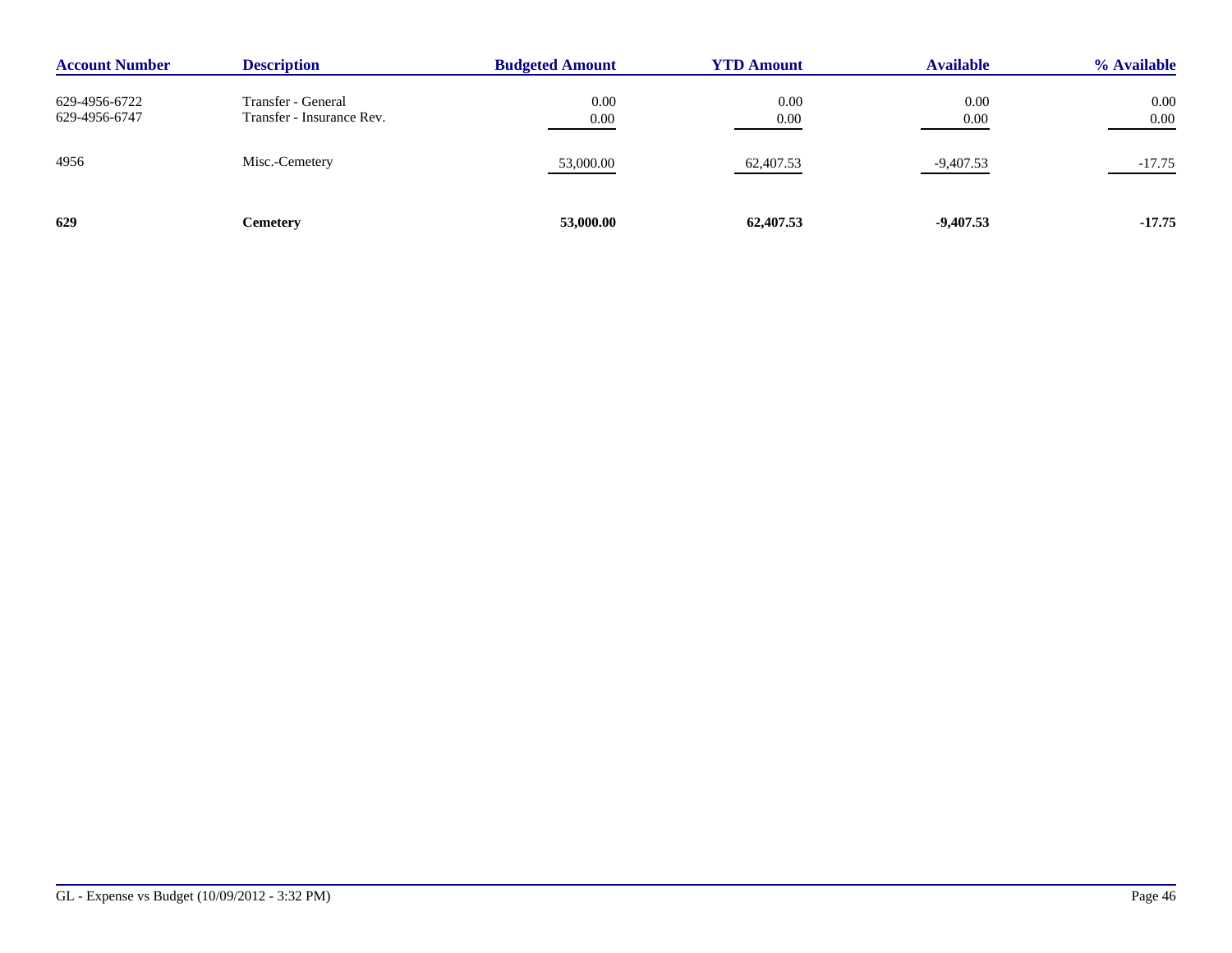| Account Number | Description | Budgeted Amount | YTD Amount | Available | % Available |
|---|---|---|---|---|---|
| 629-4956-6722 | Transfer - General | 0.00 | 0.00 | 0.00 | 0.00 |
| 629-4956-6747 | Transfer - Insurance Rev. | 0.00 | 0.00 | 0.00 | 0.00 |
| 4956 | Misc.-Cemetery | 53,000.00 | 62,407.53 | -9,407.53 | -17.75 |
| **629** | **Cemetery** | **53,000.00** | **62,407.53** | **-9,407.53** | **-17.75** |

GL - Expense vs Budget (10/09/2012 - 3:32 PM)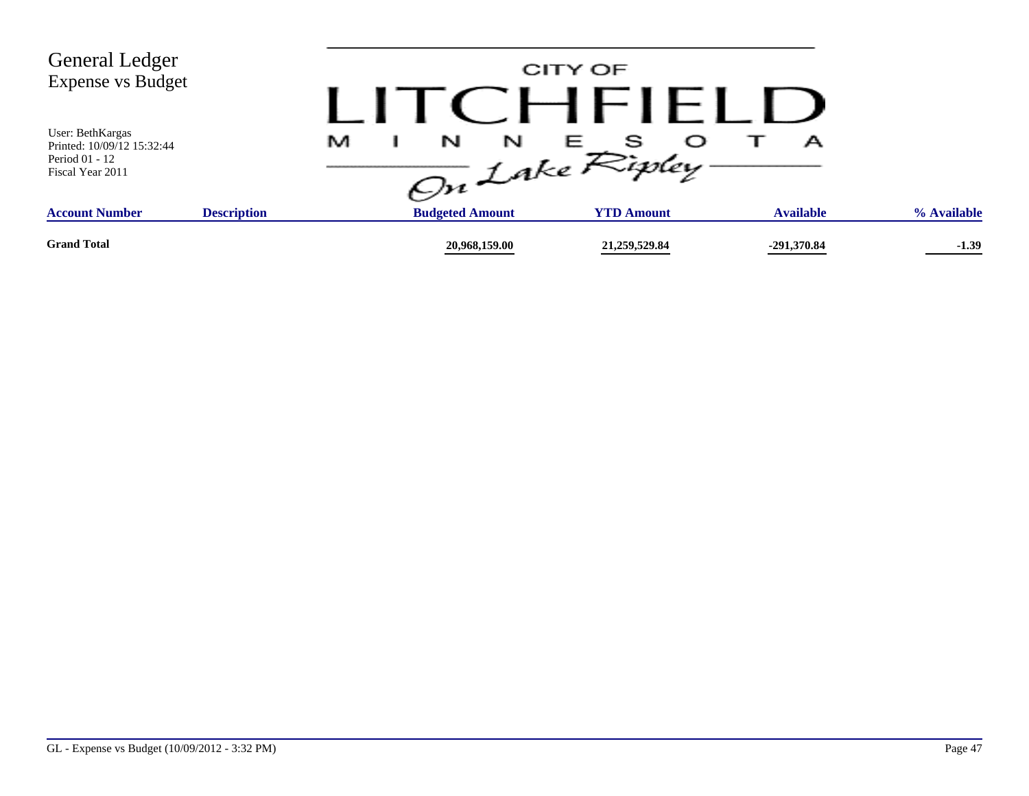# General Ledger
## Expense vs Budget

User: BethKargas
Printed: 10/09/12 15:32:44
Period 01 - 12
Fiscal Year 2011

CITY OF LITCHFIELD MINNESOTA
On Lake Ripley

| Account Number | Description | Budgeted Amount | YTD Amount | Available | % Available |
|---|---|---|---|---|---|
| **Grand Total** | | **20,968,159.00** | **21,259,529.84** | **-291,370.84** | **-1.39** |